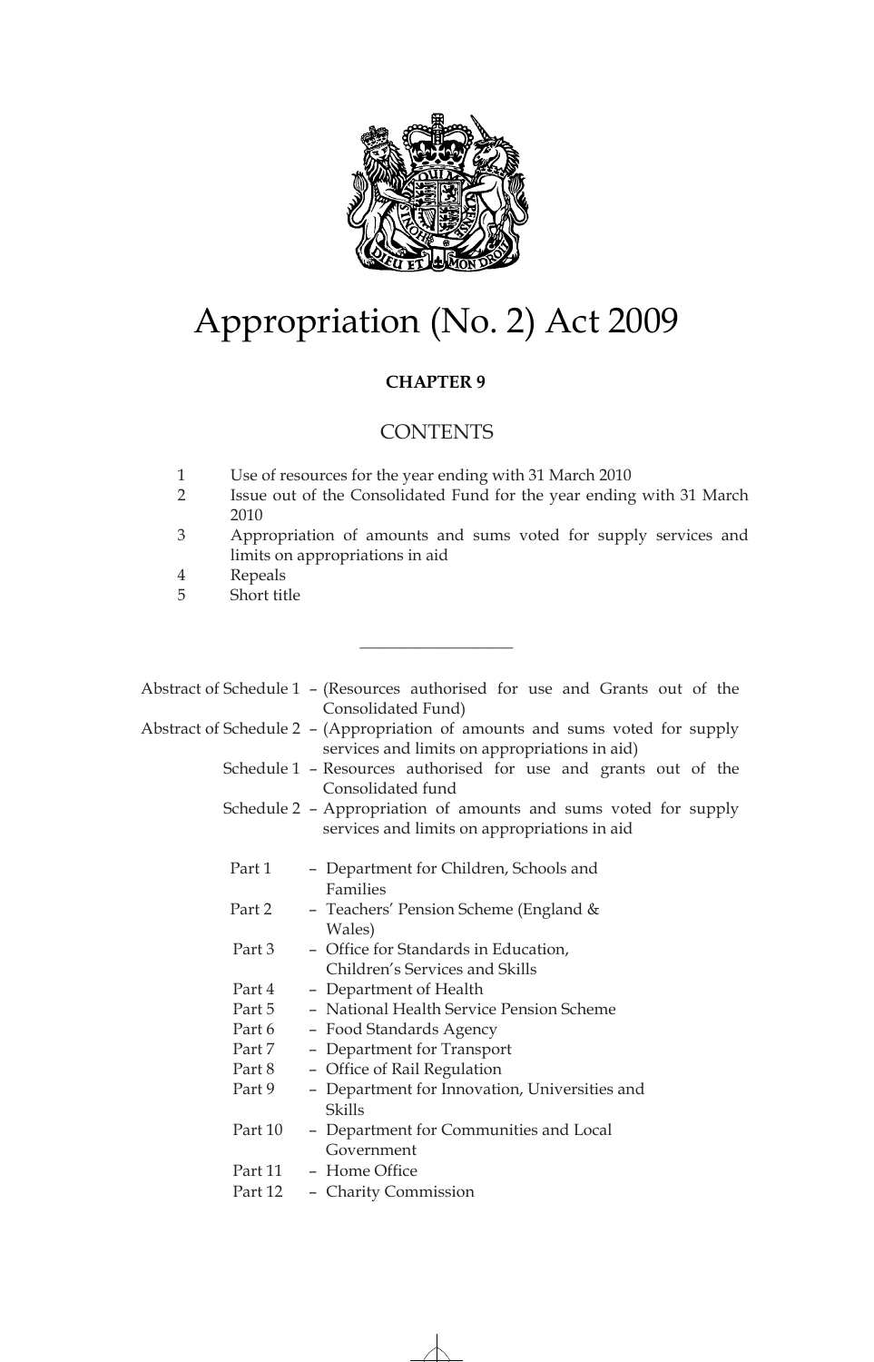# Appropriation (No. 2) Act 2009

**CHAPTER 9**

## CONTENTS

1 Use of resources for the year ending with 31 March 2010
2 Issue out of the Consolidated Fund for the year ending with 31 March 2010
3 Appropriation of amounts and sums voted for supply services and limits on appropriations in aid
4 Repeals
5 Short title

---

Abstract of Schedule 1 – (Resources authorised for use and Grants out of the Consolidated Fund)
Abstract of Schedule 2 – (Appropriation of amounts and sums voted for supply services and limits on appropriations in aid)
Schedule 1 – Resources authorised for use and grants out of the Consolidated fund
Schedule 2 – Appropriation of amounts and sums voted for supply services and limits on appropriations in aid

Part 1 – Department for Children, Schools and Families
Part 2 – Teachers' Pension Scheme (England & Wales)
Part 3 – Office for Standards in Education, Children's Services and Skills
Part 4 – Department of Health
Part 5 – National Health Service Pension Scheme
Part 6 – Food Standards Agency
Part 7 – Department for Transport
Part 8 – Office of Rail Regulation
Part 9 – Department for Innovation, Universities and Skills
Part 10 – Department for Communities and Local Government
Part 11 – Home Office
Part 12 – Charity Commission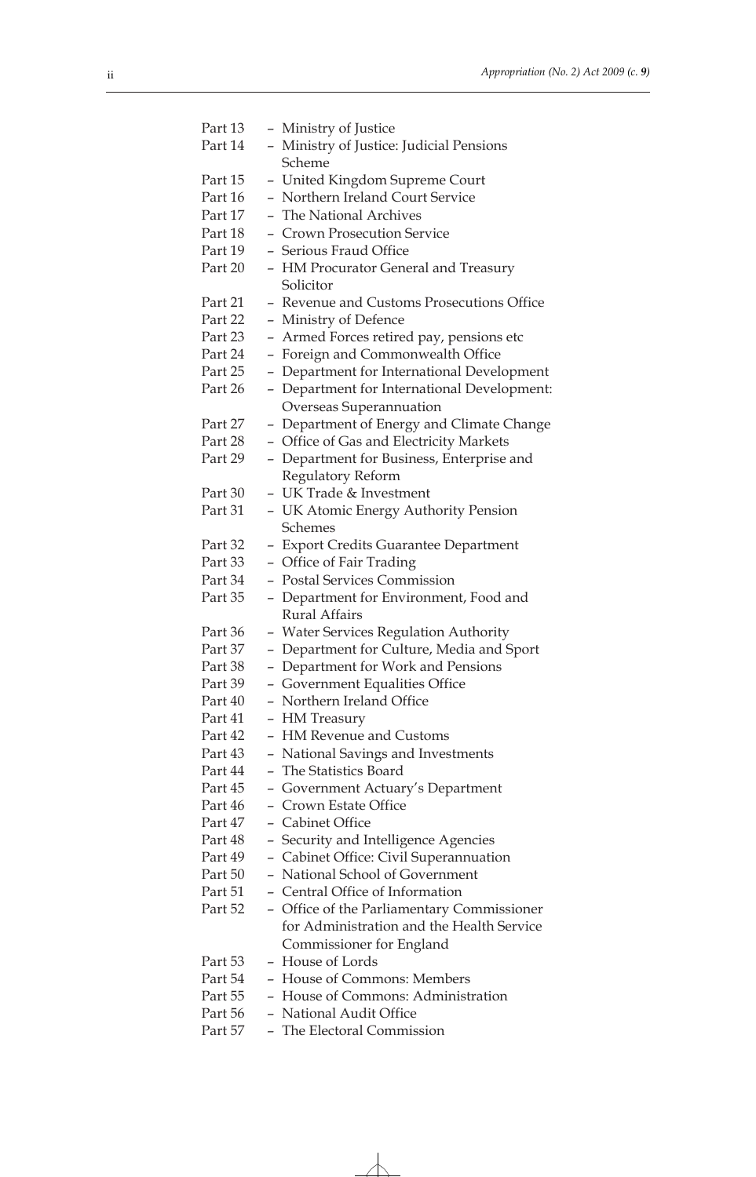Part 13 – Ministry of Justice
Part 14 – Ministry of Justice: Judicial Pensions Scheme
Part 15 – United Kingdom Supreme Court
Part 16 – Northern Ireland Court Service
Part 17 – The National Archives
Part 18 – Crown Prosecution Service
Part 19 – Serious Fraud Office
Part 20 – HM Procurator General and Treasury Solicitor
Part 21 – Revenue and Customs Prosecutions Office
Part 22 – Ministry of Defence
Part 23 – Armed Forces retired pay, pensions etc
Part 24 – Foreign and Commonwealth Office
Part 25 – Department for International Development
Part 26 – Department for International Development: Overseas Superannuation
Part 27 – Department of Energy and Climate Change
Part 28 – Office of Gas and Electricity Markets
Part 29 – Department for Business, Enterprise and Regulatory Reform
Part 30 – UK Trade & Investment
Part 31 – UK Atomic Energy Authority Pension Schemes
Part 32 – Export Credits Guarantee Department
Part 33 – Office of Fair Trading
Part 34 – Postal Services Commission
Part 35 – Department for Environment, Food and Rural Affairs
Part 36 – Water Services Regulation Authority
Part 37 – Department for Culture, Media and Sport
Part 38 – Department for Work and Pensions
Part 39 – Government Equalities Office
Part 40 – Northern Ireland Office
Part 41 – HM Treasury
Part 42 – HM Revenue and Customs
Part 43 – National Savings and Investments
Part 44 – The Statistics Board
Part 45 – Government Actuary's Department
Part 46 – Crown Estate Office
Part 47 – Cabinet Office
Part 48 – Security and Intelligence Agencies
Part 49 – Cabinet Office: Civil Superannuation
Part 50 – National School of Government
Part 51 – Central Office of Information
Part 52 – Office of the Parliamentary Commissioner for Administration and the Health Service Commissioner for England
Part 53 – House of Lords
Part 54 – House of Commons: Members
Part 55 – House of Commons: Administration
Part 56 – National Audit Office
Part 57 – The Electoral Commission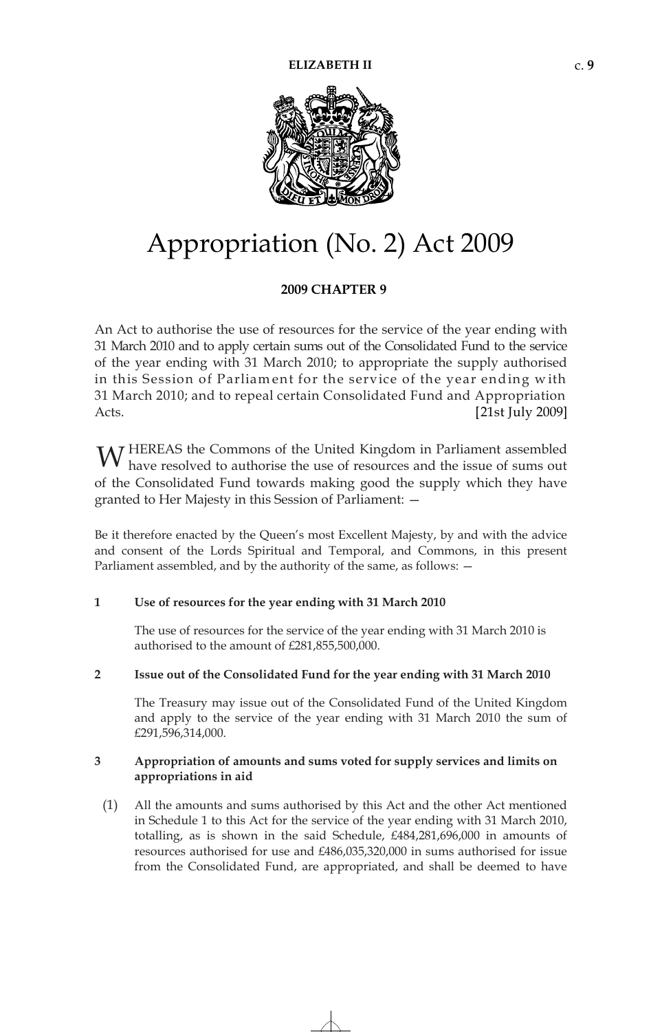# Appropriation (No. 2) Act 2009

**2009 CHAPTER 9**

An Act to authorise the use of resources for the service of the year ending with 31 March 2010 and to apply certain sums out of the Consolidated Fund to the service of the year ending with 31 March 2010; to appropriate the supply authorised in this Session of Parliament for the service of the year ending with 31 March 2010; and to repeal certain Consolidated Fund and Appropriation Acts. [21st July 2009]

WHEREAS the Commons of the United Kingdom in Parliament assembled have resolved to authorise the use of resources and the issue of sums out of the Consolidated Fund towards making good the supply which they have granted to Her Majesty in this Session of Parliament: —

Be it therefore enacted by the Queen's most Excellent Majesty, by and with the advice and consent of the Lords Spiritual and Temporal, and Commons, in this present Parliament assembled, and by the authority of the same, as follows: —

**1 Use of resources for the year ending with 31 March 2010**

The use of resources for the service of the year ending with 31 March 2010 is authorised to the amount of £281,855,500,000.

**2 Issue out of the Consolidated Fund for the year ending with 31 March 2010**

The Treasury may issue out of the Consolidated Fund of the United Kingdom and apply to the service of the year ending with 31 March 2010 the sum of £291,596,314,000.

**3 Appropriation of amounts and sums voted for supply services and limits on appropriations in aid**

(1) All the amounts and sums authorised by this Act and the other Act mentioned in Schedule 1 to this Act for the service of the year ending with 31 March 2010, totalling, as is shown in the said Schedule, £484,281,696,000 in amounts of resources authorised for use and £486,035,320,000 in sums authorised for issue from the Consolidated Fund, are appropriated, and shall be deemed to have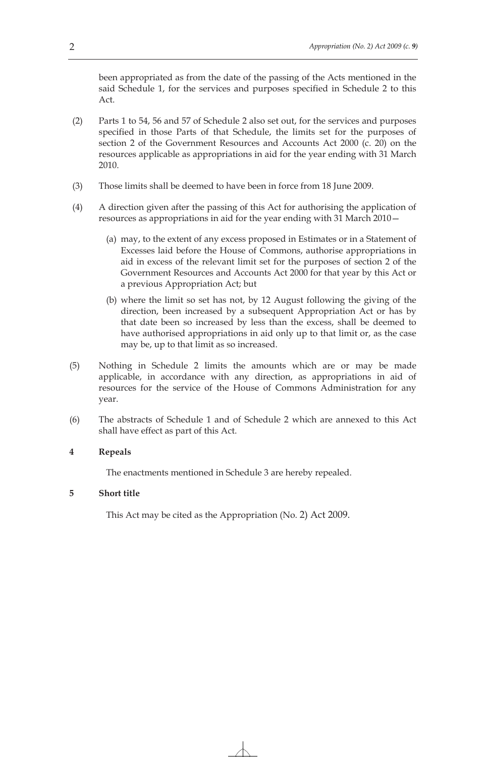been appropriated as from the date of the passing of the Acts mentioned in the said Schedule 1, for the services and purposes specified in Schedule 2 to this Act.

(2) Parts 1 to 54, 56 and 57 of Schedule 2 also set out, for the services and purposes specified in those Parts of that Schedule, the limits set for the purposes of section 2 of the Government Resources and Accounts Act 2000 (c. 20) on the resources applicable as appropriations in aid for the year ending with 31 March 2010.

(3) Those limits shall be deemed to have been in force from 18 June 2009.

(4) A direction given after the passing of this Act for authorising the application of resources as appropriations in aid for the year ending with 31 March 2010—

(a) may, to the extent of any excess proposed in Estimates or in a Statement of Excesses laid before the House of Commons, authorise appropriations in aid in excess of the relevant limit set for the purposes of section 2 of the Government Resources and Accounts Act 2000 for that year by this Act or a previous Appropriation Act; but

(b) where the limit so set has not, by 12 August following the giving of the direction, been increased by a subsequent Appropriation Act or has by that date been so increased by less than the excess, shall be deemed to have authorised appropriations in aid only up to that limit or, as the case may be, up to that limit as so increased.

(5) Nothing in Schedule 2 limits the amounts which are or may be made applicable, in accordance with any direction, as appropriations in aid of resources for the service of the House of Commons Administration for any year.

(6) The abstracts of Schedule 1 and of Schedule 2 which are annexed to this Act shall have effect as part of this Act.

**4 Repeals**

The enactments mentioned in Schedule 3 are hereby repealed.

**5 Short title**

This Act may be cited as the Appropriation (No. 2) Act 2009.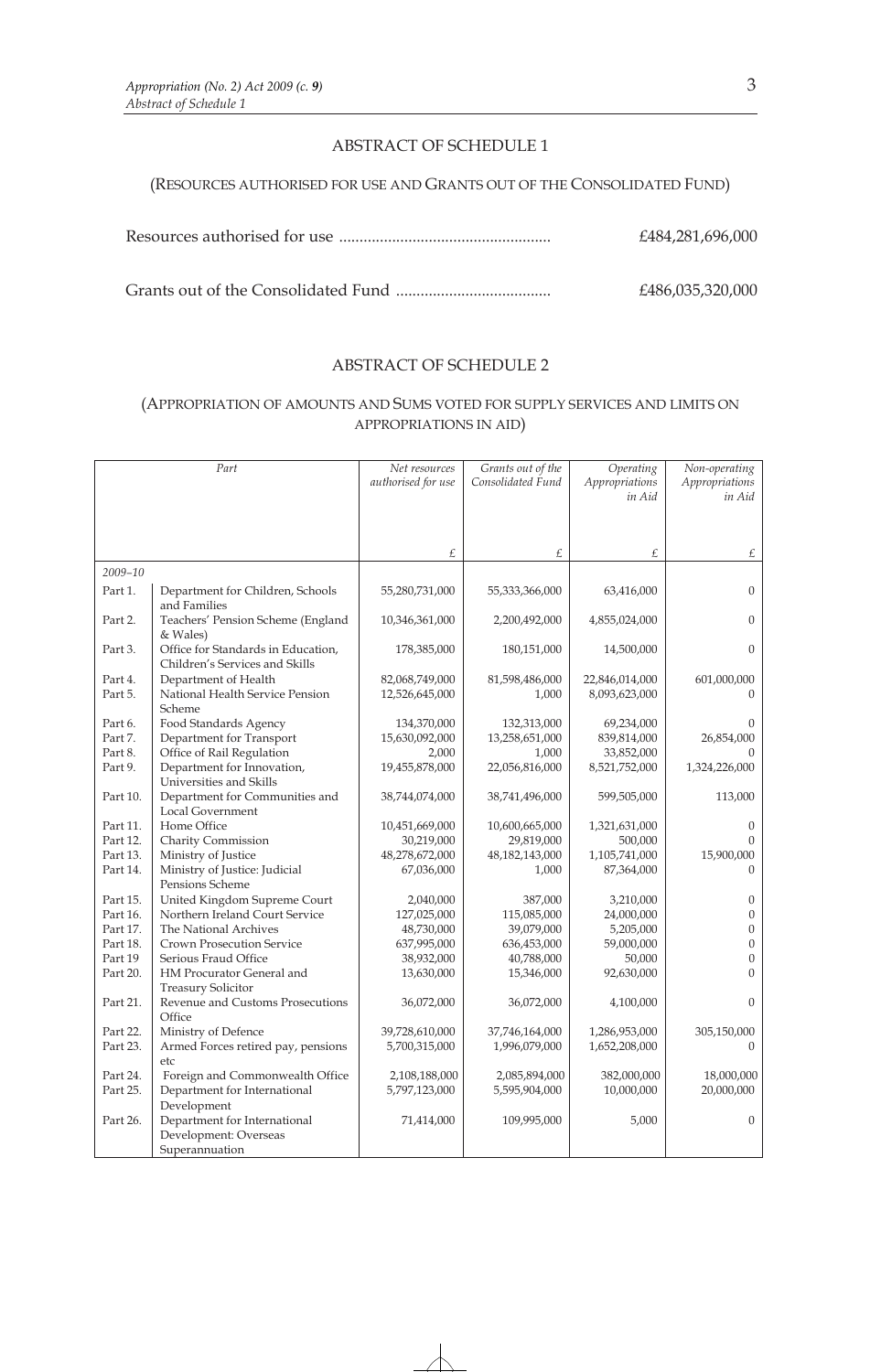## ABSTRACT OF SCHEDULE 1

(RESOURCES AUTHORISED FOR USE AND GRANTS OUT OF THE CONSOLIDATED FUND)

Resources authorised for use .................................................... £484,281,696,000

Grants out of the Consolidated Fund ...................................... £486,035,320,000

## ABSTRACT OF SCHEDULE 2

(APPROPRIATION OF AMOUNTS AND SUMS VOTED FOR SUPPLY SERVICES AND LIMITS ON APPROPRIATIONS IN AID)

| Part | | *Net resources authorised for use* | *Grants out of the Consolidated Fund* | *Operating Appropriations in Aid* | *Non-operating Appropriations in Aid* |
|---|---|---|---|---|---|
| | | £ | £ | £ | £ |
| *2009–10* | | | | | |
| Part 1. | Department for Children, Schools and Families | 55,280,731,000 | 55,333,366,000 | 63,416,000 | 0 |
| Part 2. | Teachers' Pension Scheme (England & Wales) | 10,346,361,000 | 2,200,492,000 | 4,855,024,000 | 0 |
| Part 3. | Office for Standards in Education, Children's Services and Skills | 178,385,000 | 180,151,000 | 14,500,000 | 0 |
| Part 4. | Department of Health | 82,068,749,000 | 81,598,486,000 | 22,846,014,000 | 601,000,000 |
| Part 5. | National Health Service Pension Scheme | 12,526,645,000 | 1,000 | 8,093,623,000 | 0 |
| Part 6. | Food Standards Agency | 134,370,000 | 132,313,000 | 69,234,000 | 0 |
| Part 7. | Department for Transport | 15,630,092,000 | 13,258,651,000 | 839,814,000 | 26,854,000 |
| Part 8. | Office of Rail Regulation | 2,000 | 1,000 | 33,852,000 | 0 |
| Part 9. | Department for Innovation, Universities and Skills | 19,455,878,000 | 22,056,816,000 | 8,521,752,000 | 1,324,226,000 |
| Part 10. | Department for Communities and Local Government | 38,744,074,000 | 38,741,496,000 | 599,505,000 | 113,000 |
| Part 11. | Home Office | 10,451,669,000 | 10,600,665,000 | 1,321,631,000 | 0 |
| Part 12. | Charity Commission | 30,219,000 | 29,819,000 | 500,000 | 0 |
| Part 13. | Ministry of Justice | 48,278,672,000 | 48,182,143,000 | 1,105,741,000 | 15,900,000 |
| Part 14. | Ministry of Justice: Judicial Pensions Scheme | 67,036,000 | 1,000 | 87,364,000 | 0 |
| Part 15. | United Kingdom Supreme Court | 2,040,000 | 387,000 | 3,210,000 | 0 |
| Part 16. | Northern Ireland Court Service | 127,025,000 | 115,085,000 | 24,000,000 | 0 |
| Part 17. | The National Archives | 48,730,000 | 39,079,000 | 5,205,000 | 0 |
| Part 18. | Crown Prosecution Service | 637,995,000 | 636,453,000 | 59,000,000 | 0 |
| Part 19 | Serious Fraud Office | 38,932,000 | 40,788,000 | 50,000 | 0 |
| Part 20. | HM Procurator General and Treasury Solicitor | 13,630,000 | 15,346,000 | 92,630,000 | 0 |
| Part 21. | Revenue and Customs Prosecutions Office | 36,072,000 | 36,072,000 | 4,100,000 | 0 |
| Part 22. | Ministry of Defence | 39,728,610,000 | 37,746,164,000 | 1,286,953,000 | 305,150,000 |
| Part 23. | Armed Forces retired pay, pensions etc | 5,700,315,000 | 1,996,079,000 | 1,652,208,000 | 0 |
| Part 24. | Foreign and Commonwealth Office | 2,108,188,000 | 2,085,894,000 | 382,000,000 | 18,000,000 |
| Part 25. | Department for International Development | 5,797,123,000 | 5,595,904,000 | 10,000,000 | 20,000,000 |
| Part 26. | Department for International Development: Overseas Superannuation | 71,414,000 | 109,995,000 | 5,000 | 0 |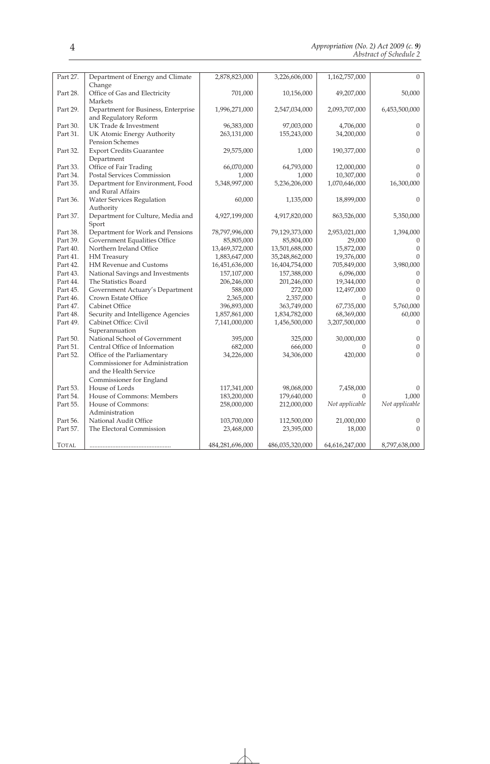| | | | | | |
|---|---|---|---|---|---|
| Part 27. | Department of Energy and Climate Change | 2,878,823,000 | 3,226,606,000 | 1,162,757,000 | 0 |
| Part 28. | Office of Gas and Electricity Markets | 701,000 | 10,156,000 | 49,207,000 | 50,000 |
| Part 29. | Department for Business, Enterprise and Regulatory Reform | 1,996,271,000 | 2,547,034,000 | 2,093,707,000 | 6,453,500,000 |
| Part 30. | UK Trade & Investment | 96,383,000 | 97,003,000 | 4,706,000 | 0 |
| Part 31. | UK Atomic Energy Authority Pension Schemes | 263,131,000 | 155,243,000 | 34,200,000 | 0 |
| Part 32. | Export Credits Guarantee Department | 29,575,000 | 1,000 | 190,377,000 | 0 |
| Part 33. | Office of Fair Trading | 66,070,000 | 64,793,000 | 12,000,000 | 0 |
| Part 34. | Postal Services Commission | 1,000 | 1,000 | 10,307,000 | 0 |
| Part 35. | Department for Environment, Food and Rural Affairs | 5,348,997,000 | 5,236,206,000 | 1,070,646,000 | 16,300,000 |
| Part 36. | Water Services Regulation Authority | 60,000 | 1,135,000 | 18,899,000 | 0 |
| Part 37. | Department for Culture, Media and Sport | 4,927,199,000 | 4,917,820,000 | 863,526,000 | 5,350,000 |
| Part 38. | Department for Work and Pensions | 78,797,996,000 | 79,129,373,000 | 2,953,021,000 | 1,394,000 |
| Part 39. | Government Equalities Office | 85,805,000 | 85,804,000 | 29,000 | 0 |
| Part 40. | Northern Ireland Office | 13,469,372,000 | 13,501,688,000 | 15,872,000 | 0 |
| Part 41. | HM Treasury | 1,883,647,000 | 35,248,862,000 | 19,376,000 | 0 |
| Part 42. | HM Revenue and Customs | 16,451,636,000 | 16,404,754,000 | 705,849,000 | 3,980,000 |
| Part 43. | National Savings and Investments | 157,107,000 | 157,388,000 | 6,096,000 | 0 |
| Part 44. | The Statistics Board | 206,246,000 | 201,246,000 | 19,344,000 | 0 |
| Part 45. | Government Actuary's Department | 588,000 | 272,000 | 12,497,000 | 0 |
| Part 46. | Crown Estate Office | 2,365,000 | 2,357,000 | 0 | 0 |
| Part 47. | Cabinet Office | 396,893,000 | 363,749,000 | 67,735,000 | 5,760,000 |
| Part 48. | Security and Intelligence Agencies | 1,857,861,000 | 1,834,782,000 | 68,369,000 | 60,000 |
| Part 49. | Cabinet Office: Civil Superannuation | 7,141,000,000 | 1,456,500,000 | 3,207,500,000 | 0 |
| Part 50. | National School of Government | 395,000 | 325,000 | 30,000,000 | 0 |
| Part 51. | Central Office of Information | 682,000 | 666,000 | 0 | 0 |
| Part 52. | Office of the Parliamentary Commissioner for Administration and the Health Service Commissioner for England | 34,226,000 | 34,306,000 | 420,000 | 0 |
| Part 53. | House of Lords | 117,341,000 | 98,068,000 | 7,458,000 | 0 |
| Part 54. | House of Commons: Members | 183,200,000 | 179,640,000 | 0 | 1,000 |
| Part 55. | House of Commons: Administration | 258,000,000 | 212,000,000 | *Not applicable* | *Not applicable* |
| Part 56. | National Audit Office | 103,700,000 | 112,500,000 | 21,000,000 | 0 |
| Part 57. | The Electoral Commission | 23,468,000 | 23,395,000 | 18,000 | 0 |
| TOTAL | .................................................. | 484,281,696,000 | 486,035,320,000 | 64,616,247,000 | 8,797,638,000 |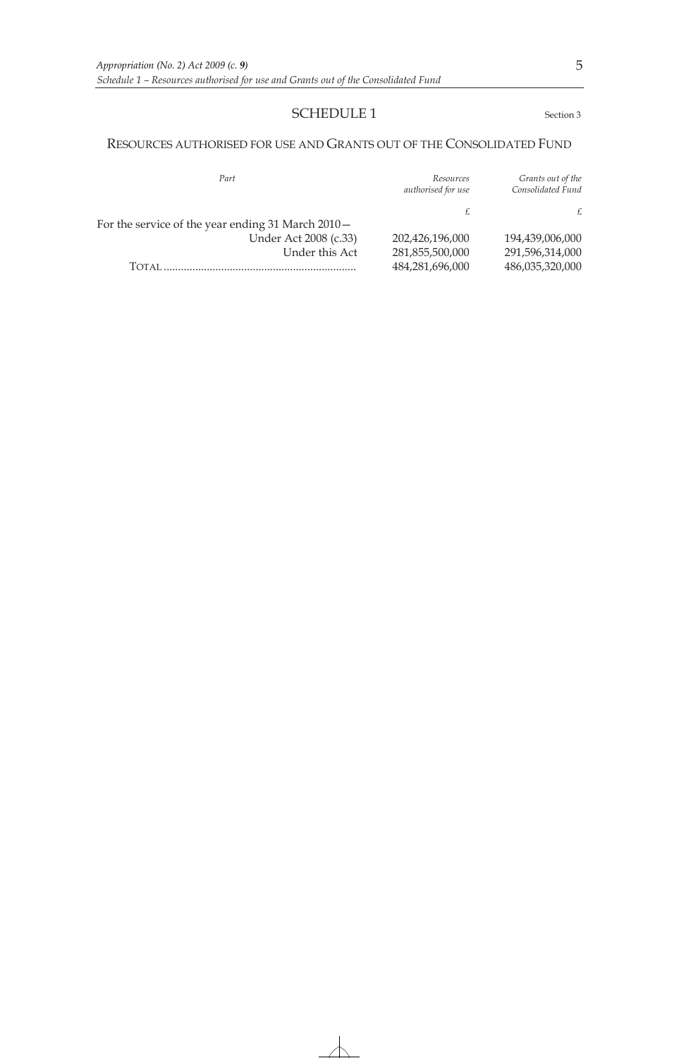## SCHEDULE 1

Section 3

## RESOURCES AUTHORISED FOR USE AND GRANTS OUT OF THE CONSOLIDATED FUND

| *Part* | *Resources authorised for use* | *Grants out of the Consolidated Fund* |
|---|---|---|
| | £ | £ |
| For the service of the year ending 31 March 2010— | | |
| Under Act 2008 (c.33) | 202,426,196,000 | 194,439,006,000 |
| Under this Act | 281,855,500,000 | 291,596,314,000 |
| TOTAL | 484,281,696,000 | 486,035,320,000 |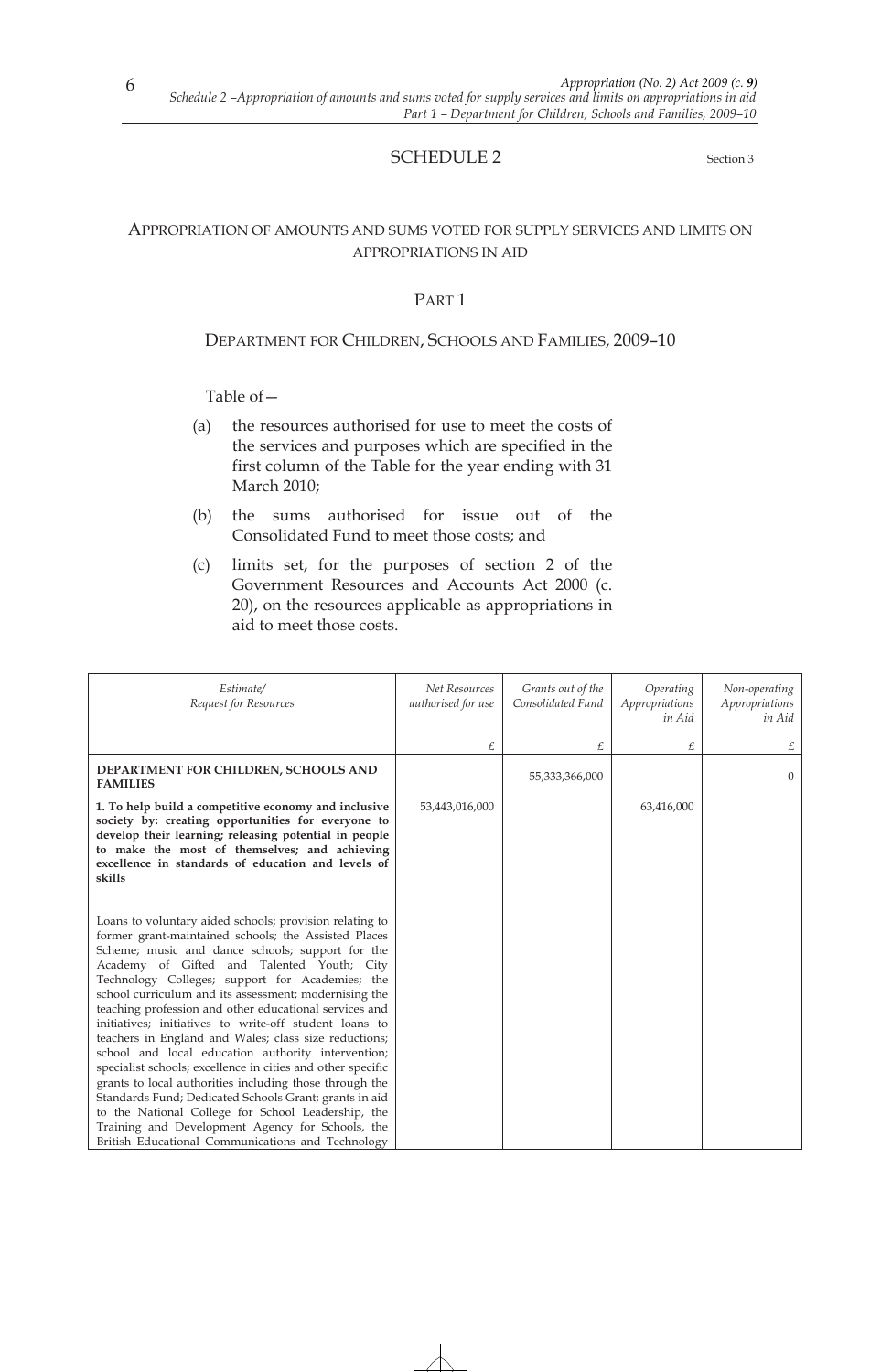# SCHEDULE 2

Section 3

## APPROPRIATION OF AMOUNTS AND SUMS VOTED FOR SUPPLY SERVICES AND LIMITS ON APPROPRIATIONS IN AID

### PART 1

### DEPARTMENT FOR CHILDREN, SCHOOLS AND FAMILIES, 2009–10

Table of—

(a) the resources authorised for use to meet the costs of the services and purposes which are specified in the first column of the Table for the year ending with 31 March 2010;

(b) the sums authorised for issue out of the Consolidated Fund to meet those costs; and

(c) limits set, for the purposes of section 2 of the Government Resources and Accounts Act 2000 (c. 20), on the resources applicable as appropriations in aid to meet those costs.

| *Estimate/ Request for Resources* | *Net Resources authorised for use* | *Grants out of the Consolidated Fund* | *Operating Appropriations in Aid* | *Non-operating Appropriations in Aid* |
|---|---|---|---|---|
| | £ | £ | £ | £ |
| **DEPARTMENT FOR CHILDREN, SCHOOLS AND FAMILIES** | | 55,333,366,000 | | 0 |
| **1. To help build a competitive economy and inclusive society by: creating opportunities for everyone to develop their learning; releasing potential in people to make the most of themselves; and achieving excellence in standards of education and levels of skills** | 53,443,016,000 | | 63,416,000 | |
| Loans to voluntary aided schools; provision relating to former grant-maintained schools; the Assisted Places Scheme; music and dance schools; support for the Academy of Gifted and Talented Youth; City Technology Colleges; support for Academies; the school curriculum and its assessment; modernising the teaching profession and other educational services and initiatives; initiatives to write-off student loans to teachers in England and Wales; class size reductions; school and local education authority intervention; specialist schools; excellence in cities and other specific grants to local authorities including those through the Standards Fund; Dedicated Schools Grant; grants in aid to the National College for School Leadership, the Training and Development Agency for Schools, the British Educational Communications and Technology | | | | |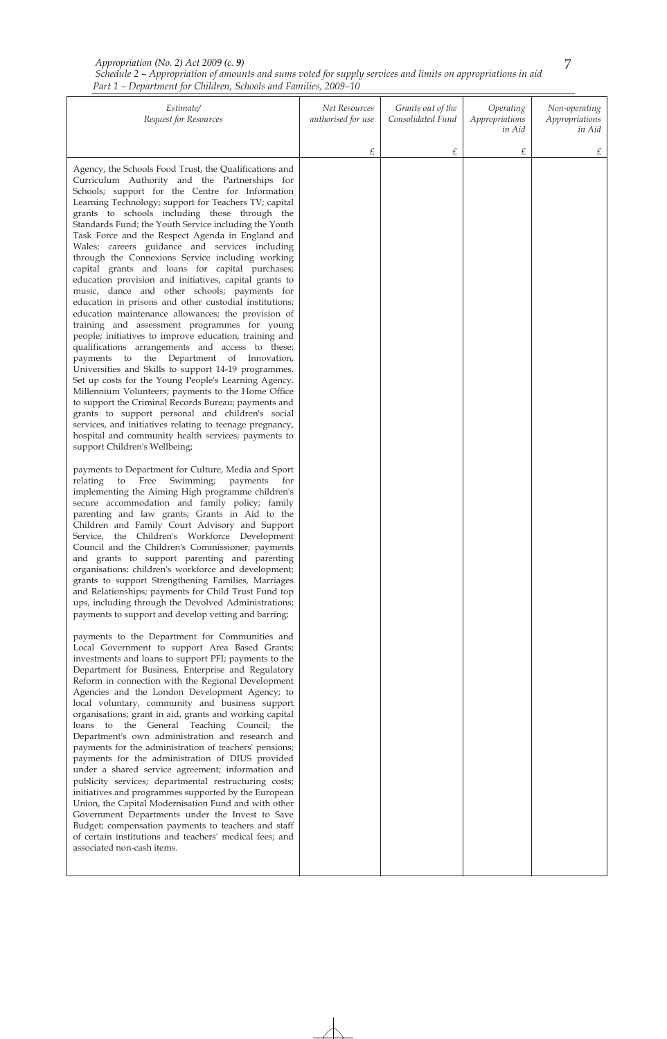| Estimate/ Request for Resources | Net Resources authorised for use | Grants out of the Consolidated Fund | Operating Appropriations in Aid | Non-operating Appropriations in Aid |
|---|---|---|---|---|
| | £ | £ | £ | £ |
| Agency, the Schools Food Trust, the Qualifications and Curriculum Authority and the Partnerships for Schools; support for the Centre for Information Learning Technology; support for Teachers TV; capital grants to schools including those through the Standards Fund; the Youth Service including the Youth Task Force and the Respect Agenda in England and Wales; careers guidance and services including through the Connexions Service including working capital grants and loans for capital purchases; education provision and initiatives, capital grants to music, dance and other schools; payments for education in prisons and other custodial institutions; education maintenance allowances; the provision of training and assessment programmes for young people; initiatives to improve education, training and qualifications arrangements and access to these; payments to the Department of Innovation, Universities and Skills to support 14-19 programmes. Set up costs for the Young People's Learning Agency. Millennium Volunteers; payments to the Home Office to support the Criminal Records Bureau; payments and grants to support personal and children's social services, and initiatives relating to teenage pregnancy, hospital and community health services; payments to support Children's Wellbeing; | | | | |
| payments to Department for Culture, Media and Sport relating to Free Swimming; payments for implementing the Aiming High programme children's secure accommodation and family policy; family parenting and law grants; Grants in Aid to the Children and Family Court Advisory and Support Service, the Children's Workforce Development Council and the Children's Commissioner; payments and grants to support parenting and parenting organisations; children's workforce and development; grants to support Strengthening Families, Marriages and Relationships; payments for Child Trust Fund top ups, including through the Devolved Administrations; payments to support and develop vetting and barring; | | | | |
| payments to the Department for Communities and Local Government to support Area Based Grants; investments and loans to support PFI; payments to the Department for Business, Enterprise and Regulatory Reform in connection with the Regional Development Agencies and the London Development Agency; to local voluntary, community and business support organisations; grant in aid, grants and working capital loans to the General Teaching Council; the Department's own administration and research and payments for the administration of teachers' pensions; payments for the administration of DIUS provided under a shared service agreement; information and publicity services; departmental restructuring costs; initiatives and programmes supported by the European Union, the Capital Modernisation Fund and with other Government Departments under the Invest to Save Budget; compensation payments to teachers and staff of certain institutions and teachers' medical fees; and associated non-cash items. | | | | |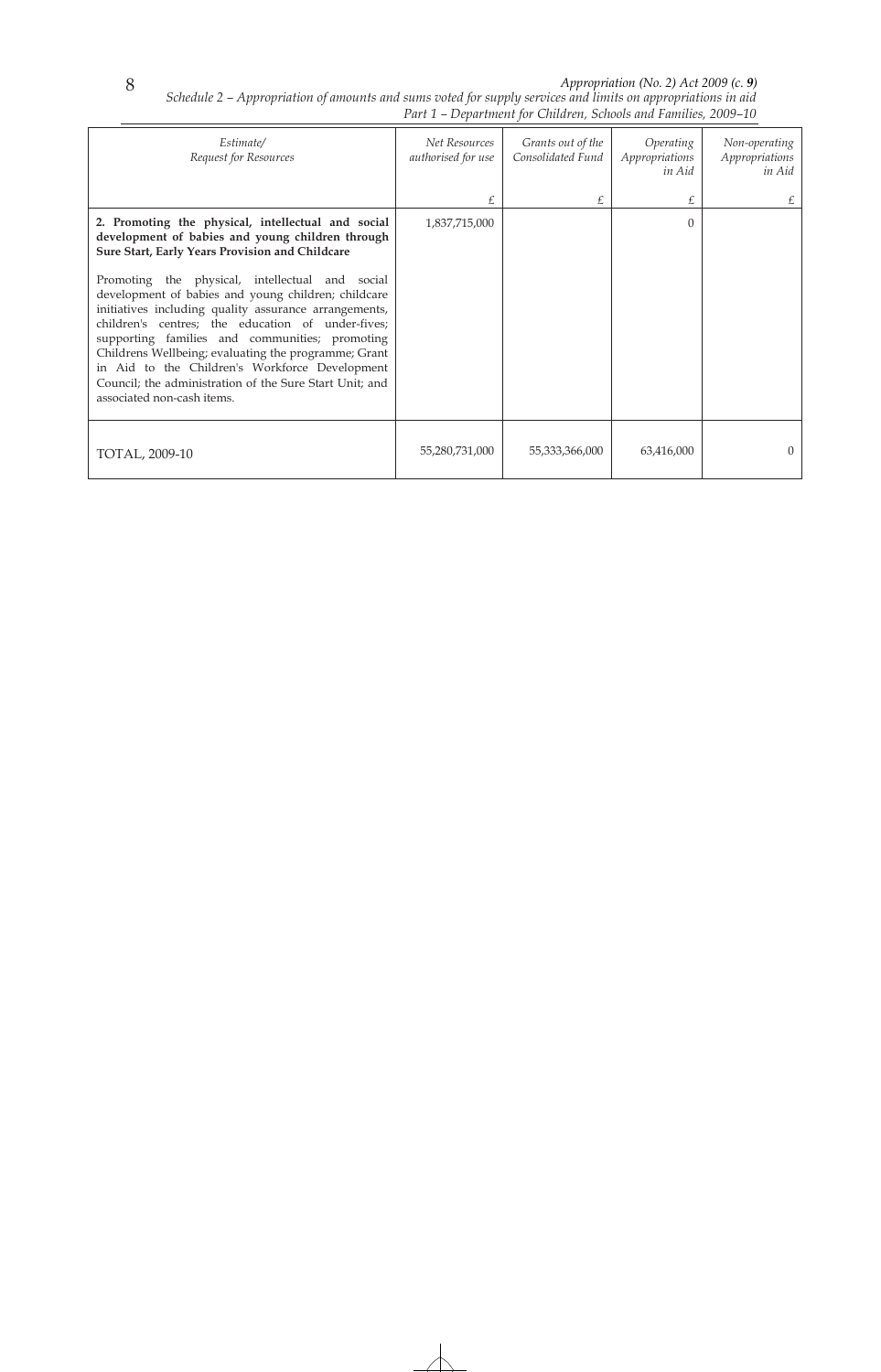| *Estimate/ Request for Resources* | *Net Resources authorised for use* | *Grants out of the Consolidated Fund* | *Operating Appropriations in Aid* | *Non-operating Appropriations in Aid* |
|---|---|---|---|---|
| | £ | £ | £ | £ |
| **2. Promoting the physical, intellectual and social development of babies and young children through Sure Start, Early Years Provision and Childcare**<br><br>Promoting the physical, intellectual and social development of babies and young children; childcare initiatives including quality assurance arrangements, children's centres; the education of under-fives; supporting families and communities; promoting Childrens Wellbeing; evaluating the programme; Grant in Aid to the Children's Workforce Development Council; the administration of the Sure Start Unit; and associated non-cash items. | 1,837,715,000 | | 0 | |
| TOTAL, 2009-10 | 55,280,731,000 | 55,333,366,000 | 63,416,000 | 0 |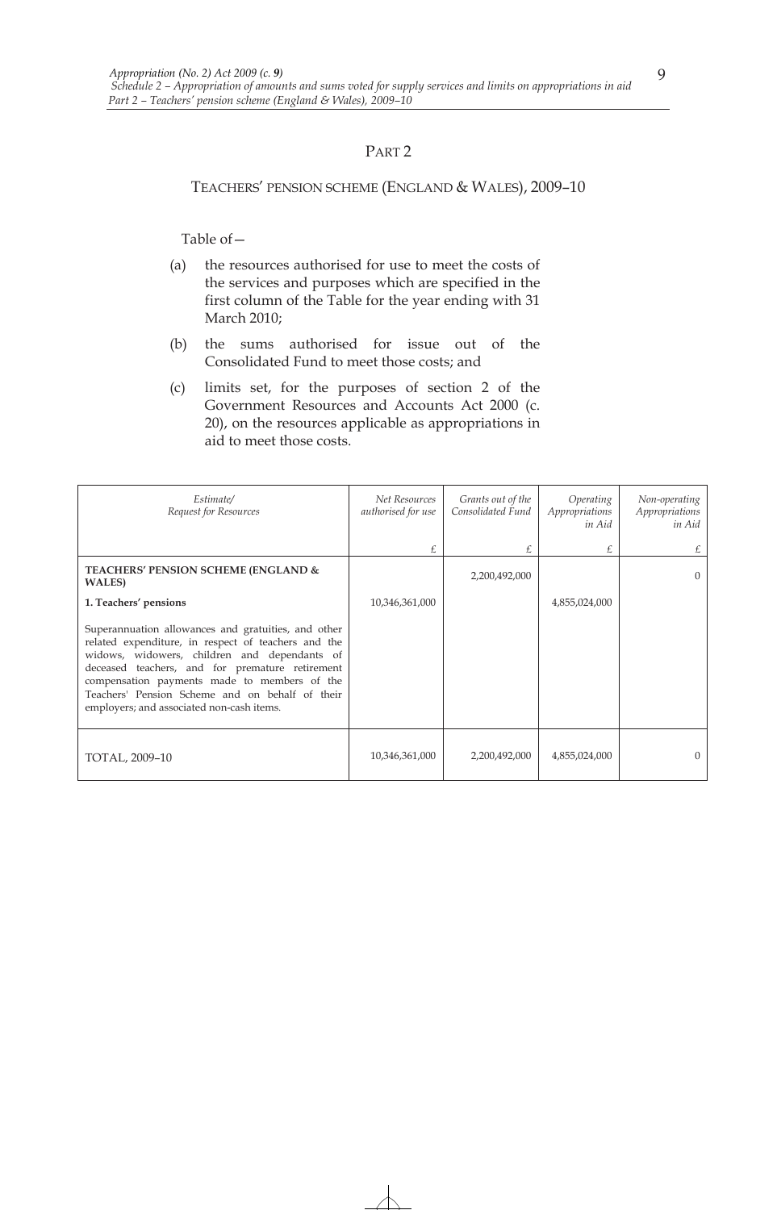## PART 2

### TEACHERS' PENSION SCHEME (ENGLAND & WALES), 2009–10

Table of—

(a) the resources authorised for use to meet the costs of the services and purposes which are specified in the first column of the Table for the year ending with 31 March 2010;

(b) the sums authorised for issue out of the Consolidated Fund to meet those costs; and

(c) limits set, for the purposes of section 2 of the Government Resources and Accounts Act 2000 (c. 20), on the resources applicable as appropriations in aid to meet those costs.

| *Estimate/ Request for Resources* | *Net Resources authorised for use* | *Grants out of the Consolidated Fund* | *Operating Appropriations in Aid* | *Non-operating Appropriations in Aid* |
|---|---|---|---|---|
| | £ | £ | £ | £ |
| **TEACHERS' PENSION SCHEME (ENGLAND & WALES)** | | 2,200,492,000 | | 0 |
| **1. Teachers' pensions** | 10,346,361,000 | | 4,855,024,000 | |
| Superannuation allowances and gratuities, and other related expenditure, in respect of teachers and the widows, widowers, children and dependants of deceased teachers, and for premature retirement compensation payments made to members of the Teachers' Pension Scheme and on behalf of their employers; and associated non-cash items. | | | | |
| TOTAL, 2009–10 | 10,346,361,000 | 2,200,492,000 | 4,855,024,000 | 0 |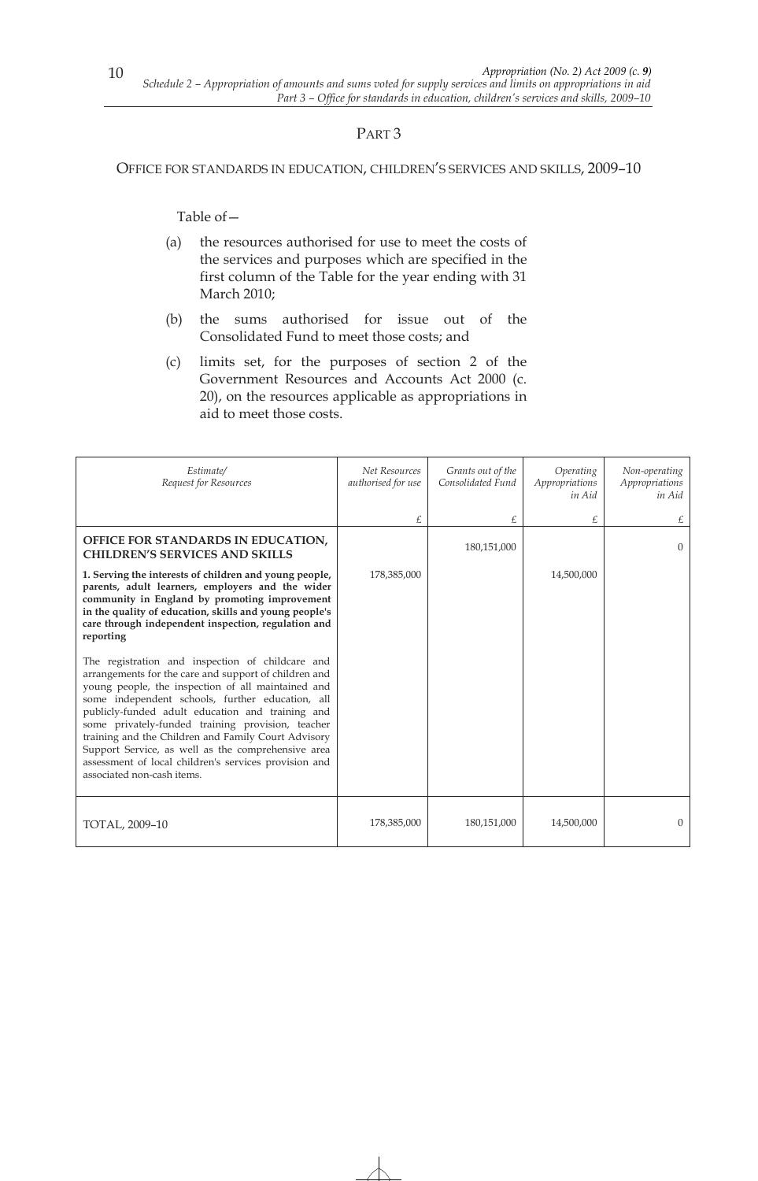## PART 3

### OFFICE FOR STANDARDS IN EDUCATION, CHILDREN'S SERVICES AND SKILLS, 2009–10

Table of—

(a) the resources authorised for use to meet the costs of the services and purposes which are specified in the first column of the Table for the year ending with 31 March 2010;

(b) the sums authorised for issue out of the Consolidated Fund to meet those costs; and

(c) limits set, for the purposes of section 2 of the Government Resources and Accounts Act 2000 (c. 20), on the resources applicable as appropriations in aid to meet those costs.

| *Estimate/ Request for Resources* | *Net Resources authorised for use* | *Grants out of the Consolidated Fund* | *Operating Appropriations in Aid* | *Non-operating Appropriations in Aid* |
|---|---|---|---|---|
| | £ | £ | £ | £ |
| **OFFICE FOR STANDARDS IN EDUCATION, CHILDREN'S SERVICES AND SKILLS** | | 180,151,000 | | 0 |
| **1. Serving the interests of children and young people, parents, adult learners, employers and the wider community in England by promoting improvement in the quality of education, skills and young people's care through independent inspection, regulation and reporting** | 178,385,000 | | 14,500,000 | |
| The registration and inspection of childcare and arrangements for the care and support of children and young people, the inspection of all maintained and some independent schools, further education, all publicly-funded adult education and training and some privately-funded training provision, teacher training and the Children and Family Court Advisory Support Service, as well as the comprehensive area assessment of local children's services provision and associated non-cash items. | | | | |
| TOTAL, 2009–10 | 178,385,000 | 180,151,000 | 14,500,000 | 0 |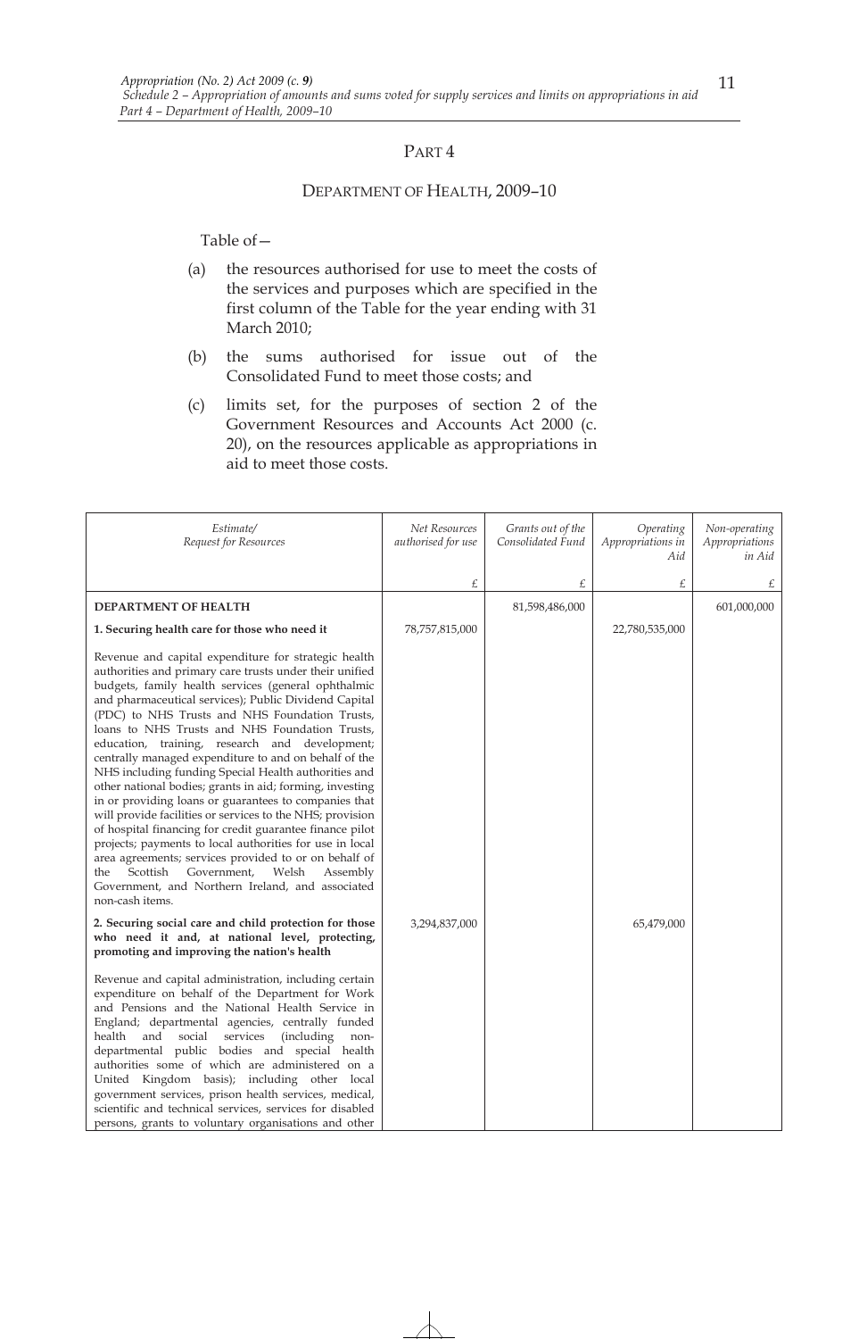## PART 4

### DEPARTMENT OF HEALTH, 2009–10

Table of—

(a) the resources authorised for use to meet the costs of the services and purposes which are specified in the first column of the Table for the year ending with 31 March 2010;

(b) the sums authorised for issue out of the Consolidated Fund to meet those costs; and

(c) limits set, for the purposes of section 2 of the Government Resources and Accounts Act 2000 (c. 20), on the resources applicable as appropriations in aid to meet those costs.

| *Estimate/ Request for Resources* | *Net Resources authorised for use* | *Grants out of the Consolidated Fund* | *Operating Appropriations in Aid* | *Non-operating Appropriations in Aid* |
|---|---|---|---|---|
| | £ | £ | £ | £ |
| **DEPARTMENT OF HEALTH** | | 81,598,486,000 | | 601,000,000 |
| **1. Securing health care for those who need it** | 78,757,815,000 | | 22,780,535,000 | |
| Revenue and capital expenditure for strategic health authorities and primary care trusts under their unified budgets, family health services (general ophthalmic and pharmaceutical services); Public Dividend Capital (PDC) to NHS Trusts and NHS Foundation Trusts, loans to NHS Trusts and NHS Foundation Trusts, education, training, research and development; centrally managed expenditure to and on behalf of the NHS including funding Special Health authorities and other national bodies; grants in aid; forming, investing in or providing loans or guarantees to companies that will provide facilities or services to the NHS; provision of hospital financing for credit guarantee finance pilot projects; payments to local authorities for use in local area agreements; services provided to or on behalf of the Scottish Government, Welsh Assembly Government, and Northern Ireland, and associated non-cash items. | | | | |
| **2. Securing social care and child protection for those who need it and, at national level, protecting, promoting and improving the nation's health** | 3,294,837,000 | | 65,479,000 | |
| Revenue and capital administration, including certain expenditure on behalf of the Department for Work and Pensions and the National Health Service in England; departmental agencies, centrally funded health and social services (including non-departmental public bodies and special health authorities some of which are administered on a United Kingdom basis); including other local government services, prison health services, medical, scientific and technical services, services for disabled persons, grants to voluntary organisations and other | | | | |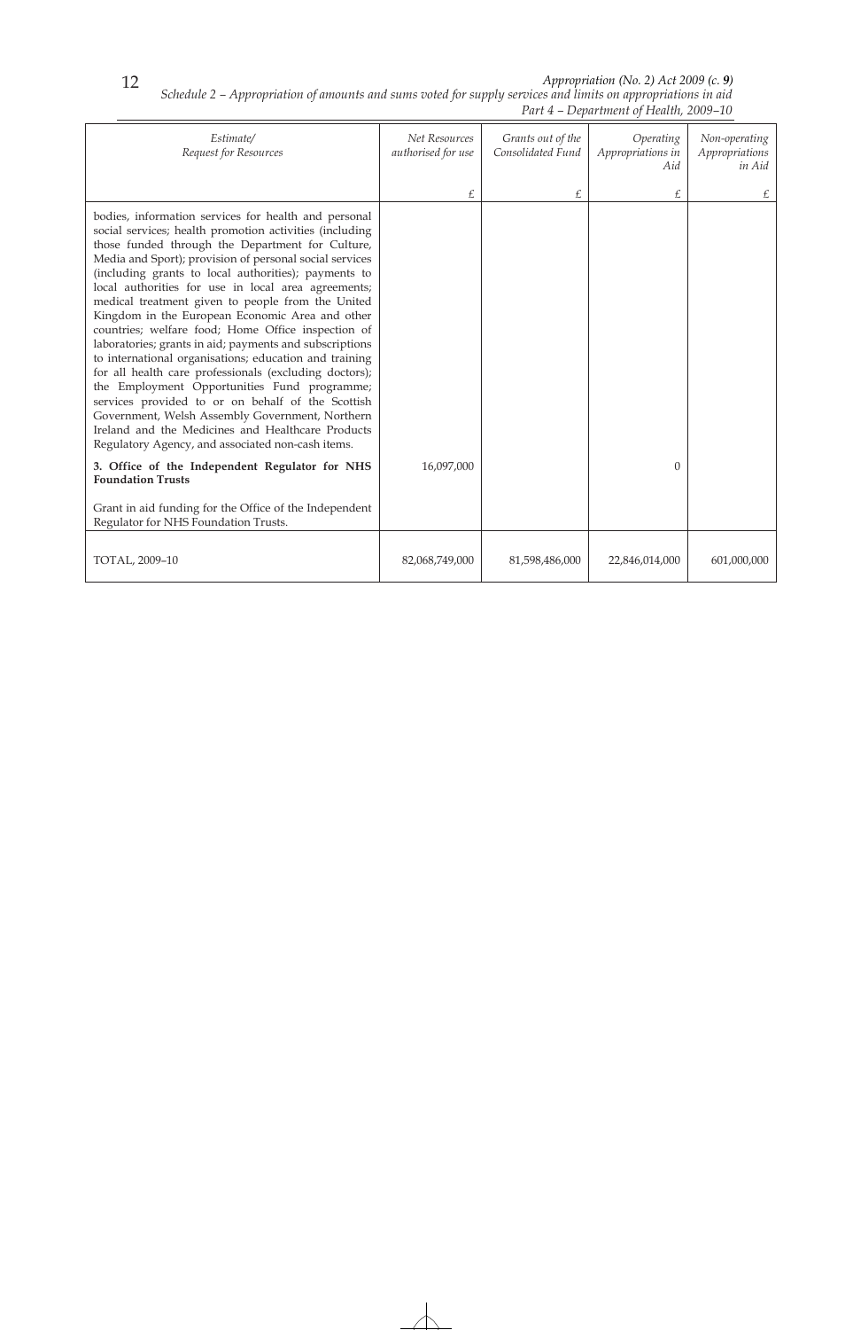| Estimate/ Request for Resources | Net Resources authorised for use | Grants out of the Consolidated Fund | Operating Appropriations in Aid | Non-operating Appropriations in Aid |
|---|---|---|---|---|
| | £ | £ | £ | £ |
| bodies, information services for health and personal social services; health promotion activities (including those funded through the Department for Culture, Media and Sport); provision of personal social services (including grants to local authorities); payments to local authorities for use in local area agreements; medical treatment given to people from the United Kingdom in the European Economic Area and other countries; welfare food; Home Office inspection of laboratories; grants in aid; payments and subscriptions to international organisations; education and training for all health care professionals (excluding doctors); the Employment Opportunities Fund programme; services provided to or on behalf of the Scottish Government, Welsh Assembly Government, Northern Ireland and the Medicines and Healthcare Products Regulatory Agency, and associated non-cash items. | | | | |
| **3. Office of the Independent Regulator for NHS Foundation Trusts** | 16,097,000 | | 0 | |
| Grant in aid funding for the Office of the Independent Regulator for NHS Foundation Trusts. | | | | |
| TOTAL, 2009–10 | 82,068,749,000 | 81,598,486,000 | 22,846,014,000 | 601,000,000 |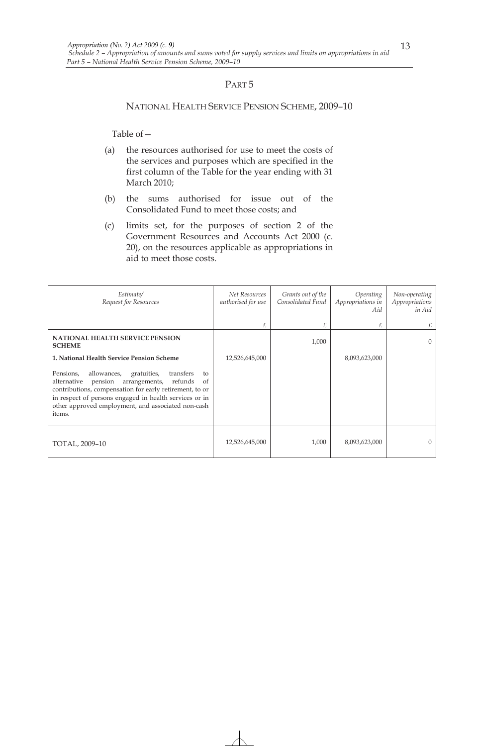## PART 5

### NATIONAL HEALTH SERVICE PENSION SCHEME, 2009–10

Table of—

(a) the resources authorised for use to meet the costs of the services and purposes which are specified in the first column of the Table for the year ending with 31 March 2010;

(b) the sums authorised for issue out of the Consolidated Fund to meet those costs; and

(c) limits set, for the purposes of section 2 of the Government Resources and Accounts Act 2000 (c. 20), on the resources applicable as appropriations in aid to meet those costs.

| *Estimate/ Request for Resources* | *Net Resources authorised for use* | *Grants out of the Consolidated Fund* | *Operating Appropriations in Aid* | *Non-operating Appropriations in Aid* |
|---|---|---|---|---|
| | £ | £ | £ | £ |
| **NATIONAL HEALTH SERVICE PENSION SCHEME** | | 1,000 | | 0 |
| **1. National Health Service Pension Scheme** | 12,526,645,000 | | 8,093,623,000 | |
| Pensions, allowances, gratuities, transfers to alternative pension arrangements, refunds of contributions, compensation for early retirement, to or in respect of persons engaged in health services or in other approved employment, and associated non-cash items. | | | | |
| TOTAL, 2009–10 | 12,526,645,000 | 1,000 | 8,093,623,000 | 0 |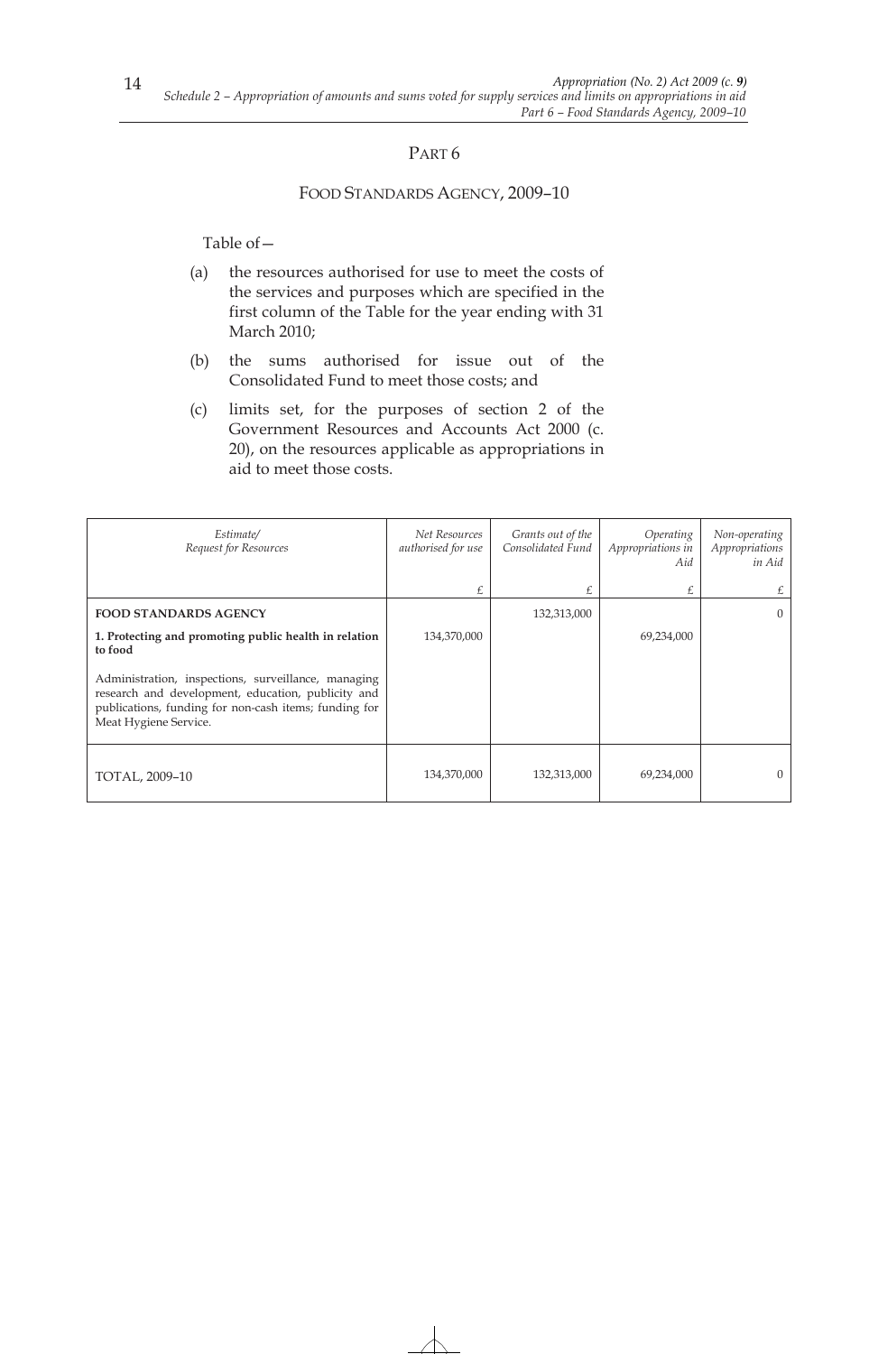## PART 6

### FOOD STANDARDS AGENCY, 2009–10

Table of—

(a) the resources authorised for use to meet the costs of the services and purposes which are specified in the first column of the Table for the year ending with 31 March 2010;

(b) the sums authorised for issue out of the Consolidated Fund to meet those costs; and

(c) limits set, for the purposes of section 2 of the Government Resources and Accounts Act 2000 (c. 20), on the resources applicable as appropriations in aid to meet those costs.

| *Estimate/ Request for Resources* | *Net Resources authorised for use* | *Grants out of the Consolidated Fund* | *Operating Appropriations in Aid* | *Non-operating Appropriations in Aid* |
|---|---|---|---|---|
| | £ | £ | £ | £ |
| **FOOD STANDARDS AGENCY** | | 132,313,000 | | 0 |
| **1. Protecting and promoting public health in relation to food** | 134,370,000 | | 69,234,000 | |
| Administration, inspections, surveillance, managing research and development, education, publicity and publications, funding for non-cash items; funding for Meat Hygiene Service. | | | | |
| TOTAL, 2009–10 | 134,370,000 | 132,313,000 | 69,234,000 | 0 |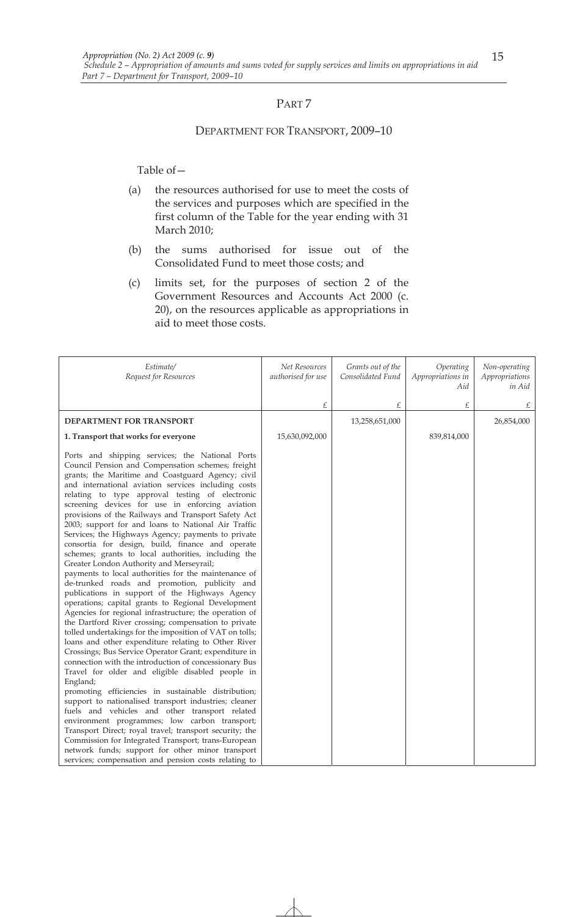## PART 7

### DEPARTMENT FOR TRANSPORT, 2009–10

Table of—

(a) the resources authorised for use to meet the costs of the services and purposes which are specified in the first column of the Table for the year ending with 31 March 2010;

(b) the sums authorised for issue out of the Consolidated Fund to meet those costs; and

(c) limits set, for the purposes of section 2 of the Government Resources and Accounts Act 2000 (c. 20), on the resources applicable as appropriations in aid to meet those costs.

| *Estimate/ Request for Resources* | *Net Resources authorised for use* | *Grants out of the Consolidated Fund* | *Operating Appropriations in Aid* | *Non-operating Appropriations in Aid* |
|---|---|---|---|---|
| | £ | £ | £ | £ |
| **DEPARTMENT FOR TRANSPORT** | | 13,258,651,000 | | 26,854,000 |
| **1. Transport that works for everyone** | 15,630,092,000 | | 839,814,000 | |
| Ports and shipping services; the National Ports Council Pension and Compensation schemes; freight grants; the Maritime and Coastguard Agency; civil and international aviation services including costs relating to type approval testing of electronic screening devices for use in enforcing aviation provisions of the Railways and Transport Safety Act 2003; support for and loans to National Air Traffic Services; the Highways Agency; payments to private consortia for design, build, finance and operate schemes; grants to local authorities, including the Greater London Authority and Merseyrail; payments to local authorities for the maintenance of de-trunked roads and promotion, publicity and publications in support of the Highways Agency operations; capital grants to Regional Development Agencies for regional infrastructure; the operation of the Dartford River crossing; compensation to private tolled undertakings for the imposition of VAT on tolls; loans and other expenditure relating to Other River Crossings; Bus Service Operator Grant; expenditure in connection with the introduction of concessionary Bus Travel for older and eligible disabled people in England; promoting efficiencies in sustainable distribution; support to nationalised transport industries; cleaner fuels and vehicles and other transport related environment programmes; low carbon transport; Transport Direct; royal travel; transport security; the Commission for Integrated Transport; trans-European network funds; support for other minor transport services; compensation and pension costs relating to | | | | |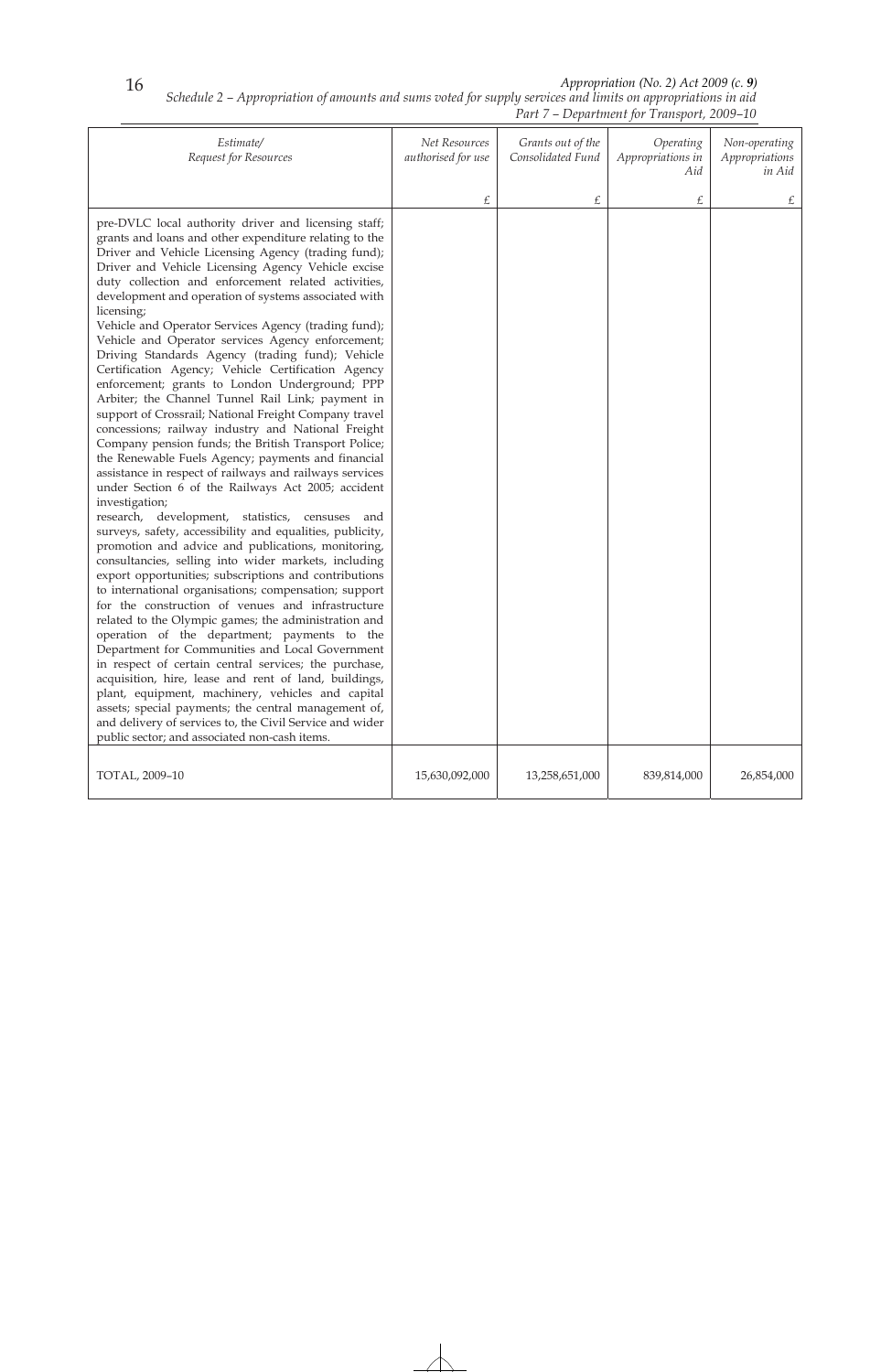| Estimate/ Request for Resources | Net Resources authorised for use | Grants out of the Consolidated Fund | Operating Appropriations in Aid | Non-operating Appropriations in Aid |
|---|---|---|---|---|
| | £ | £ | £ | £ |
| pre-DVLC local authority driver and licensing staff; grants and loans and other expenditure relating to the Driver and Vehicle Licensing Agency (trading fund); Driver and Vehicle Licensing Agency Vehicle excise duty collection and enforcement related activities, development and operation of systems associated with licensing; Vehicle and Operator Services Agency (trading fund); Vehicle and Operator services Agency enforcement; Driving Standards Agency (trading fund); Vehicle Certification Agency; Vehicle Certification Agency enforcement; grants to London Underground; PPP Arbiter; the Channel Tunnel Rail Link; payment in support of Crossrail; National Freight Company travel concessions; railway industry and National Freight Company pension funds; the British Transport Police; the Renewable Fuels Agency; payments and financial assistance in respect of railways and railways services under Section 6 of the Railways Act 2005; accident investigation; research, development, statistics, censuses and surveys, safety, accessibility and equalities, publicity, promotion and advice and publications, monitoring, consultancies, selling into wider markets, including export opportunities; subscriptions and contributions to international organisations; compensation; support for the construction of venues and infrastructure related to the Olympic games; the administration and operation of the department; payments to the Department for Communities and Local Government in respect of certain central services; the purchase, acquisition, hire, lease and rent of land, buildings, plant, equipment, machinery, vehicles and capital assets; special payments; the central management of, and delivery of services to, the Civil Service and wider public sector; and associated non-cash items. | | | | |
| TOTAL, 2009–10 | 15,630,092,000 | 13,258,651,000 | 839,814,000 | 26,854,000 |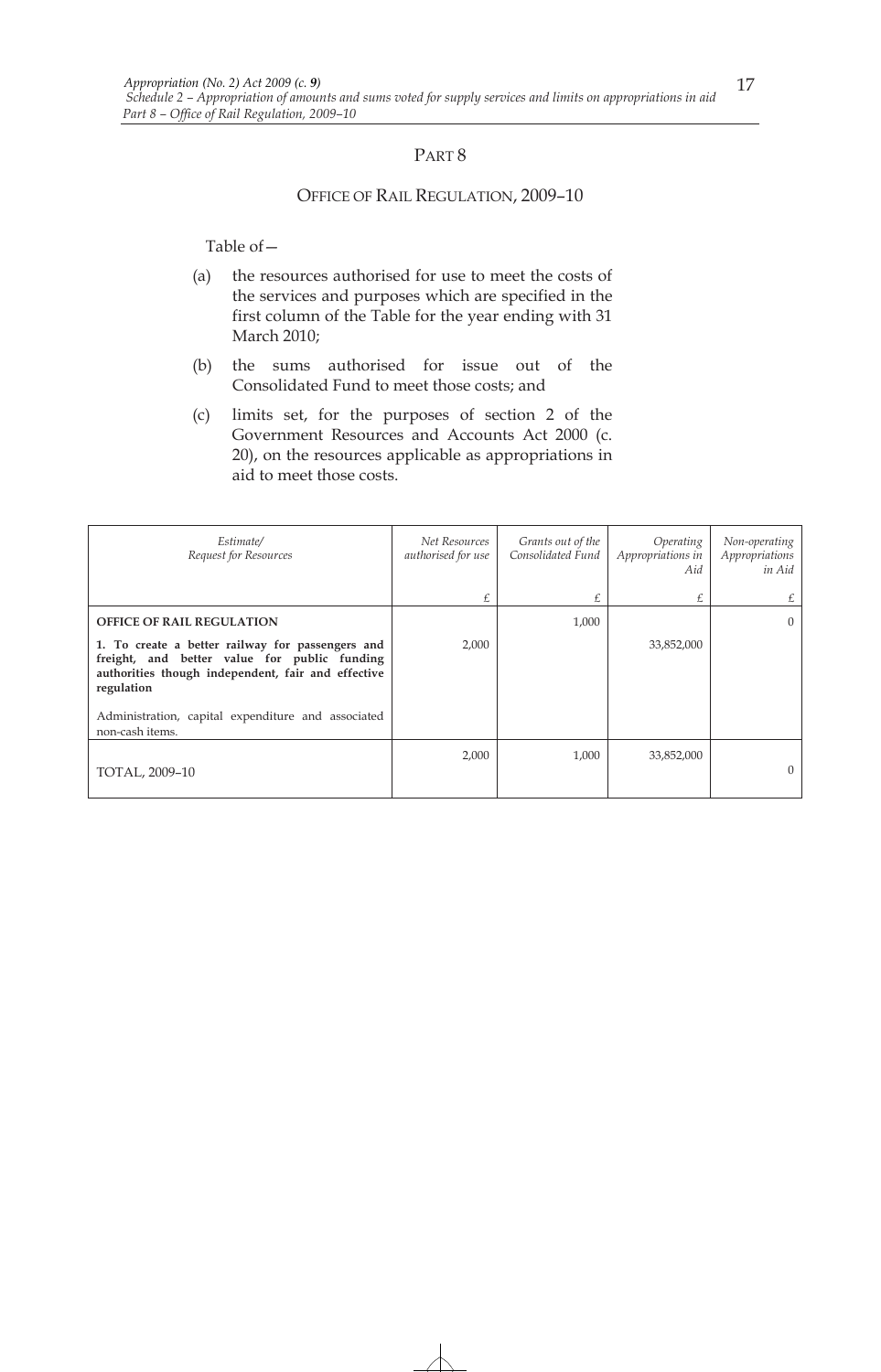## PART 8

### OFFICE OF RAIL REGULATION, 2009–10

Table of—

(a) the resources authorised for use to meet the costs of the services and purposes which are specified in the first column of the Table for the year ending with 31 March 2010;

(b) the sums authorised for issue out of the Consolidated Fund to meet those costs; and

(c) limits set, for the purposes of section 2 of the Government Resources and Accounts Act 2000 (c. 20), on the resources applicable as appropriations in aid to meet those costs.

| *Estimate/ Request for Resources* | *Net Resources authorised for use* | *Grants out of the Consolidated Fund* | *Operating Appropriations in Aid* | *Non-operating Appropriations in Aid* |
|---|---|---|---|---|
| | £ | £ | £ | £ |
| **OFFICE OF RAIL REGULATION** | | 1,000 | | 0 |
| **1. To create a better railway for passengers and freight, and better value for public funding authorities though independent, fair and effective regulation** | 2,000 | | 33,852,000 | |
| Administration, capital expenditure and associated non-cash items. | | | | |
| TOTAL, 2009–10 | 2,000 | 1,000 | 33,852,000 | 0 |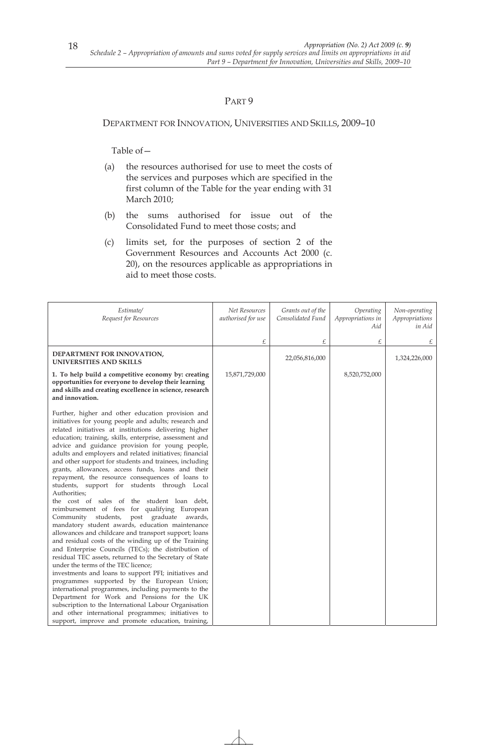## PART 9

## DEPARTMENT FOR INNOVATION, UNIVERSITIES AND SKILLS, 2009–10

Table of—

(a) the resources authorised for use to meet the costs of the services and purposes which are specified in the first column of the Table for the year ending with 31 March 2010;

(b) the sums authorised for issue out of the Consolidated Fund to meet those costs; and

(c) limits set, for the purposes of section 2 of the Government Resources and Accounts Act 2000 (c. 20), on the resources applicable as appropriations in aid to meet those costs.

| *Estimate/ Request for Resources* | *Net Resources authorised for use* | *Grants out of the Consolidated Fund* | *Operating Appropriations in Aid* | *Non-operating Appropriations in Aid* |
|---|---|---|---|---|
| | £ | £ | £ | £ |
| **DEPARTMENT FOR INNOVATION, UNIVERSITIES AND SKILLS** | | 22,056,816,000 | | 1,324,226,000 |
| **1. To help build a competitive economy by: creating opportunities for everyone to develop their learning and skills and creating excellence in science, research and innovation.** | 15,871,729,000 | | 8,520,752,000 | |
| Further, higher and other education provision and initiatives for young people and adults; research and related initiatives at institutions delivering higher education; training, skills, enterprise, assessment and advice and guidance provision for young people, adults and employers and related initiatives; financial and other support for students and trainees, including grants, allowances, access funds, loans and their repayment, the resource consequences of loans to students, support for students through Local Authorities; the cost of sales of the student loan debt, reimbursement of fees for qualifying European Community students, post graduate awards, mandatory student awards, education maintenance allowances and childcare and transport support; loans and residual costs of the winding up of the Training and Enterprise Councils (TECs); the distribution of residual TEC assets, returned to the Secretary of State under the terms of the TEC licence; investments and loans to support PFI; initiatives and programmes supported by the European Union; international programmes, including payments to the Department for Work and Pensions for the UK subscription to the International Labour Organisation and other international programmes; initiatives to support, improve and promote education, training, | | | | |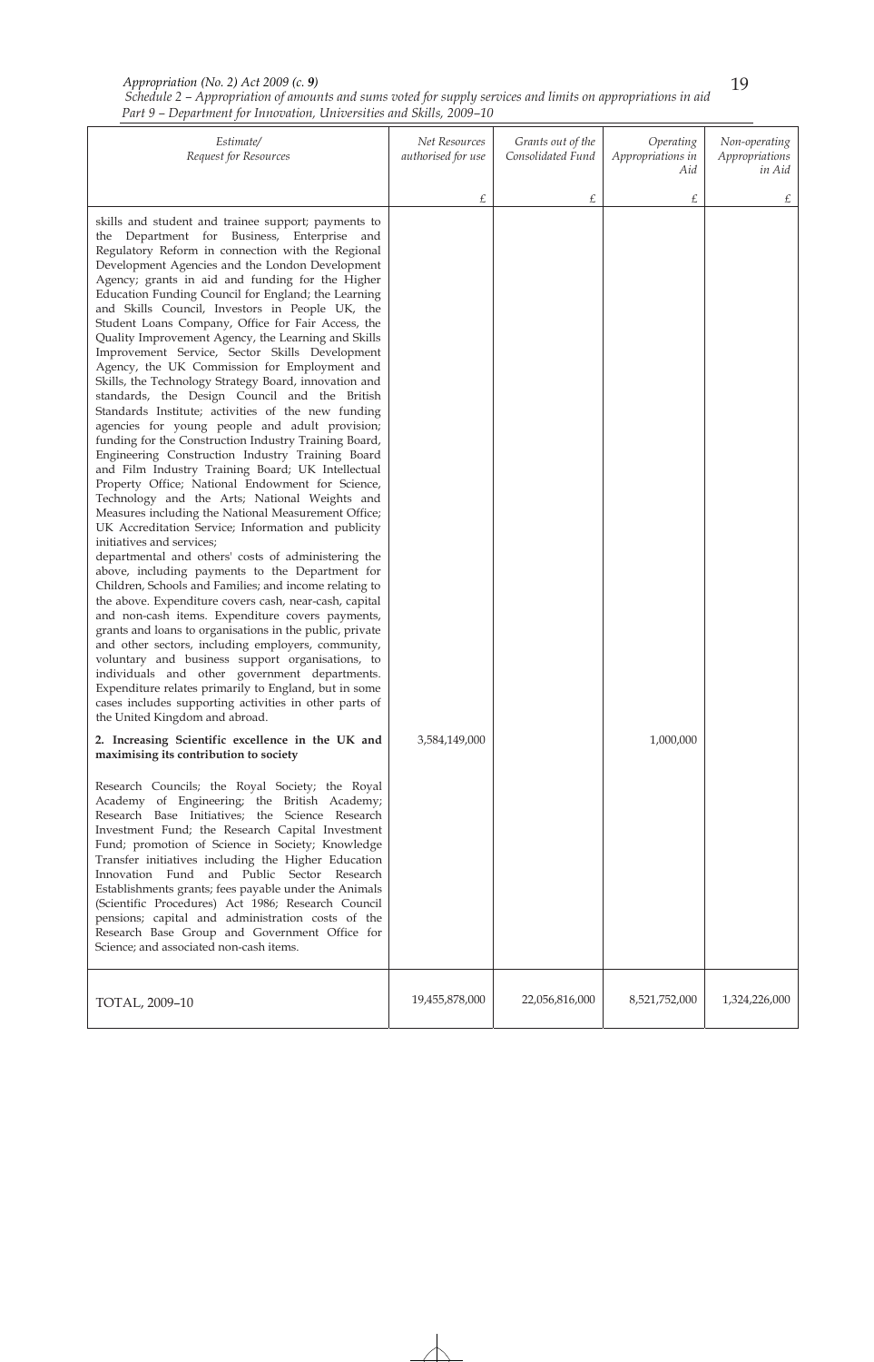| Estimate/ Request for Resources | Net Resources authorised for use | Grants out of the Consolidated Fund | Operating Appropriations in Aid | Non-operating Appropriations in Aid |
|---|---|---|---|---|
| | £ | £ | £ | £ |
| skills and student and trainee support; payments to the Department for Business, Enterprise and Regulatory Reform in connection with the Regional Development Agencies and the London Development Agency; grants in aid and funding for the Higher Education Funding Council for England; the Learning and Skills Council, Investors in People UK, the Student Loans Company, Office for Fair Access, the Quality Improvement Agency, the Learning and Skills Improvement Service, Sector Skills Development Agency, the UK Commission for Employment and Skills, the Technology Strategy Board, innovation and standards, the Design Council and the British Standards Institute; activities of the new funding agencies for young people and adult provision; funding for the Construction Industry Training Board, Engineering Construction Industry Training Board and Film Industry Training Board; UK Intellectual Property Office; National Endowment for Science, Technology and the Arts; National Weights and Measures including the National Measurement Office; UK Accreditation Service; Information and publicity initiatives and services; departmental and others' costs of administering the above, including payments to the Department for Children, Schools and Families; and income relating to the above. Expenditure covers cash, near-cash, capital and non-cash items. Expenditure covers payments, grants and loans to organisations in the public, private and other sectors, including employers, community, voluntary and business support organisations, to individuals and other government departments. Expenditure relates primarily to England, but in some cases includes supporting activities in other parts of the United Kingdom and abroad. | | | | |
| **2. Increasing Scientific excellence in the UK and maximising its contribution to society** | 3,584,149,000 | | 1,000,000 | |
| Research Councils; the Royal Society; the Royal Academy of Engineering; the British Academy; Research Base Initiatives; the Science Research Investment Fund; the Research Capital Investment Fund; promotion of Science in Society; Knowledge Transfer initiatives including the Higher Education Innovation Fund and Public Sector Research Establishments grants; fees payable under the Animals (Scientific Procedures) Act 1986; Research Council pensions; capital and administration costs of the Research Base Group and Government Office for Science; and associated non-cash items. | | | | |
| TOTAL, 2009–10 | 19,455,878,000 | 22,056,816,000 | 8,521,752,000 | 1,324,226,000 |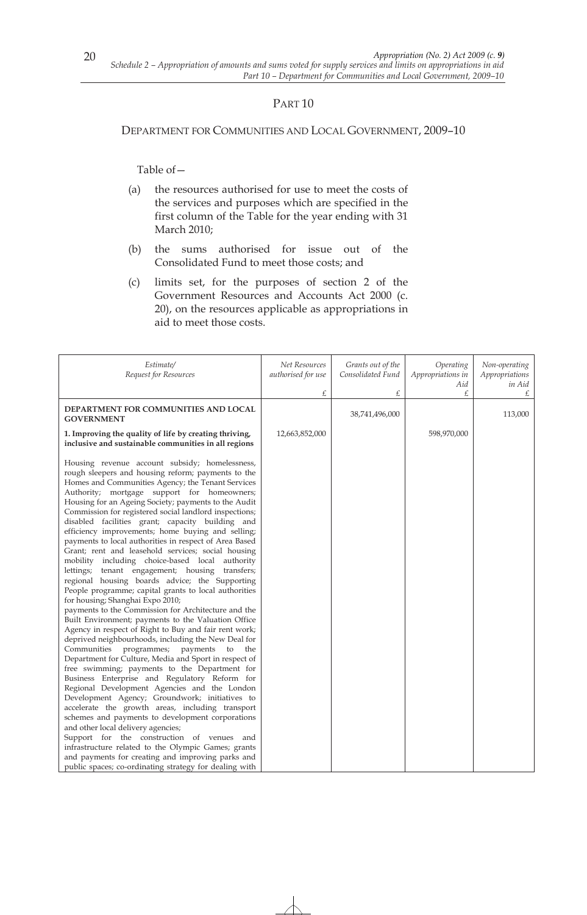## PART 10

## DEPARTMENT FOR COMMUNITIES AND LOCAL GOVERNMENT, 2009–10

Table of—

(a) the resources authorised for use to meet the costs of the services and purposes which are specified in the first column of the Table for the year ending with 31 March 2010;

(b) the sums authorised for issue out of the Consolidated Fund to meet those costs; and

(c) limits set, for the purposes of section 2 of the Government Resources and Accounts Act 2000 (c. 20), on the resources applicable as appropriations in aid to meet those costs.

| *Estimate/ Request for Resources* | *Net Resources authorised for use* £ | *Grants out of the Consolidated Fund* £ | *Operating Appropriations in Aid* £ | *Non-operating Appropriations in Aid* £ |
|---|---|---|---|---|
| **DEPARTMENT FOR COMMUNITIES AND LOCAL GOVERNMENT** | | 38,741,496,000 | | 113,000 |
| **1. Improving the quality of life by creating thriving, inclusive and sustainable communities in all regions** | 12,663,852,000 | | 598,970,000 | |
| Housing revenue account subsidy; homelessness, rough sleepers and housing reform; payments to the Homes and Communities Agency; the Tenant Services Authority; mortgage support for homeowners; Housing for an Ageing Society; payments to the Audit Commission for registered social landlord inspections; disabled facilities grant; capacity building and efficiency improvements; home buying and selling; payments to local authorities in respect of Area Based Grant; rent and leasehold services; social housing mobility including choice-based local authority lettings; tenant engagement; housing transfers; regional housing boards advice; the Supporting People programme; capital grants to local authorities for housing; Shanghai Expo 2010; payments to the Commission for Architecture and the Built Environment; payments to the Valuation Office Agency in respect of Right to Buy and fair rent work; deprived neighbourhoods, including the New Deal for Communities programmes; payments to the Department for Culture, Media and Sport in respect of free swimming; payments to the Department for Business Enterprise and Regulatory Reform for Regional Development Agencies and the London Development Agency; Groundwork; initiatives to accelerate the growth areas, including transport schemes and payments to development corporations and other local delivery agencies; Support for the construction of venues and infrastructure related to the Olympic Games; grants and payments for creating and improving parks and public spaces; co-ordinating strategy for dealing with | | | | |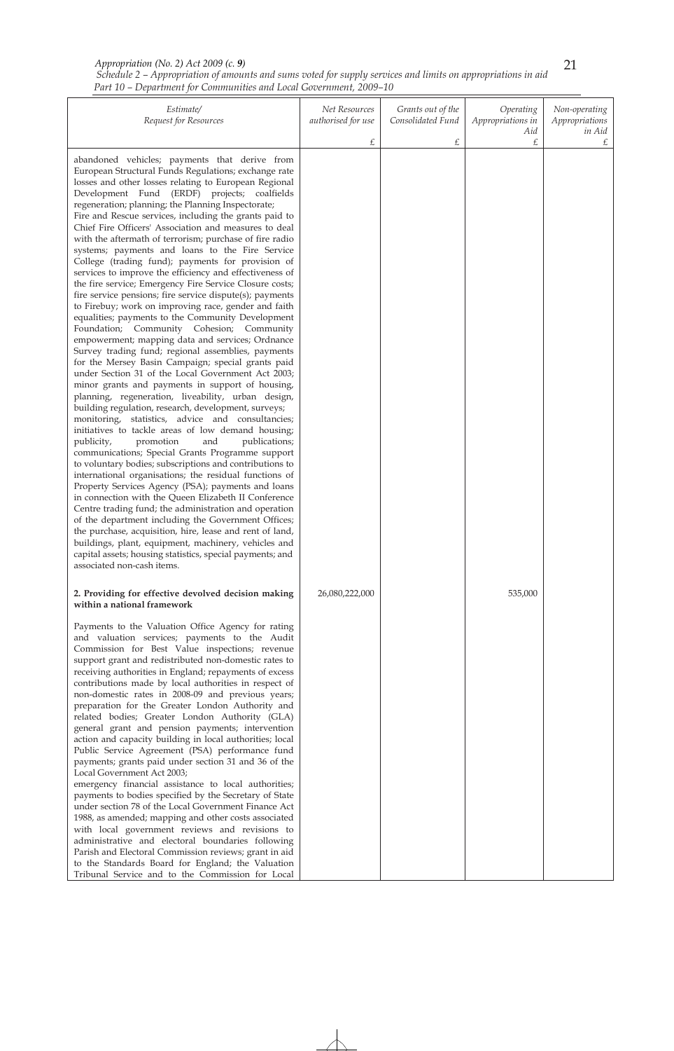| Estimate/ Request for Resources | Net Resources authorised for use £ | Grants out of the Consolidated Fund £ | Operating Appropriations in Aid £ | Non-operating Appropriations in Aid £ |
|---|---|---|---|---|
| abandoned vehicles; payments that derive from European Structural Funds Regulations; exchange rate losses and other losses relating to European Regional Development Fund (ERDF) projects; coalfields regeneration; planning; the Planning Inspectorate; Fire and Rescue services, including the grants paid to Chief Fire Officers' Association and measures to deal with the aftermath of terrorism; purchase of fire radio systems; payments and loans to the Fire Service College (trading fund); payments for provision of services to improve the efficiency and effectiveness of the fire service; Emergency Fire Service Closure costs; fire service pensions; fire service dispute(s); payments to Firebuy; work on improving race, gender and faith equalities; payments to the Community Development Foundation; Community Cohesion; Community empowerment; mapping data and services; Ordnance Survey trading fund; regional assemblies, payments for the Mersey Basin Campaign; special grants paid under Section 31 of the Local Government Act 2003; minor grants and payments in support of housing, planning, regeneration, liveability, urban design, building regulation, research, development, surveys; monitoring, statistics, advice and consultancies; initiatives to tackle areas of low demand housing; publicity, promotion and publications; communications; Special Grants Programme support to voluntary bodies; subscriptions and contributions to international organisations; the residual functions of Property Services Agency (PSA); payments and loans in connection with the Queen Elizabeth II Conference Centre trading fund; the administration and operation of the department including the Government Offices; the purchase, acquisition, hire, lease and rent of land, buildings, plant, equipment, machinery, vehicles and capital assets; housing statistics, special payments; and associated non-cash items. | | | | |
| **2. Providing for effective devolved decision making within a national framework** | 26,080,222,000 | | 535,000 | |
| Payments to the Valuation Office Agency for rating and valuation services; payments to the Audit Commission for Best Value inspections; revenue support grant and redistributed non-domestic rates to receiving authorities in England; repayments of excess contributions made by local authorities in respect of non-domestic rates in 2008-09 and previous years; preparation for the Greater London Authority and related bodies; Greater London Authority (GLA) general grant and pension payments; intervention action and capacity building in local authorities; local Public Service Agreement (PSA) performance fund payments; grants paid under section 31 and 36 of the Local Government Act 2003; emergency financial assistance to local authorities; payments to bodies specified by the Secretary of State under section 78 of the Local Government Finance Act 1988, as amended; mapping and other costs associated with local government reviews and revisions to administrative and electoral boundaries following Parish and Electoral Commission reviews; grant in aid to the Standards Board for England; the Valuation Tribunal Service and to the Commission for Local | | | | |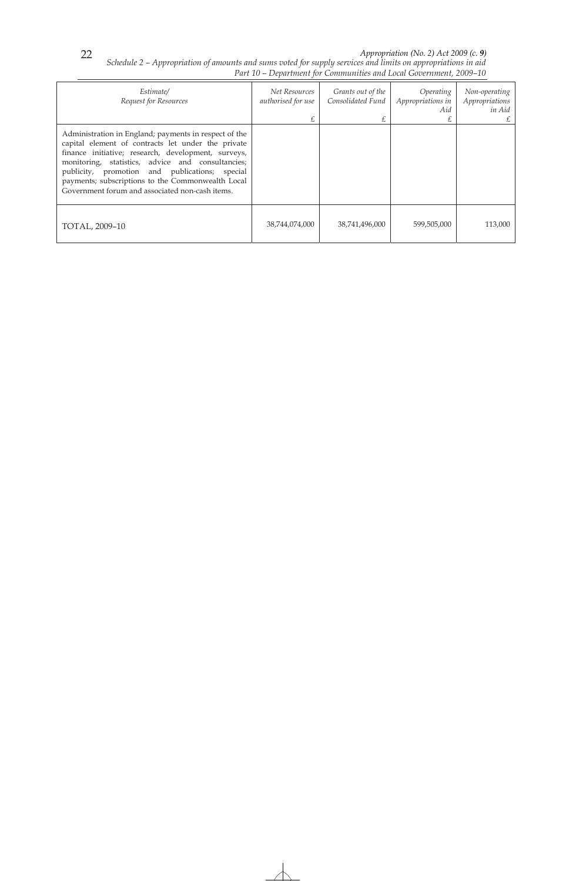| *Estimate/ Request for Resources* | *Net Resources authorised for use* £ | *Grants out of the Consolidated Fund* £ | *Operating Appropriations in Aid* £ | *Non-operating Appropriations in Aid* £ |
|---|---|---|---|---|
| Administration in England; payments in respect of the capital element of contracts let under the private finance initiative; research, development, surveys, monitoring, statistics, advice and consultancies; publicity, promotion and publications; special payments; subscriptions to the Commonwealth Local Government forum and associated non-cash items. | | | | |
| TOTAL, 2009–10 | 38,744,074,000 | 38,741,496,000 | 599,505,000 | 113,000 |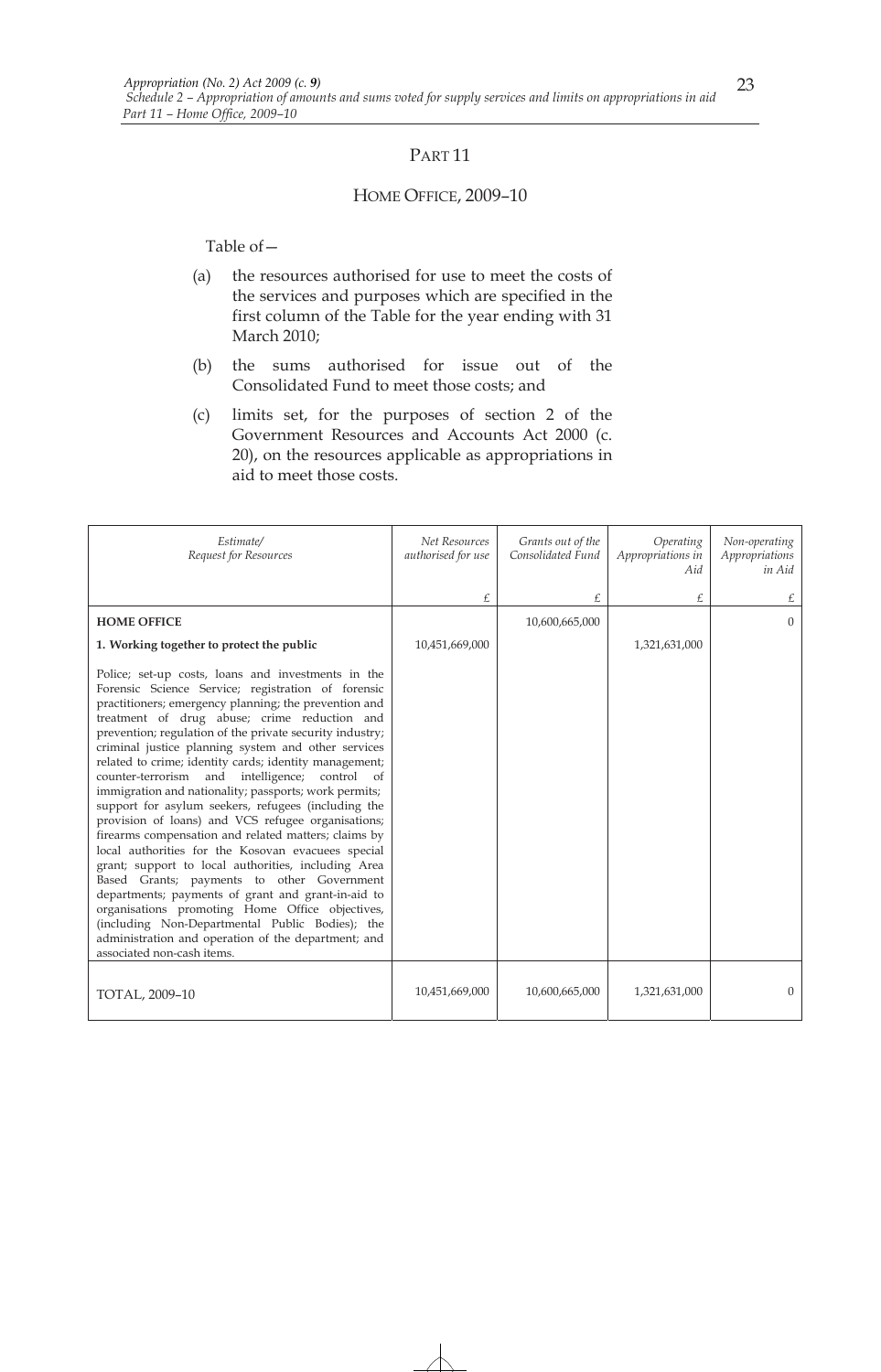## PART 11

## HOME OFFICE, 2009–10

Table of—

(a) the resources authorised for use to meet the costs of the services and purposes which are specified in the first column of the Table for the year ending with 31 March 2010;

(b) the sums authorised for issue out of the Consolidated Fund to meet those costs; and

(c) limits set, for the purposes of section 2 of the Government Resources and Accounts Act 2000 (c. 20), on the resources applicable as appropriations in aid to meet those costs.

| *Estimate/ Request for Resources* | *Net Resources authorised for use* | *Grants out of the Consolidated Fund* | *Operating Appropriations in Aid* | *Non-operating Appropriations in Aid* |
|---|---|---|---|---|
| | £ | £ | £ | £ |
| **HOME OFFICE** | | 10,600,665,000 | | 0 |
| **1. Working together to protect the public** | 10,451,669,000 | | 1,321,631,000 | |
| Police; set-up costs, loans and investments in the Forensic Science Service; registration of forensic practitioners; emergency planning; the prevention and treatment of drug abuse; crime reduction and prevention; regulation of the private security industry; criminal justice planning system and other services related to crime; identity cards; identity management; counter-terrorism and intelligence; control of immigration and nationality; passports; work permits; support for asylum seekers, refugees (including the provision of loans) and VCS refugee organisations; firearms compensation and related matters; claims by local authorities for the Kosovan evacuees special grant; support to local authorities, including Area Based Grants; payments to other Government departments; payments of grant and grant-in-aid to organisations promoting Home Office objectives, (including Non-Departmental Public Bodies); the administration and operation of the department; and associated non-cash items. | | | | |
| TOTAL, 2009–10 | 10,451,669,000 | 10,600,665,000 | 1,321,631,000 | 0 |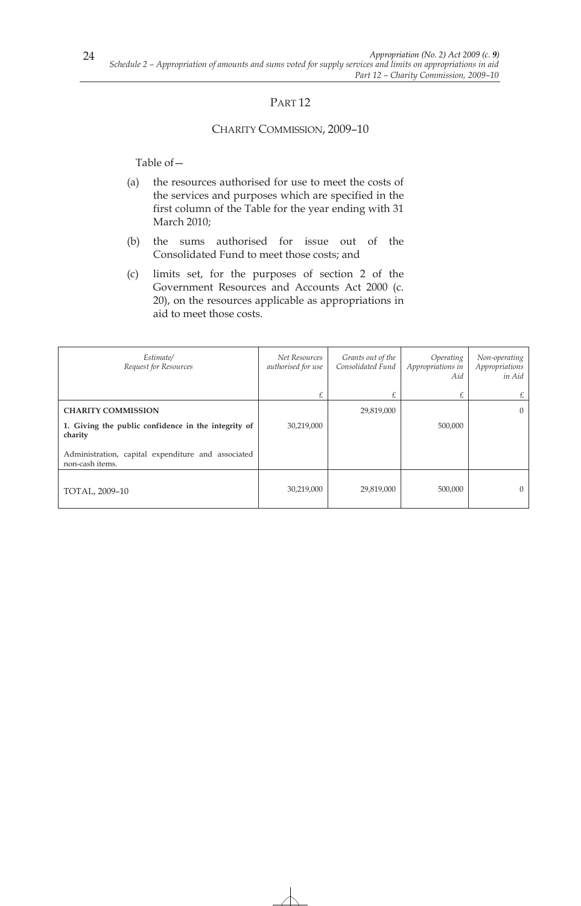## PART 12

### CHARITY COMMISSION, 2009–10

Table of—

(a) the resources authorised for use to meet the costs of the services and purposes which are specified in the first column of the Table for the year ending with 31 March 2010;

(b) the sums authorised for issue out of the Consolidated Fund to meet those costs; and

(c) limits set, for the purposes of section 2 of the Government Resources and Accounts Act 2000 (c. 20), on the resources applicable as appropriations in aid to meet those costs.

| *Estimate/ Request for Resources* | *Net Resources authorised for use* | *Grants out of the Consolidated Fund* | *Operating Appropriations in Aid* | *Non-operating Appropriations in Aid* |
|---|---|---|---|---|
| | £ | £ | £ | £ |
| **CHARITY COMMISSION** | | 29,819,000 | | 0 |
| **1. Giving the public confidence in the integrity of charity** | 30,219,000 | | 500,000 | |
| Administration, capital expenditure and associated non-cash items. | | | | |
| TOTAL, 2009–10 | 30,219,000 | 29,819,000 | 500,000 | 0 |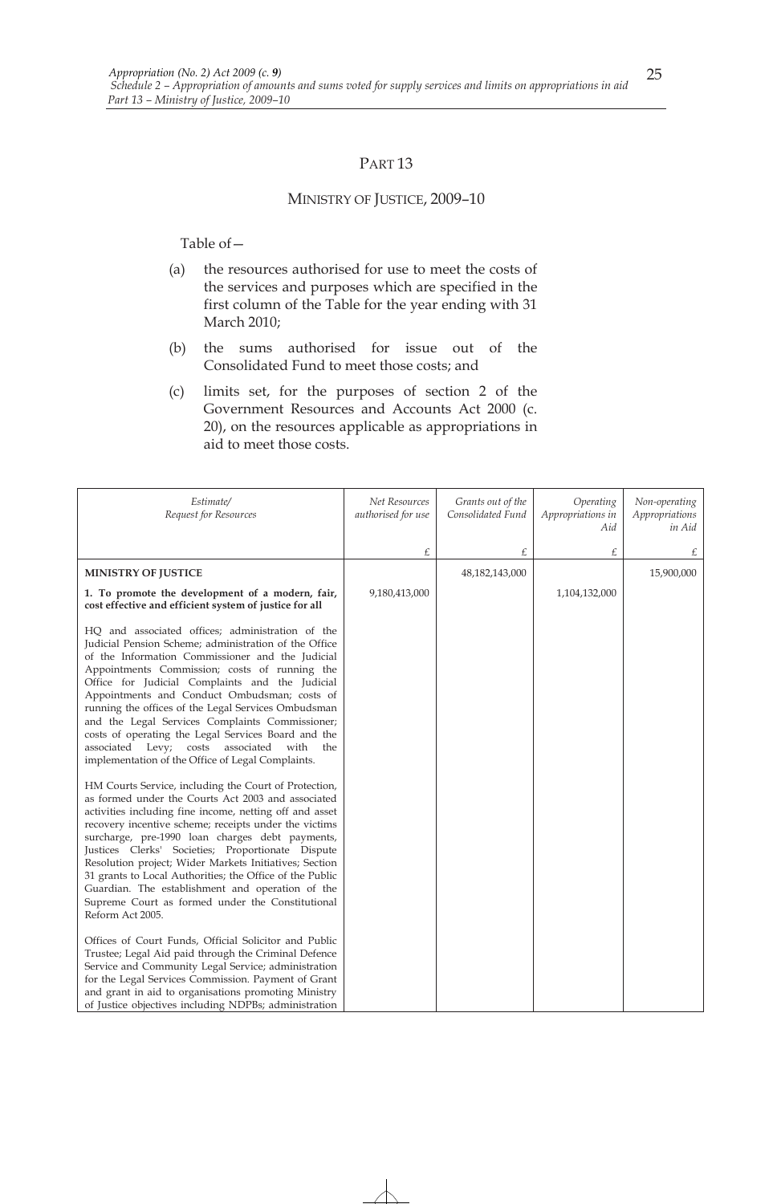## PART 13

## MINISTRY OF JUSTICE, 2009–10

Table of—

(a) the resources authorised for use to meet the costs of the services and purposes which are specified in the first column of the Table for the year ending with 31 March 2010;

(b) the sums authorised for issue out of the Consolidated Fund to meet those costs; and

(c) limits set, for the purposes of section 2 of the Government Resources and Accounts Act 2000 (c. 20), on the resources applicable as appropriations in aid to meet those costs.

| *Estimate/ Request for Resources* | *Net Resources authorised for use* | *Grants out of the Consolidated Fund* | *Operating Appropriations in Aid* | *Non-operating Appropriations in Aid* |
|---|---|---|---|---|
| | £ | £ | £ | £ |
| **MINISTRY OF JUSTICE** | | 48,182,143,000 | | 15,900,000 |
| **1. To promote the development of a modern, fair, cost effective and efficient system of justice for all** | 9,180,413,000 | | 1,104,132,000 | |
| HQ and associated offices; administration of the Judicial Pension Scheme; administration of the Office of the Information Commissioner and the Judicial Appointments Commission; costs of running the Office for Judicial Complaints and the Judicial Appointments and Conduct Ombudsman; costs of running the offices of the Legal Services Ombudsman and the Legal Services Complaints Commissioner; costs of operating the Legal Services Board and the associated Levy; costs associated with the implementation of the Office of Legal Complaints. | | | | |
| HM Courts Service, including the Court of Protection, as formed under the Courts Act 2003 and associated activities including fine income, netting off and asset recovery incentive scheme; receipts under the victims surcharge, pre-1990 loan charges debt payments, Justices Clerks' Societies; Proportionate Dispute Resolution project; Wider Markets Initiatives; Section 31 grants to Local Authorities; the Office of the Public Guardian. The establishment and operation of the Supreme Court as formed under the Constitutional Reform Act 2005. | | | | |
| Offices of Court Funds, Official Solicitor and Public Trustee; Legal Aid paid through the Criminal Defence Service and Community Legal Service; administration for the Legal Services Commission. Payment of Grant and grant in aid to organisations promoting Ministry of Justice objectives including NDPBs; administration | | | | |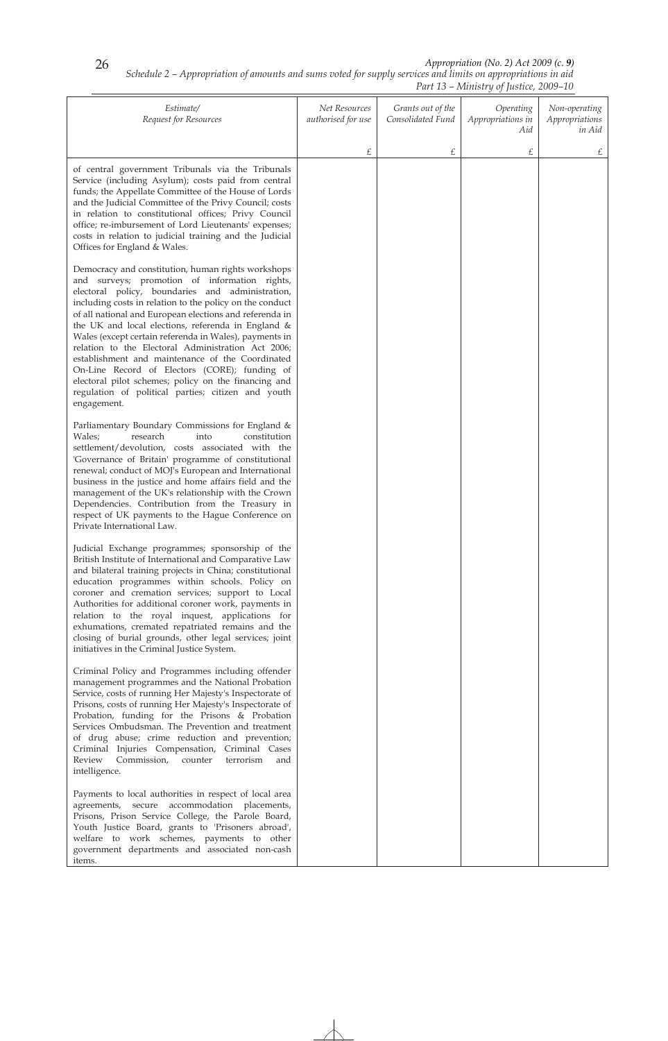| Estimate/ Request for Resources | Net Resources authorised for use | Grants out of the Consolidated Fund | Operating Appropriations in Aid | Non-operating Appropriations in Aid |
|---|---|---|---|---|
| | £ | £ | £ | £ |
| of central government Tribunals via the Tribunals Service (including Asylum); costs paid from central funds; the Appellate Committee of the House of Lords and the Judicial Committee of the Privy Council; costs in relation to constitutional offices; Privy Council office; re-imbursement of Lord Lieutenants' expenses; costs in relation to judicial training and the Judicial Offices for England & Wales. | | | | |
| Democracy and constitution, human rights workshops and surveys; promotion of information rights, electoral policy, boundaries and administration, including costs in relation to the policy on the conduct of all national and European elections and referenda in the UK and local elections, referenda in England & Wales (except certain referenda in Wales), payments in relation to the Electoral Administration Act 2006; establishment and maintenance of the Coordinated On-Line Record of Electors (CORE); funding of electoral pilot schemes; policy on the financing and regulation of political parties; citizen and youth engagement. | | | | |
| Parliamentary Boundary Commissions for England & Wales; research into constitution settlement/devolution, costs associated with the 'Governance of Britain' programme of constitutional renewal; conduct of MOJ's European and International business in the justice and home affairs field and the management of the UK's relationship with the Crown Dependencies. Contribution from the Treasury in respect of UK payments to the Hague Conference on Private International Law. | | | | |
| Judicial Exchange programmes; sponsorship of the British Institute of International and Comparative Law and bilateral training projects in China; constitutional education programmes within schools. Policy on coroner and cremation services; support to Local Authorities for additional coroner work, payments in relation to the royal inquest, applications for exhumations, cremated repatriated remains and the closing of burial grounds, other legal services; joint initiatives in the Criminal Justice System. | | | | |
| Criminal Policy and Programmes including offender management programmes and the National Probation Service, costs of running Her Majesty's Inspectorate of Prisons, costs of running Her Majesty's Inspectorate of Probation, funding for the Prisons & Probation Services Ombudsman. The Prevention and treatment of drug abuse; crime reduction and prevention; Criminal Injuries Compensation, Criminal Cases Review Commission, counter terrorism and intelligence. | | | | |
| Payments to local authorities in respect of local area agreements, secure accommodation placements, Prisons, Prison Service College, the Parole Board, Youth Justice Board, grants to 'Prisoners abroad', welfare to work schemes, payments to other government departments and associated non-cash items. | | | | |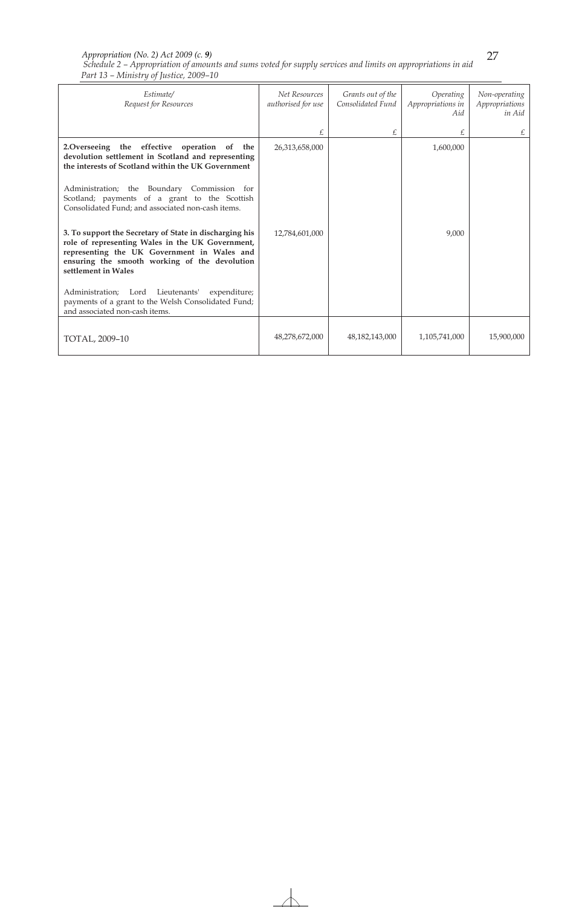| *Estimate/ Request for Resources* | *Net Resources authorised for use* | *Grants out of the Consolidated Fund* | *Operating Appropriations in Aid* | *Non-operating Appropriations in Aid* |
|---|---|---|---|---|
| | £ | £ | £ | £ |
| **2.Overseeing the effective operation of the devolution settlement in Scotland and representing the interests of Scotland within the UK Government** | 26,313,658,000 | | 1,600,000 | |
| Administration; the Boundary Commission for Scotland; payments of a grant to the Scottish Consolidated Fund; and associated non-cash items. | | | | |
| **3. To support the Secretary of State in discharging his role of representing Wales in the UK Government, representing the UK Government in Wales and ensuring the smooth working of the devolution settlement in Wales** | 12,784,601,000 | | 9,000 | |
| Administration; Lord Lieutenants' expenditure; payments of a grant to the Welsh Consolidated Fund; and associated non-cash items. | | | | |
| TOTAL, 2009–10 | 48,278,672,000 | 48,182,143,000 | 1,105,741,000 | 15,900,000 |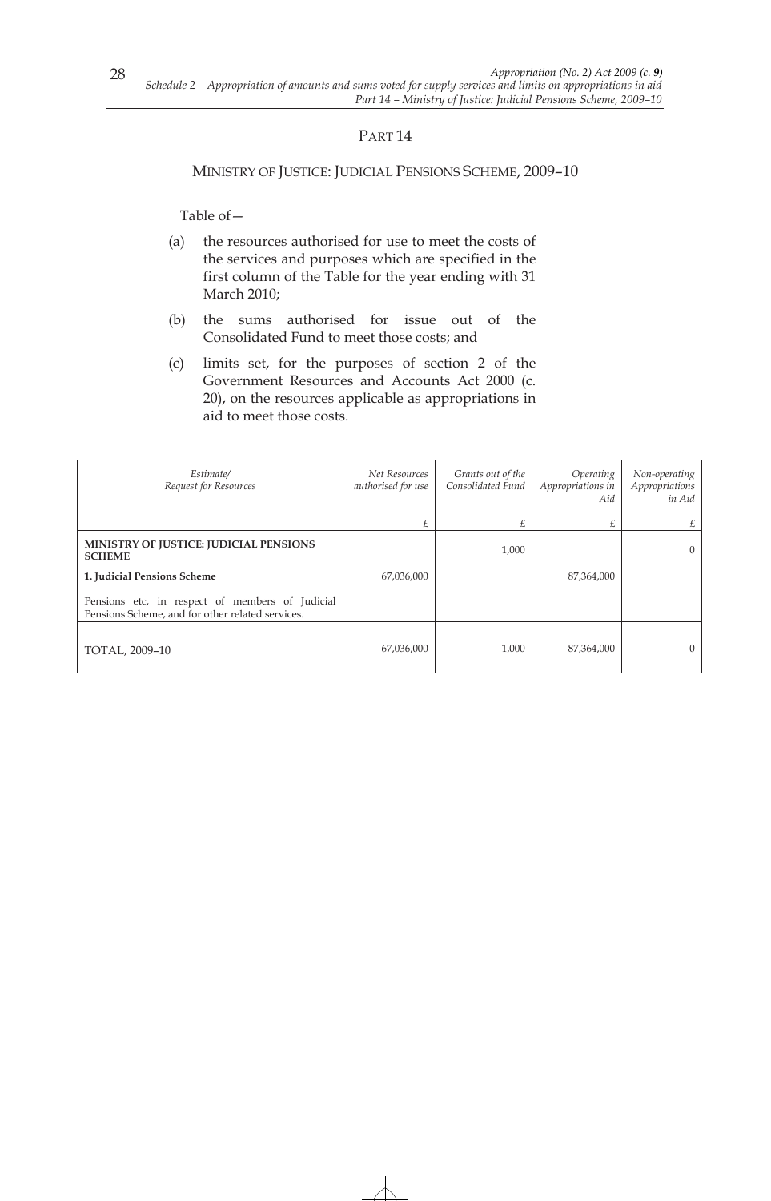## PART 14

### MINISTRY OF JUSTICE: JUDICIAL PENSIONS SCHEME, 2009–10

Table of—

(a) the resources authorised for use to meet the costs of the services and purposes which are specified in the first column of the Table for the year ending with 31 March 2010;

(b) the sums authorised for issue out of the Consolidated Fund to meet those costs; and

(c) limits set, for the purposes of section 2 of the Government Resources and Accounts Act 2000 (c. 20), on the resources applicable as appropriations in aid to meet those costs.

| *Estimate/ Request for Resources* | *Net Resources authorised for use* | *Grants out of the Consolidated Fund* | *Operating Appropriations in Aid* | *Non-operating Appropriations in Aid* |
|---|---|---|---|---|
| | £ | £ | £ | £ |
| **MINISTRY OF JUSTICE: JUDICIAL PENSIONS SCHEME** | | 1,000 | | 0 |
| **1. Judicial Pensions Scheme** | 67,036,000 | | 87,364,000 | |
| Pensions etc, in respect of members of Judicial Pensions Scheme, and for other related services. | | | | |
| TOTAL, 2009–10 | 67,036,000 | 1,000 | 87,364,000 | 0 |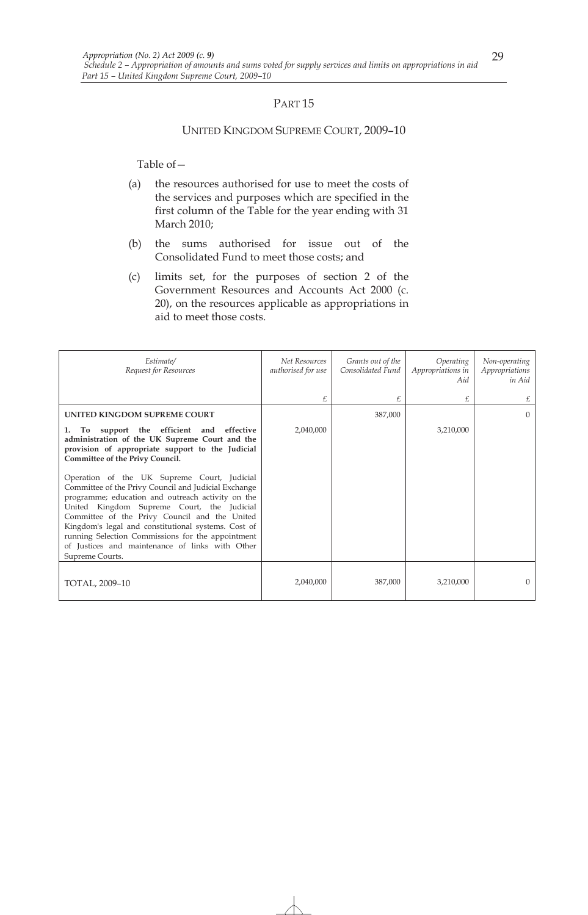# PART 15

## UNITED KINGDOM SUPREME COURT, 2009–10

Table of—

(a) the resources authorised for use to meet the costs of the services and purposes which are specified in the first column of the Table for the year ending with 31 March 2010;

(b) the sums authorised for issue out of the Consolidated Fund to meet those costs; and

(c) limits set, for the purposes of section 2 of the Government Resources and Accounts Act 2000 (c. 20), on the resources applicable as appropriations in aid to meet those costs.

| *Estimate/ Request for Resources* | *Net Resources authorised for use* | *Grants out of the Consolidated Fund* | *Operating Appropriations in Aid* | *Non-operating Appropriations in Aid* |
|---|---|---|---|---|
| | £ | £ | £ | £ |
| **UNITED KINGDOM SUPREME COURT** | | 387,000 | | 0 |
| **1. To support the efficient and effective administration of the UK Supreme Court and the provision of appropriate support to the Judicial Committee of the Privy Council.** | 2,040,000 | | 3,210,000 | |
| Operation of the UK Supreme Court, Judicial Committee of the Privy Council and Judicial Exchange programme; education and outreach activity on the United Kingdom Supreme Court, the Judicial Committee of the Privy Council and the United Kingdom's legal and constitutional systems. Cost of running Selection Commissions for the appointment of Justices and maintenance of links with Other Supreme Courts. | | | | |
| TOTAL, 2009–10 | 2,040,000 | 387,000 | 3,210,000 | 0 |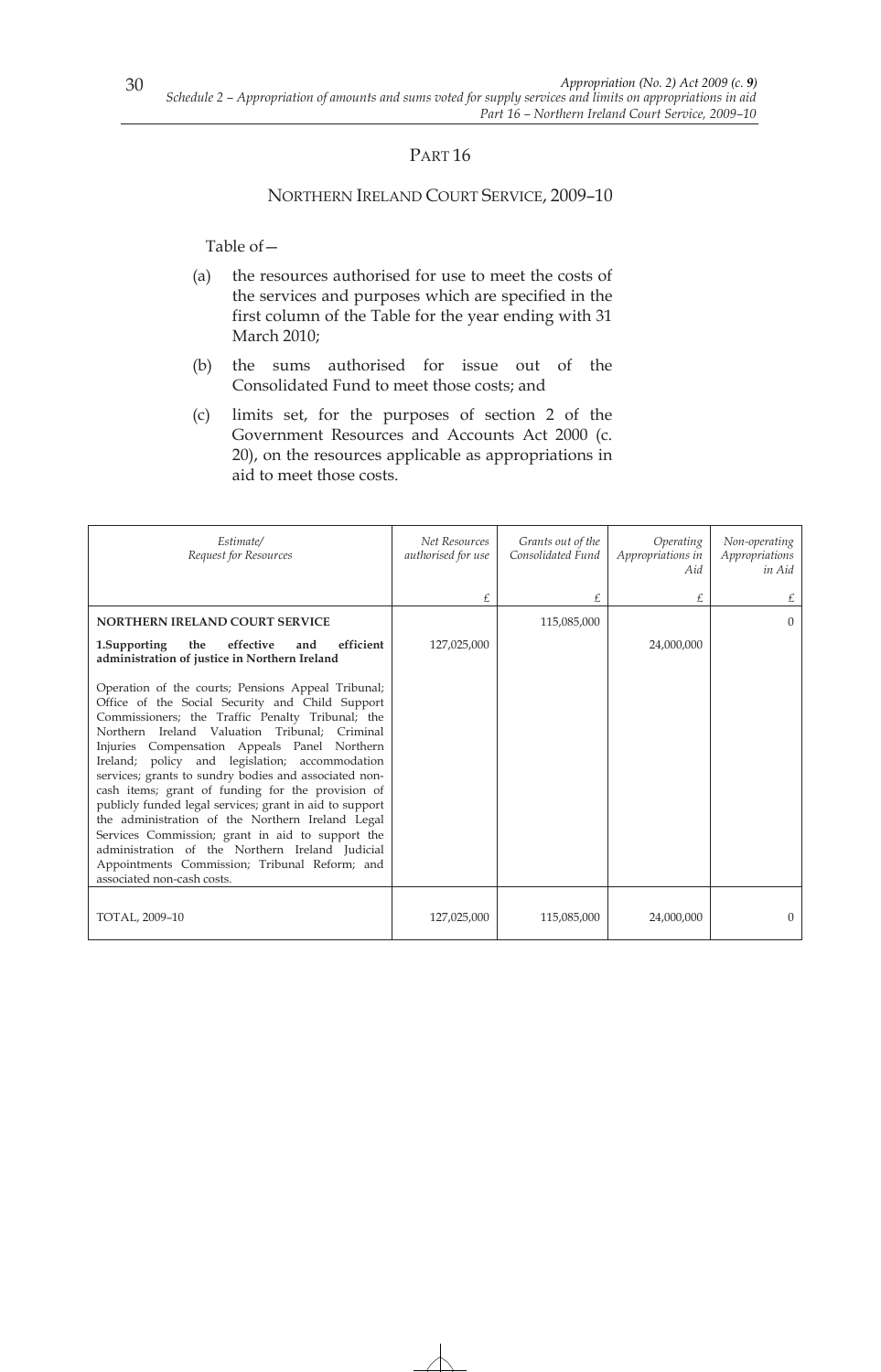# PART 16

## NORTHERN IRELAND COURT SERVICE, 2009–10

Table of—

(a) the resources authorised for use to meet the costs of the services and purposes which are specified in the first column of the Table for the year ending with 31 March 2010;

(b) the sums authorised for issue out of the Consolidated Fund to meet those costs; and

(c) limits set, for the purposes of section 2 of the Government Resources and Accounts Act 2000 (c. 20), on the resources applicable as appropriations in aid to meet those costs.

| *Estimate/ Request for Resources* | *Net Resources authorised for use* | *Grants out of the Consolidated Fund* | *Operating Appropriations in Aid* | *Non-operating Appropriations in Aid* |
|---|---|---|---|---|
| | £ | £ | £ | £ |
| **NORTHERN IRELAND COURT SERVICE** | | 115,085,000 | | 0 |
| **1.Supporting the effective and efficient administration of justice in Northern Ireland** | 127,025,000 | | 24,000,000 | |
| Operation of the courts; Pensions Appeal Tribunal; Office of the Social Security and Child Support Commissioners; the Traffic Penalty Tribunal; the Northern Ireland Valuation Tribunal; Criminal Injuries Compensation Appeals Panel Northern Ireland; policy and legislation; accommodation services; grants to sundry bodies and associated non-cash items; grant of funding for the provision of publicly funded legal services; grant in aid to support the administration of the Northern Ireland Legal Services Commission; grant in aid to support the administration of the Northern Ireland Judicial Appointments Commission; Tribunal Reform; and associated non-cash costs. | | | | |
| TOTAL, 2009–10 | 127,025,000 | 115,085,000 | 24,000,000 | 0 |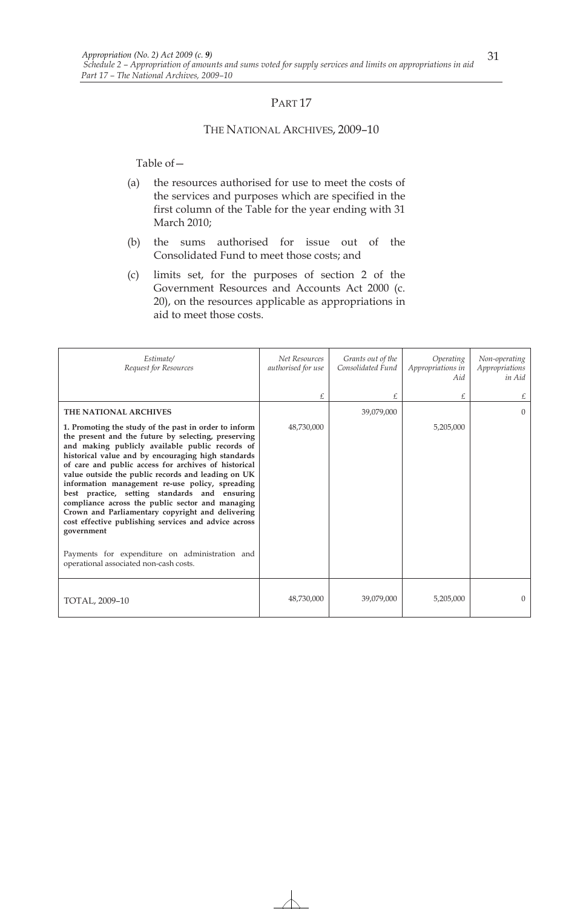## PART 17

### THE NATIONAL ARCHIVES, 2009–10

Table of—

(a) the resources authorised for use to meet the costs of the services and purposes which are specified in the first column of the Table for the year ending with 31 March 2010;

(b) the sums authorised for issue out of the Consolidated Fund to meet those costs; and

(c) limits set, for the purposes of section 2 of the Government Resources and Accounts Act 2000 (c. 20), on the resources applicable as appropriations in aid to meet those costs.

| *Estimate/ Request for Resources* | *Net Resources authorised for use* | *Grants out of the Consolidated Fund* | *Operating Appropriations in Aid* | *Non-operating Appropriations in Aid* |
|---|---|---|---|---|
| | £ | £ | £ | £ |
| **THE NATIONAL ARCHIVES** | | 39,079,000 | | 0 |
| **1. Promoting the study of the past in order to inform the present and the future by selecting, preserving and making publicly available public records of historical value and by encouraging high standards of care and public access for archives of historical value outside the public records and leading on UK information management re-use policy, spreading best practice, setting standards and ensuring compliance across the public sector and managing Crown and Parliamentary copyright and delivering cost effective publishing services and advice across government** | 48,730,000 | | 5,205,000 | |
| Payments for expenditure on administration and operational associated non-cash costs. | | | | |
| TOTAL, 2009–10 | 48,730,000 | 39,079,000 | 5,205,000 | 0 |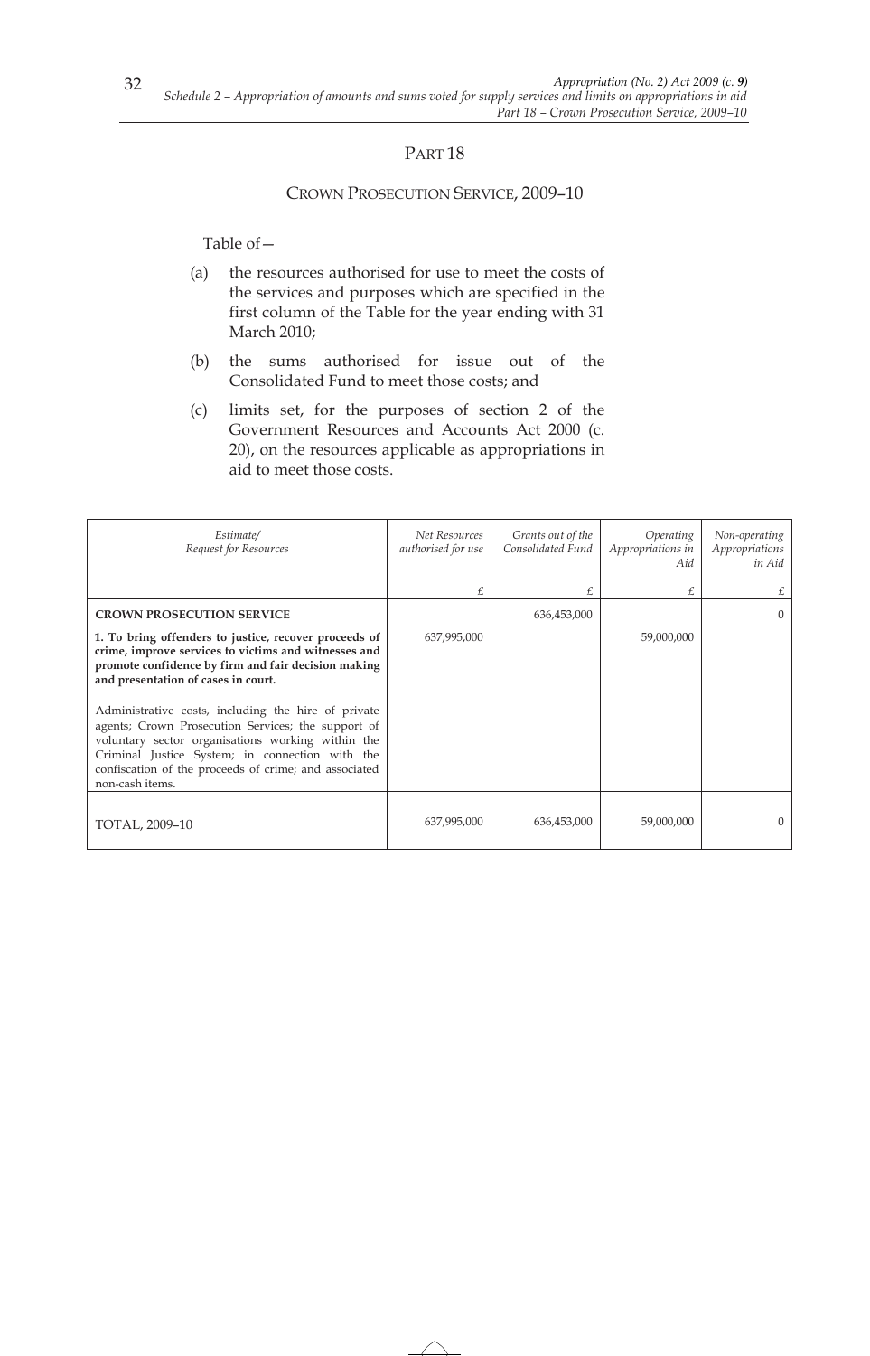## PART 18

### CROWN PROSECUTION SERVICE, 2009–10

Table of—

(a) the resources authorised for use to meet the costs of the services and purposes which are specified in the first column of the Table for the year ending with 31 March 2010;

(b) the sums authorised for issue out of the Consolidated Fund to meet those costs; and

(c) limits set, for the purposes of section 2 of the Government Resources and Accounts Act 2000 (c. 20), on the resources applicable as appropriations in aid to meet those costs.

| *Estimate/ Request for Resources* | *Net Resources authorised for use* | *Grants out of the Consolidated Fund* | *Operating Appropriations in Aid* | *Non-operating Appropriations in Aid* |
|---|---|---|---|---|
| | £ | £ | £ | £ |
| **CROWN PROSECUTION SERVICE** | | 636,453,000 | | 0 |
| **1. To bring offenders to justice, recover proceeds of crime, improve services to victims and witnesses and promote confidence by firm and fair decision making and presentation of cases in court.** | 637,995,000 | | 59,000,000 | |
| Administrative costs, including the hire of private agents; Crown Prosecution Services; the support of voluntary sector organisations working within the Criminal Justice System; in connection with the confiscation of the proceeds of crime; and associated non-cash items. | | | | |
| TOTAL, 2009–10 | 637,995,000 | 636,453,000 | 59,000,000 | 0 |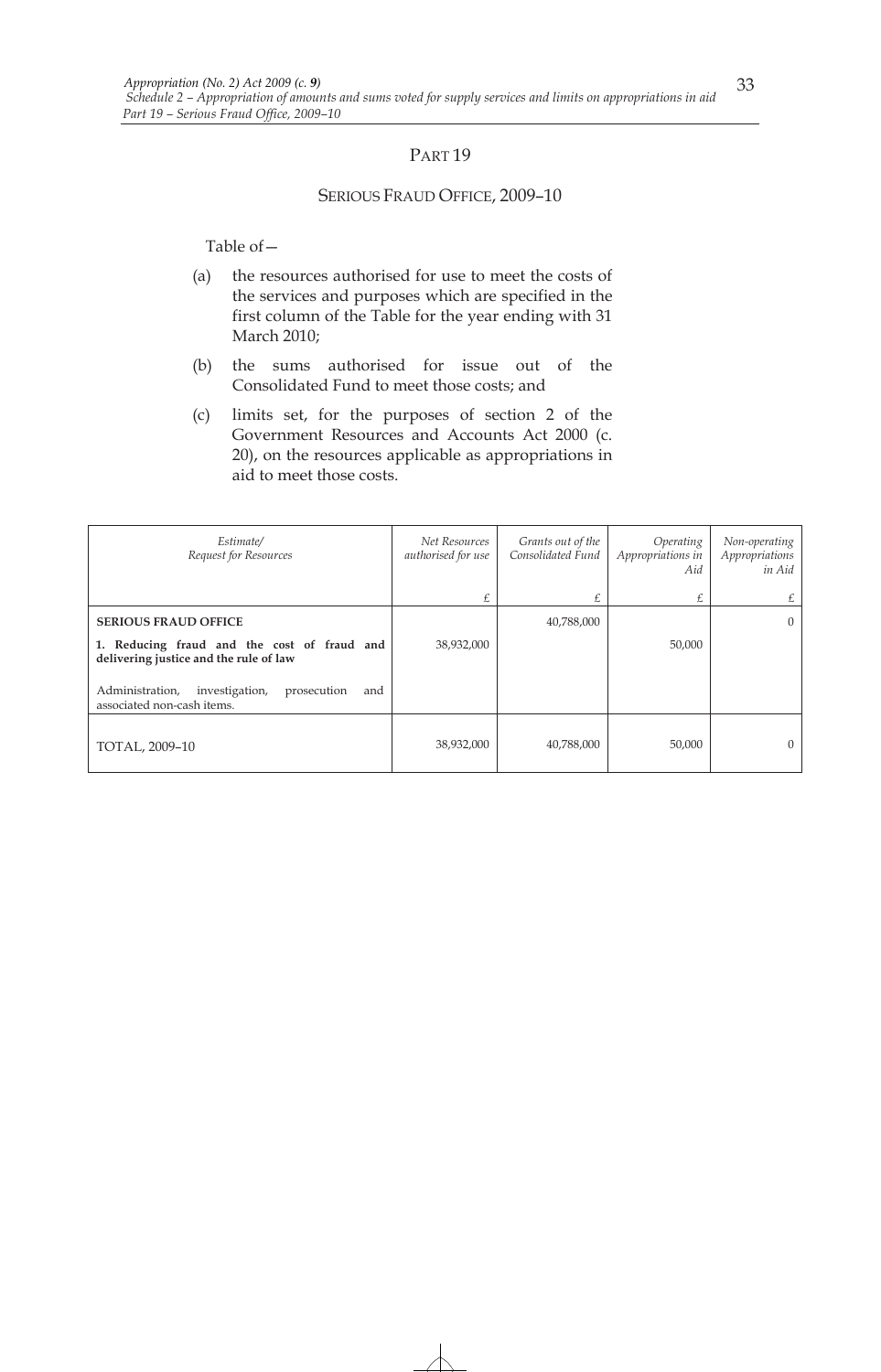# PART 19

## SERIOUS FRAUD OFFICE, 2009–10

Table of—

(a) the resources authorised for use to meet the costs of the services and purposes which are specified in the first column of the Table for the year ending with 31 March 2010;

(b) the sums authorised for issue out of the Consolidated Fund to meet those costs; and

(c) limits set, for the purposes of section 2 of the Government Resources and Accounts Act 2000 (c. 20), on the resources applicable as appropriations in aid to meet those costs.

| *Estimate/ Request for Resources* | *Net Resources authorised for use* | *Grants out of the Consolidated Fund* | *Operating Appropriations in Aid* | *Non-operating Appropriations in Aid* |
|---|---|---|---|---|
| | £ | £ | £ | £ |
| **SERIOUS FRAUD OFFICE** | | 40,788,000 | | 0 |
| **1. Reducing fraud and the cost of fraud and delivering justice and the rule of law** | 38,932,000 | | 50,000 | |
| Administration, investigation, prosecution and associated non-cash items. | | | | |
| TOTAL, 2009–10 | 38,932,000 | 40,788,000 | 50,000 | 0 |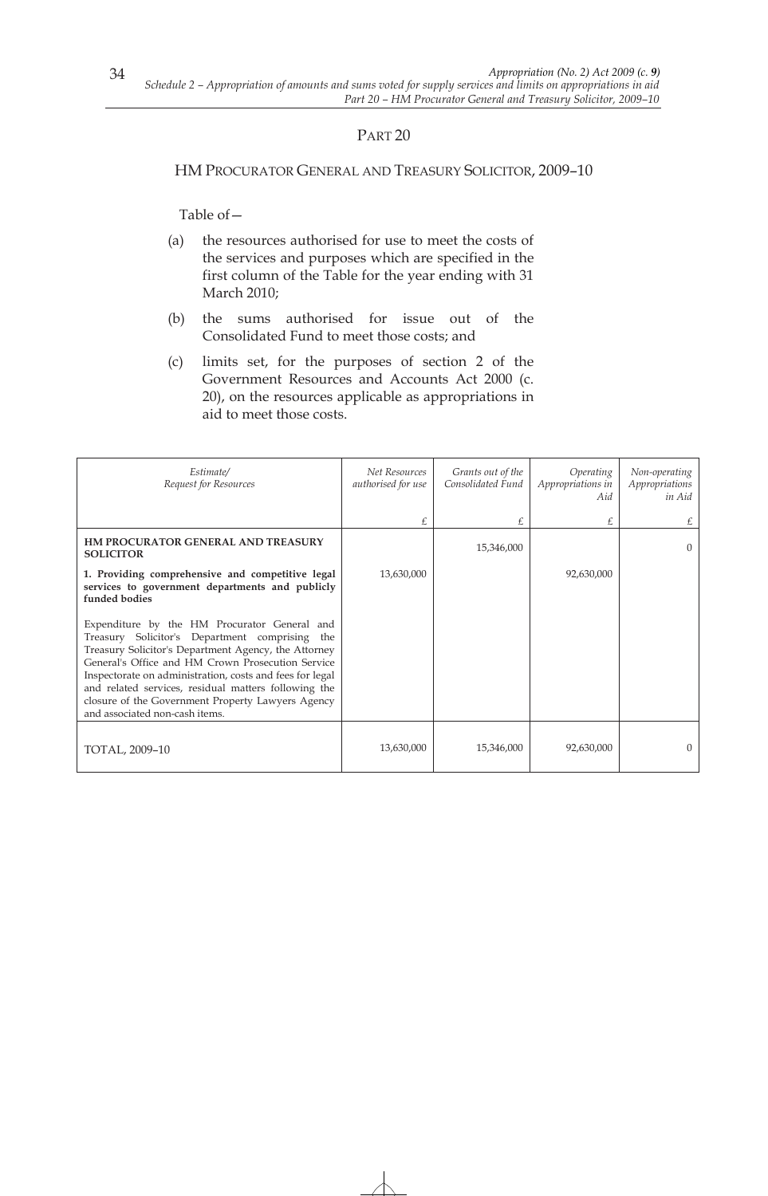## PART 20

### HM PROCURATOR GENERAL AND TREASURY SOLICITOR, 2009–10

Table of—

(a) the resources authorised for use to meet the costs of the services and purposes which are specified in the first column of the Table for the year ending with 31 March 2010;

(b) the sums authorised for issue out of the Consolidated Fund to meet those costs; and

(c) limits set, for the purposes of section 2 of the Government Resources and Accounts Act 2000 (c. 20), on the resources applicable as appropriations in aid to meet those costs.

| *Estimate/ Request for Resources* | *Net Resources authorised for use* | *Grants out of the Consolidated Fund* | *Operating Appropriations in Aid* | *Non-operating Appropriations in Aid* |
|---|---|---|---|---|
| | £ | £ | £ | £ |
| **HM PROCURATOR GENERAL AND TREASURY SOLICITOR** | | 15,346,000 | | 0 |
| **1. Providing comprehensive and competitive legal services to government departments and publicly funded bodies** | 13,630,000 | | 92,630,000 | |
| Expenditure by the HM Procurator General and Treasury Solicitor's Department comprising the Treasury Solicitor's Department Agency, the Attorney General's Office and HM Crown Prosecution Service Inspectorate on administration, costs and fees for legal and related services, residual matters following the closure of the Government Property Lawyers Agency and associated non-cash items. | | | | |
| TOTAL, 2009–10 | 13,630,000 | 15,346,000 | 92,630,000 | 0 |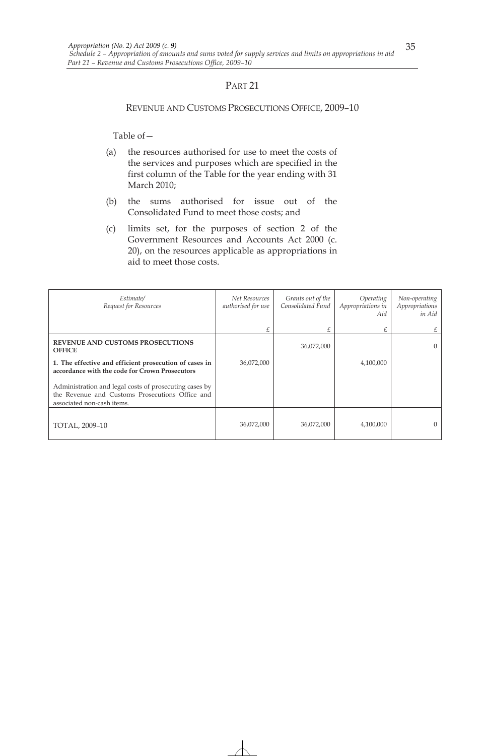## PART 21

### REVENUE AND CUSTOMS PROSECUTIONS OFFICE, 2009–10

Table of—

(a) the resources authorised for use to meet the costs of the services and purposes which are specified in the first column of the Table for the year ending with 31 March 2010;

(b) the sums authorised for issue out of the Consolidated Fund to meet those costs; and

(c) limits set, for the purposes of section 2 of the Government Resources and Accounts Act 2000 (c. 20), on the resources applicable as appropriations in aid to meet those costs.

| *Estimate/ Request for Resources* | *Net Resources authorised for use* | *Grants out of the Consolidated Fund* | *Operating Appropriations in Aid* | *Non-operating Appropriations in Aid* |
|---|---|---|---|---|
| | £ | £ | £ | £ |
| **REVENUE AND CUSTOMS PROSECUTIONS OFFICE** | | 36,072,000 | | 0 |
| **1. The effective and efficient prosecution of cases in accordance with the code for Crown Prosecutors** | 36,072,000 | | 4,100,000 | |
| Administration and legal costs of prosecuting cases by the Revenue and Customs Prosecutions Office and associated non-cash items. | | | | |
| TOTAL, 2009–10 | 36,072,000 | 36,072,000 | 4,100,000 | 0 |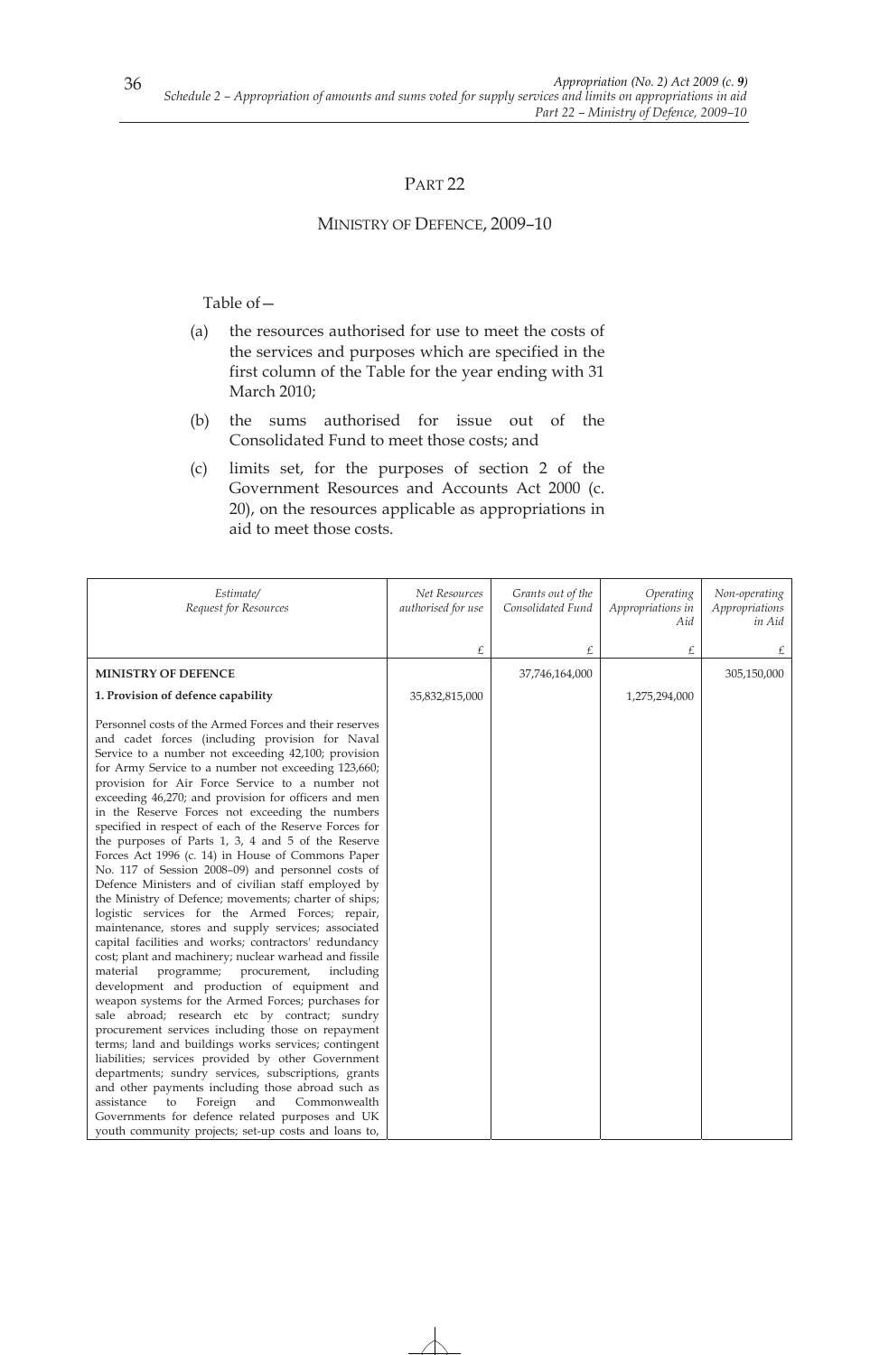## PART 22

## MINISTRY OF DEFENCE, 2009–10

Table of—

(a) the resources authorised for use to meet the costs of the services and purposes which are specified in the first column of the Table for the year ending with 31 March 2010;

(b) the sums authorised for issue out of the Consolidated Fund to meet those costs; and

(c) limits set, for the purposes of section 2 of the Government Resources and Accounts Act 2000 (c. 20), on the resources applicable as appropriations in aid to meet those costs.

| *Estimate/ Request for Resources* | *Net Resources authorised for use* | *Grants out of the Consolidated Fund* | *Operating Appropriations in Aid* | *Non-operating Appropriations in Aid* |
|---|---|---|---|---|
| | £ | £ | £ | £ |
| **MINISTRY OF DEFENCE** | | 37,746,164,000 | | 305,150,000 |
| **1. Provision of defence capability** | 35,832,815,000 | | 1,275,294,000 | |
| Personnel costs of the Armed Forces and their reserves and cadet forces (including provision for Naval Service to a number not exceeding 42,100; provision for Army Service to a number not exceeding 123,660; provision for Air Force Service to a number not exceeding 46,270; and provision for officers and men in the Reserve Forces not exceeding the numbers specified in respect of each of the Reserve Forces for the purposes of Parts 1, 3, 4 and 5 of the Reserve Forces Act 1996 (c. 14) in House of Commons Paper No. 117 of Session 2008–09) and personnel costs of Defence Ministers and of civilian staff employed by the Ministry of Defence; movements; charter of ships; logistic services for the Armed Forces; repair, maintenance, stores and supply services; associated capital facilities and works; contractors' redundancy cost; plant and machinery; nuclear warhead and fissile material programme; procurement, including development and production of equipment and weapon systems for the Armed Forces; purchases for sale abroad; research etc by contract; sundry procurement services including those on repayment terms; land and buildings works services; contingent liabilities; services provided by other Government departments; sundry services, subscriptions, grants and other payments including those abroad such as assistance to Foreign and Commonwealth Governments for defence related purposes and UK youth community projects; set-up costs and loans to, | | | | |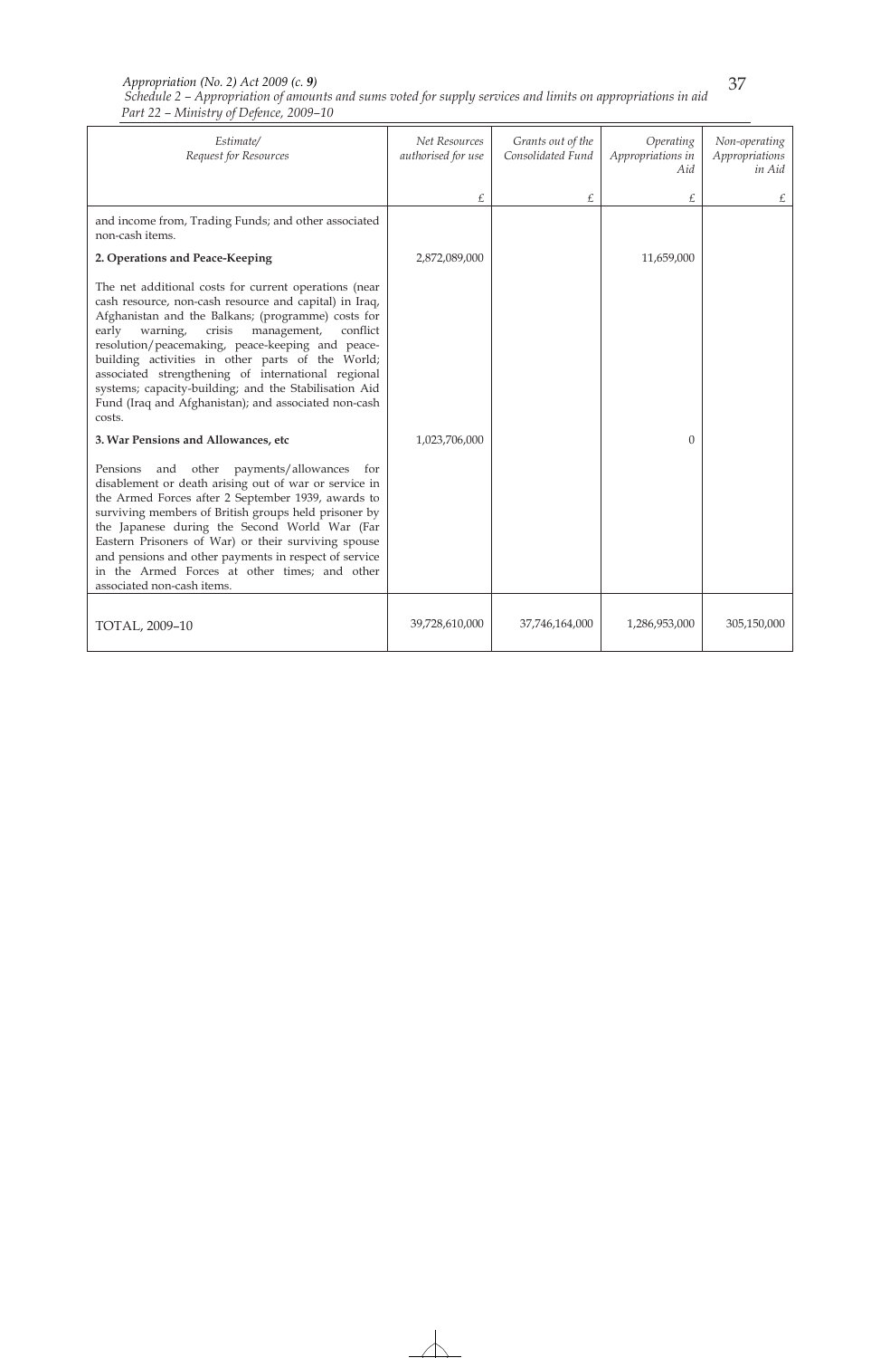| Estimate/ Request for Resources | Net Resources authorised for use | Grants out of the Consolidated Fund | Operating Appropriations in Aid | Non-operating Appropriations in Aid |
|---|---|---|---|---|
| | £ | £ | £ | £ |
| and income from, Trading Funds; and other associated non-cash items. | | | | |
| **2. Operations and Peace-Keeping** | 2,872,089,000 | | 11,659,000 | |
| The net additional costs for current operations (near cash resource, non-cash resource and capital) in Iraq, Afghanistan and the Balkans; (programme) costs for early warning, crisis management, conflict resolution/peacemaking, peace-keeping and peace-building activities in other parts of the World; associated strengthening of international regional systems; capacity-building; and the Stabilisation Aid Fund (Iraq and Afghanistan); and associated non-cash costs. | | | | |
| **3. War Pensions and Allowances, etc** | 1,023,706,000 | | 0 | |
| Pensions and other payments/allowances for disablement or death arising out of war or service in the Armed Forces after 2 September 1939, awards to surviving members of British groups held prisoner by the Japanese during the Second World War (Far Eastern Prisoners of War) or their surviving spouse and pensions and other payments in respect of service in the Armed Forces at other times; and other associated non-cash items. | | | | |
| TOTAL, 2009–10 | 39,728,610,000 | 37,746,164,000 | 1,286,953,000 | 305,150,000 |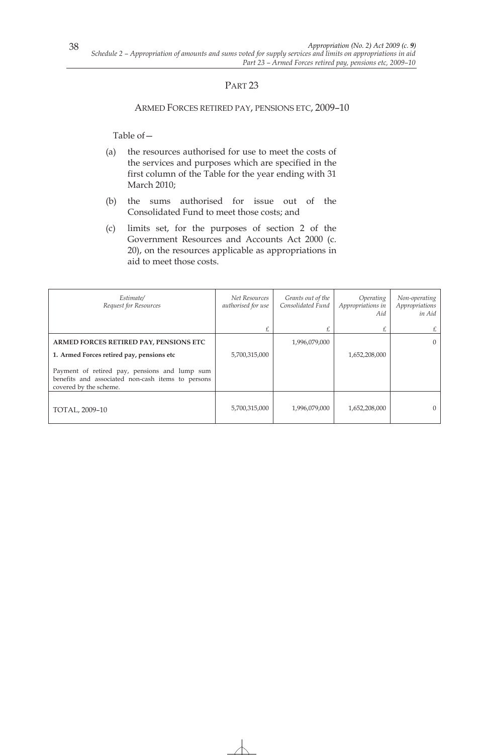## PART 23

### ARMED FORCES RETIRED PAY, PENSIONS ETC, 2009–10

Table of—

(a) the resources authorised for use to meet the costs of the services and purposes which are specified in the first column of the Table for the year ending with 31 March 2010;

(b) the sums authorised for issue out of the Consolidated Fund to meet those costs; and

(c) limits set, for the purposes of section 2 of the Government Resources and Accounts Act 2000 (c. 20), on the resources applicable as appropriations in aid to meet those costs.

| *Estimate/ Request for Resources* | *Net Resources authorised for use* | *Grants out of the Consolidated Fund* | *Operating Appropriations in Aid* | *Non-operating Appropriations in Aid* |
|---|---|---|---|---|
| | £ | £ | £ | £ |
| **ARMED FORCES RETIRED PAY, PENSIONS ETC** | | 1,996,079,000 | | 0 |
| **1. Armed Forces retired pay, pensions etc** | 5,700,315,000 | | 1,652,208,000 | |
| Payment of retired pay, pensions and lump sum benefits and associated non-cash items to persons covered by the scheme. | | | | |
| TOTAL, 2009–10 | 5,700,315,000 | 1,996,079,000 | 1,652,208,000 | 0 |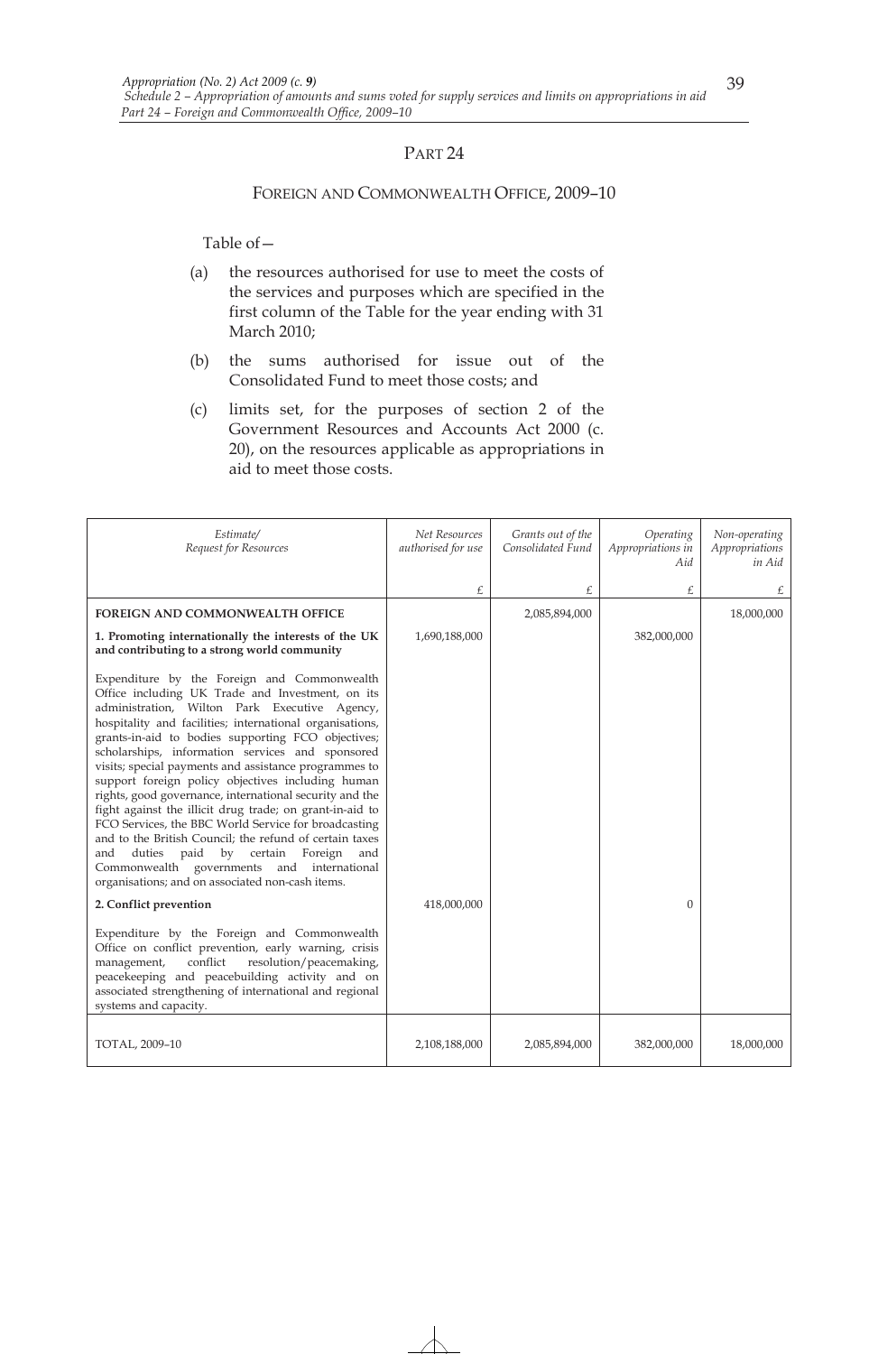## PART 24

### FOREIGN AND COMMONWEALTH OFFICE, 2009–10

Table of—

(a) the resources authorised for use to meet the costs of the services and purposes which are specified in the first column of the Table for the year ending with 31 March 2010;

(b) the sums authorised for issue out of the Consolidated Fund to meet those costs; and

(c) limits set, for the purposes of section 2 of the Government Resources and Accounts Act 2000 (c. 20), on the resources applicable as appropriations in aid to meet those costs.

| *Estimate/ Request for Resources* | *Net Resources authorised for use* | *Grants out of the Consolidated Fund* | *Operating Appropriations in Aid* | *Non-operating Appropriations in Aid* |
|---|---|---|---|---|
| | £ | £ | £ | £ |
| **FOREIGN AND COMMONWEALTH OFFICE** | | 2,085,894,000 | | 18,000,000 |
| **1. Promoting internationally the interests of the UK and contributing to a strong world community** | 1,690,188,000 | | 382,000,000 | |
| Expenditure by the Foreign and Commonwealth Office including UK Trade and Investment, on its administration, Wilton Park Executive Agency, hospitality and facilities; international organisations, grants-in-aid to bodies supporting FCO objectives; scholarships, information services and sponsored visits; special payments and assistance programmes to support foreign policy objectives including human rights, good governance, international security and the fight against the illicit drug trade; on grant-in-aid to FCO Services, the BBC World Service for broadcasting and to the British Council; the refund of certain taxes and duties paid by certain Foreign and Commonwealth governments and international organisations; and on associated non-cash items. | | | | |
| **2. Conflict prevention** | 418,000,000 | | 0 | |
| Expenditure by the Foreign and Commonwealth Office on conflict prevention, early warning, crisis management, conflict resolution/peacemaking, peacekeeping and peacebuilding activity and on associated strengthening of international and regional systems and capacity. | | | | |
| TOTAL, 2009–10 | 2,108,188,000 | 2,085,894,000 | 382,000,000 | 18,000,000 |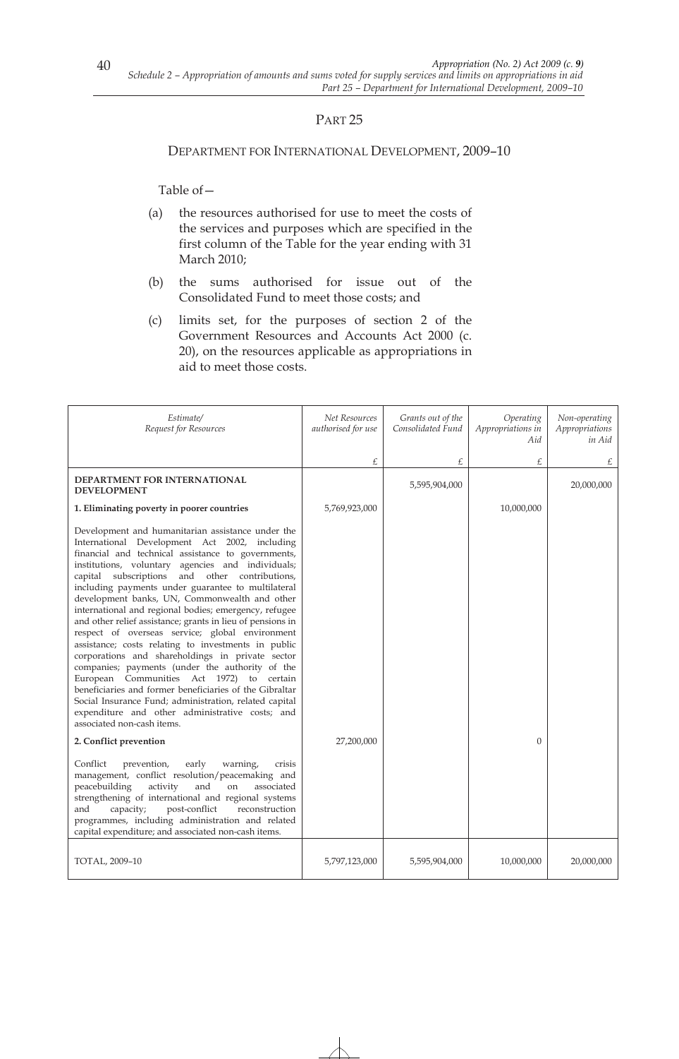# PART 25

## DEPARTMENT FOR INTERNATIONAL DEVELOPMENT, 2009–10

Table of—

(a) the resources authorised for use to meet the costs of the services and purposes which are specified in the first column of the Table for the year ending with 31 March 2010;

(b) the sums authorised for issue out of the Consolidated Fund to meet those costs; and

(c) limits set, for the purposes of section 2 of the Government Resources and Accounts Act 2000 (c. 20), on the resources applicable as appropriations in aid to meet those costs.

| *Estimate/ Request for Resources* | *Net Resources authorised for use* | *Grants out of the Consolidated Fund* | *Operating Appropriations in Aid* | *Non-operating Appropriations in Aid* |
|---|---|---|---|---|
| | £ | £ | £ | £ |
| **DEPARTMENT FOR INTERNATIONAL DEVELOPMENT** | | 5,595,904,000 | | 20,000,000 |
| **1. Eliminating poverty in poorer countries** | 5,769,923,000 | | 10,000,000 | |
| Development and humanitarian assistance under the International Development Act 2002, including financial and technical assistance to governments, institutions, voluntary agencies and individuals; capital subscriptions and other contributions, including payments under guarantee to multilateral development banks, UN, Commonwealth and other international and regional bodies; emergency, refugee and other relief assistance; grants in lieu of pensions in respect of overseas service; global environment assistance; costs relating to investments in public corporations and shareholdings in private sector companies; payments (under the authority of the European Communities Act 1972) to certain beneficiaries and former beneficiaries of the Gibraltar Social Insurance Fund; administration, related capital expenditure and other administrative costs; and associated non-cash items. | | | | |
| **2. Conflict prevention** | 27,200,000 | | 0 | |
| Conflict prevention, early warning, crisis management, conflict resolution/peacemaking and peacebuilding activity and on associated strengthening of international and regional systems and capacity; post-conflict reconstruction programmes, including administration and related capital expenditure; and associated non-cash items. | | | | |
| TOTAL, 2009–10 | 5,797,123,000 | 5,595,904,000 | 10,000,000 | 20,000,000 |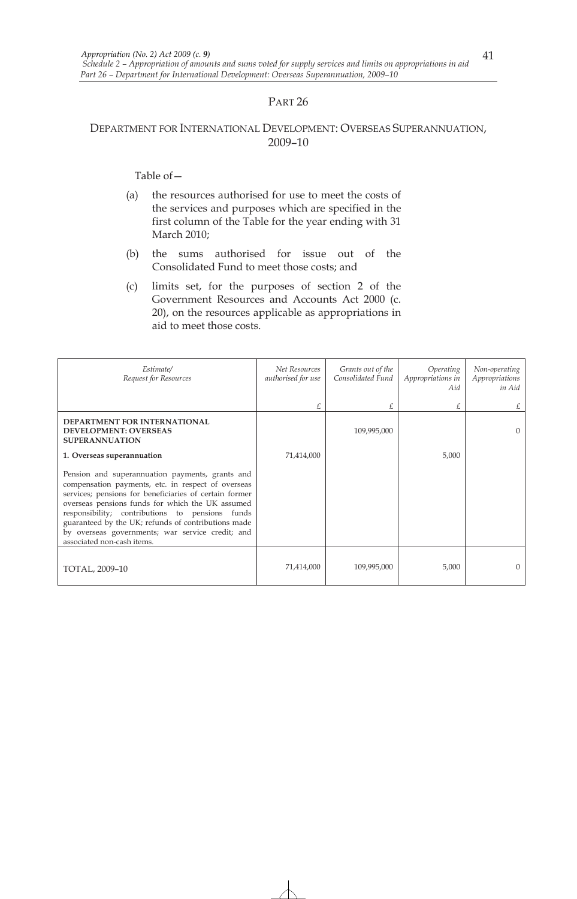## PART 26

## DEPARTMENT FOR INTERNATIONAL DEVELOPMENT: OVERSEAS SUPERANNUATION, 2009–10

Table of—

(a) the resources authorised for use to meet the costs of the services and purposes which are specified in the first column of the Table for the year ending with 31 March 2010;

(b) the sums authorised for issue out of the Consolidated Fund to meet those costs; and

(c) limits set, for the purposes of section 2 of the Government Resources and Accounts Act 2000 (c. 20), on the resources applicable as appropriations in aid to meet those costs.

| *Estimate/ Request for Resources* | *Net Resources authorised for use* | *Grants out of the Consolidated Fund* | *Operating Appropriations in Aid* | *Non-operating Appropriations in Aid* |
|---|---|---|---|---|
| | £ | £ | £ | £ |
| **DEPARTMENT FOR INTERNATIONAL DEVELOPMENT: OVERSEAS SUPERANNUATION** | | 109,995,000 | | 0 |
| **1. Overseas superannuation** | 71,414,000 | | 5,000 | |
| Pension and superannuation payments, grants and compensation payments, etc. in respect of overseas services; pensions for beneficiaries of certain former overseas pensions funds for which the UK assumed responsibility; contributions to pensions funds guaranteed by the UK; refunds of contributions made by overseas governments; war service credit; and associated non-cash items. | | | | |
| TOTAL, 2009–10 | 71,414,000 | 109,995,000 | 5,000 | 0 |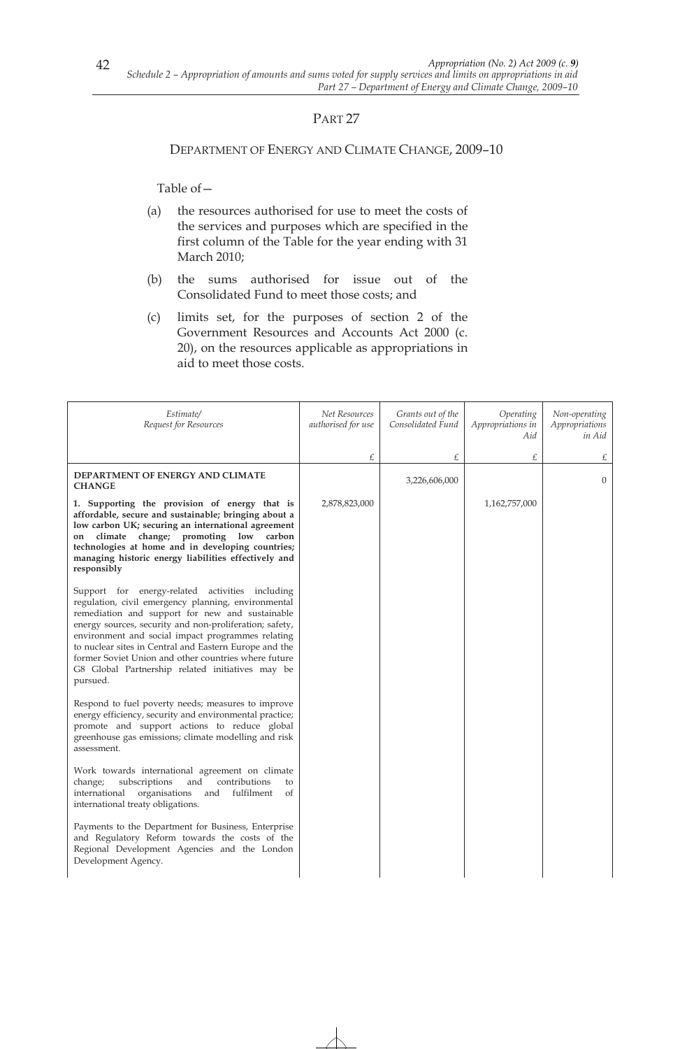## PART 27

### DEPARTMENT OF ENERGY AND CLIMATE CHANGE, 2009–10

Table of—

(a) the resources authorised for use to meet the costs of the services and purposes which are specified in the first column of the Table for the year ending with 31 March 2010;

(b) the sums authorised for issue out of the Consolidated Fund to meet those costs; and

(c) limits set, for the purposes of section 2 of the Government Resources and Accounts Act 2000 (c. 20), on the resources applicable as appropriations in aid to meet those costs.

| *Estimate/ Request for Resources* | *Net Resources authorised for use* | *Grants out of the Consolidated Fund* | *Operating Appropriations in Aid* | *Non-operating Appropriations in Aid* |
|---|---|---|---|---|
| | £ | £ | £ | £ |
| **DEPARTMENT OF ENERGY AND CLIMATE CHANGE** | | 3,226,606,000 | | 0 |
| **1. Supporting the provision of energy that is affordable, secure and sustainable; bringing about a low carbon UK; securing an international agreement on climate change; promoting low carbon technologies at home and in developing countries; managing historic energy liabilities effectively and responsibly** | 2,878,823,000 | | 1,162,757,000 | |
| Support for energy-related activities including regulation, civil emergency planning, environmental remediation and support for new and sustainable energy sources, security and non-proliferation; safety, environment and social impact programmes relating to nuclear sites in Central and Eastern Europe and the former Soviet Union and other countries where future G8 Global Partnership related initiatives may be pursued. | | | | |
| Respond to fuel poverty needs; measures to improve energy efficiency, security and environmental practice; promote and support actions to reduce global greenhouse gas emissions; climate modelling and risk assessment. | | | | |
| Work towards international agreement on climate change; subscriptions and contributions to international organisations and fulfilment of international treaty obligations. | | | | |
| Payments to the Department for Business, Enterprise and Regulatory Reform towards the costs of the Regional Development Agencies and the London Development Agency. | | | | |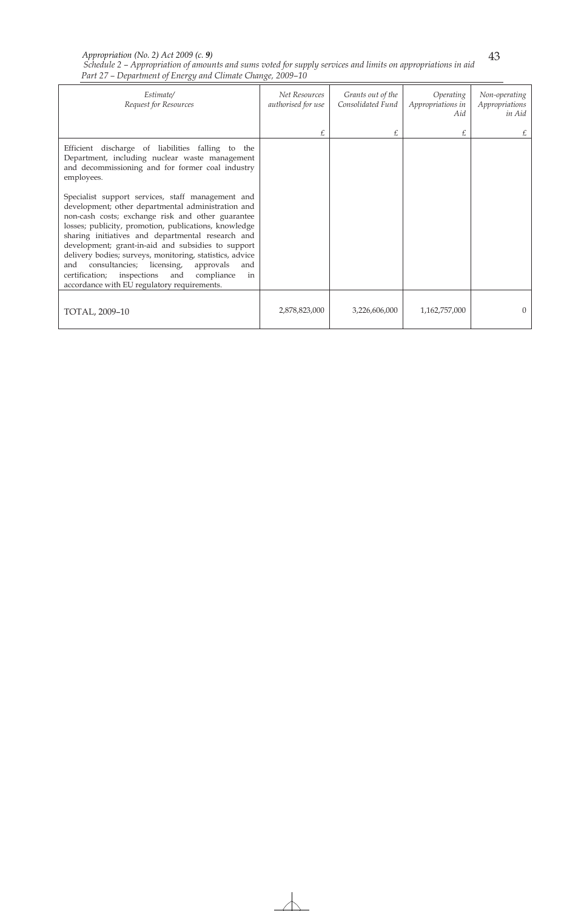| *Estimate/ Request for Resources* | *Net Resources authorised for use* | *Grants out of the Consolidated Fund* | *Operating Appropriations in Aid* | *Non-operating Appropriations in Aid* |
|---|---|---|---|---|
| | £ | £ | £ | £ |
| Efficient discharge of liabilities falling to the Department, including nuclear waste management and decommissioning and for former coal industry employees.<br><br>Specialist support services, staff management and development; other departmental administration and non-cash costs; exchange risk and other guarantee losses; publicity, promotion, publications, knowledge sharing initiatives and departmental research and development; grant-in-aid and subsidies to support delivery bodies; surveys, monitoring, statistics, advice and consultancies; licensing, approvals and certification; inspections and compliance in accordance with EU regulatory requirements. | | | | |
| TOTAL, 2009–10 | 2,878,823,000 | 3,226,606,000 | 1,162,757,000 | 0 |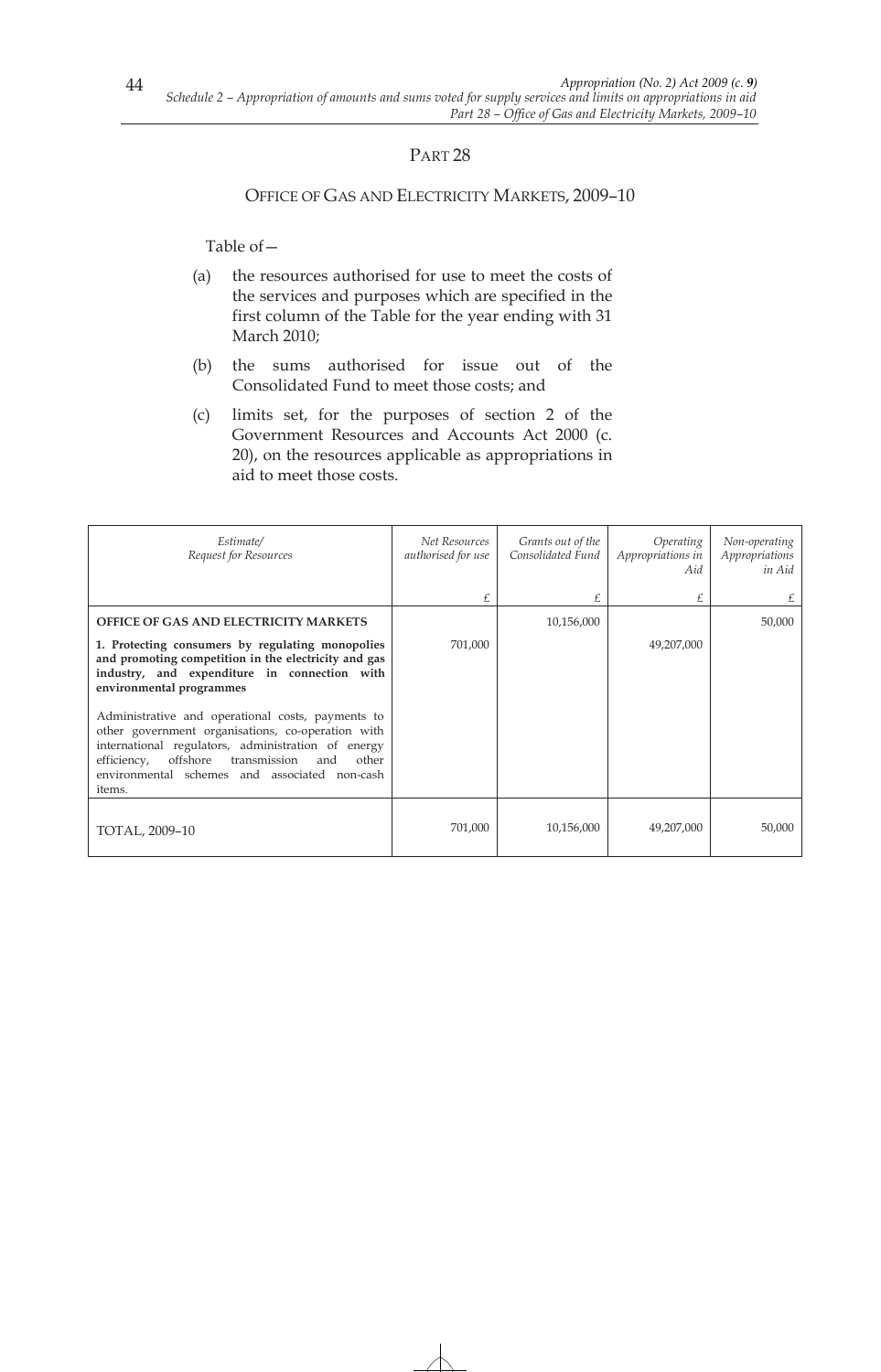## PART 28

### OFFICE OF GAS AND ELECTRICITY MARKETS, 2009–10

Table of—

(a) the resources authorised for use to meet the costs of the services and purposes which are specified in the first column of the Table for the year ending with 31 March 2010;

(b) the sums authorised for issue out of the Consolidated Fund to meet those costs; and

(c) limits set, for the purposes of section 2 of the Government Resources and Accounts Act 2000 (c. 20), on the resources applicable as appropriations in aid to meet those costs.

| *Estimate/ Request for Resources* | *Net Resources authorised for use* | *Grants out of the Consolidated Fund* | *Operating Appropriations in Aid* | *Non-operating Appropriations in Aid* |
|---|---|---|---|---|
| | £ | £ | £ | £ |
| **OFFICE OF GAS AND ELECTRICITY MARKETS** | | 10,156,000 | | 50,000 |
| **1. Protecting consumers by regulating monopolies and promoting competition in the electricity and gas industry, and expenditure in connection with environmental programmes** | 701,000 | | 49,207,000 | |
| Administrative and operational costs, payments to other government organisations, co-operation with international regulators, administration of energy efficiency, offshore transmission and other environmental schemes and associated non-cash items. | | | | |
| TOTAL, 2009–10 | 701,000 | 10,156,000 | 49,207,000 | 50,000 |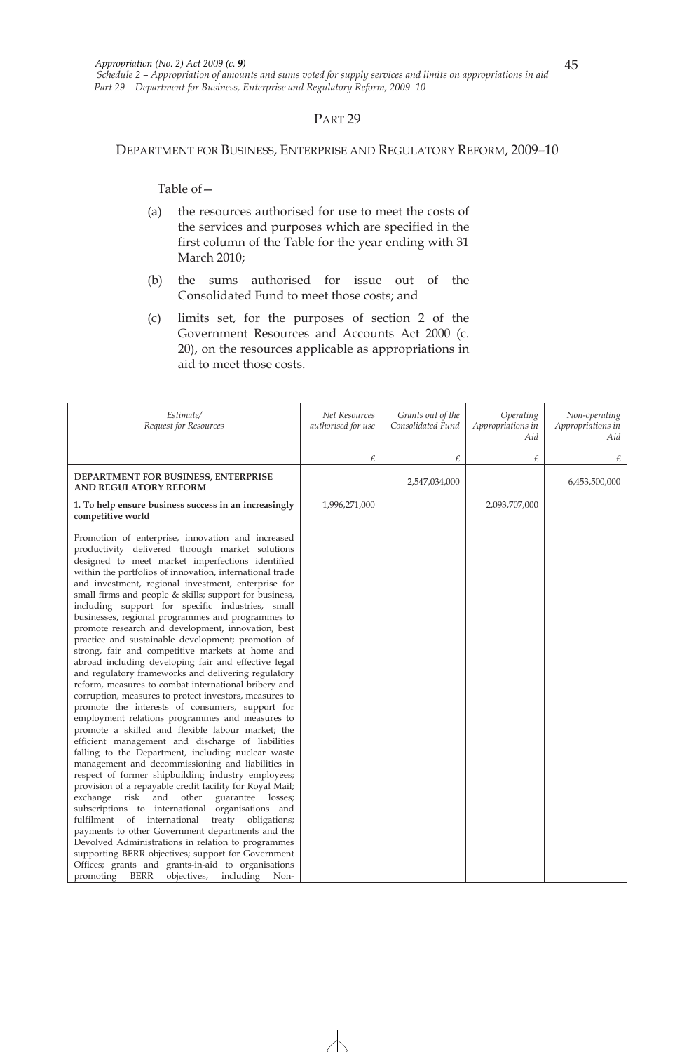## PART 29

## DEPARTMENT FOR BUSINESS, ENTERPRISE AND REGULATORY REFORM, 2009–10

Table of—

(a) the resources authorised for use to meet the costs of the services and purposes which are specified in the first column of the Table for the year ending with 31 March 2010;

(b) the sums authorised for issue out of the Consolidated Fund to meet those costs; and

(c) limits set, for the purposes of section 2 of the Government Resources and Accounts Act 2000 (c. 20), on the resources applicable as appropriations in aid to meet those costs.

| *Estimate/ Request for Resources* | *Net Resources authorised for use* | *Grants out of the Consolidated Fund* | *Operating Appropriations in Aid* | *Non-operating Appropriations in Aid* |
|---|---|---|---|---|
| | £ | £ | £ | £ |
| **DEPARTMENT FOR BUSINESS, ENTERPRISE AND REGULATORY REFORM** | | 2,547,034,000 | | 6,453,500,000 |
| **1. To help ensure business success in an increasingly competitive world** | 1,996,271,000 | | 2,093,707,000 | |
| Promotion of enterprise, innovation and increased productivity delivered through market solutions designed to meet market imperfections identified within the portfolios of innovation, international trade and investment, regional investment, enterprise for small firms and people & skills; support for business, including support for specific industries, small businesses, regional programmes and programmes to promote research and development, innovation, best practice and sustainable development; promotion of strong, fair and competitive markets at home and abroad including developing fair and effective legal and regulatory frameworks and delivering regulatory reform, measures to combat international bribery and corruption, measures to protect investors, measures to promote the interests of consumers, support for employment relations programmes and measures to promote a skilled and flexible labour market; the efficient management and discharge of liabilities falling to the Department, including nuclear waste management and decommissioning and liabilities in respect of former shipbuilding industry employees; provision of a repayable credit facility for Royal Mail; exchange risk and other guarantee losses; subscriptions to international organisations and fulfilment of international treaty obligations; payments to other Government departments and the Devolved Administrations in relation to programmes supporting BERR objectives; support for Government Offices; grants and grants-in-aid to organisations promoting BERR objectives, including Non- | | | | |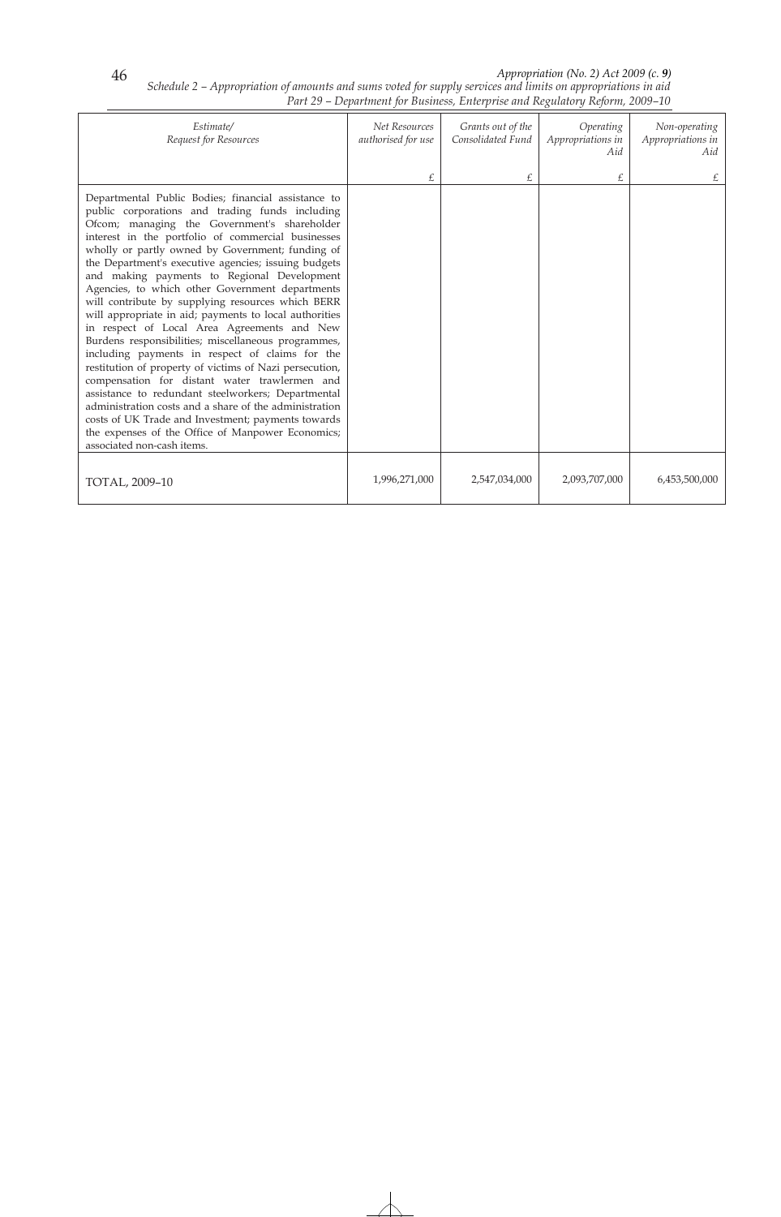| *Estimate/ Request for Resources* | *Net Resources authorised for use* | *Grants out of the Consolidated Fund* | *Operating Appropriations in Aid* | *Non-operating Appropriations in Aid* |
|---|---|---|---|---|
| | £ | £ | £ | £ |
| Departmental Public Bodies; financial assistance to public corporations and trading funds including Ofcom; managing the Government's shareholder interest in the portfolio of commercial businesses wholly or partly owned by Government; funding of the Department's executive agencies; issuing budgets and making payments to Regional Development Agencies, to which other Government departments will contribute by supplying resources which BERR will appropriate in aid; payments to local authorities in respect of Local Area Agreements and New Burdens responsibilities; miscellaneous programmes, including payments in respect of claims for the restitution of property of victims of Nazi persecution, compensation for distant water trawlermen and assistance to redundant steelworkers; Departmental administration costs and a share of the administration costs of UK Trade and Investment; payments towards the expenses of the Office of Manpower Economics; associated non-cash items. | | | | |
| TOTAL, 2009–10 | 1,996,271,000 | 2,547,034,000 | 2,093,707,000 | 6,453,500,000 |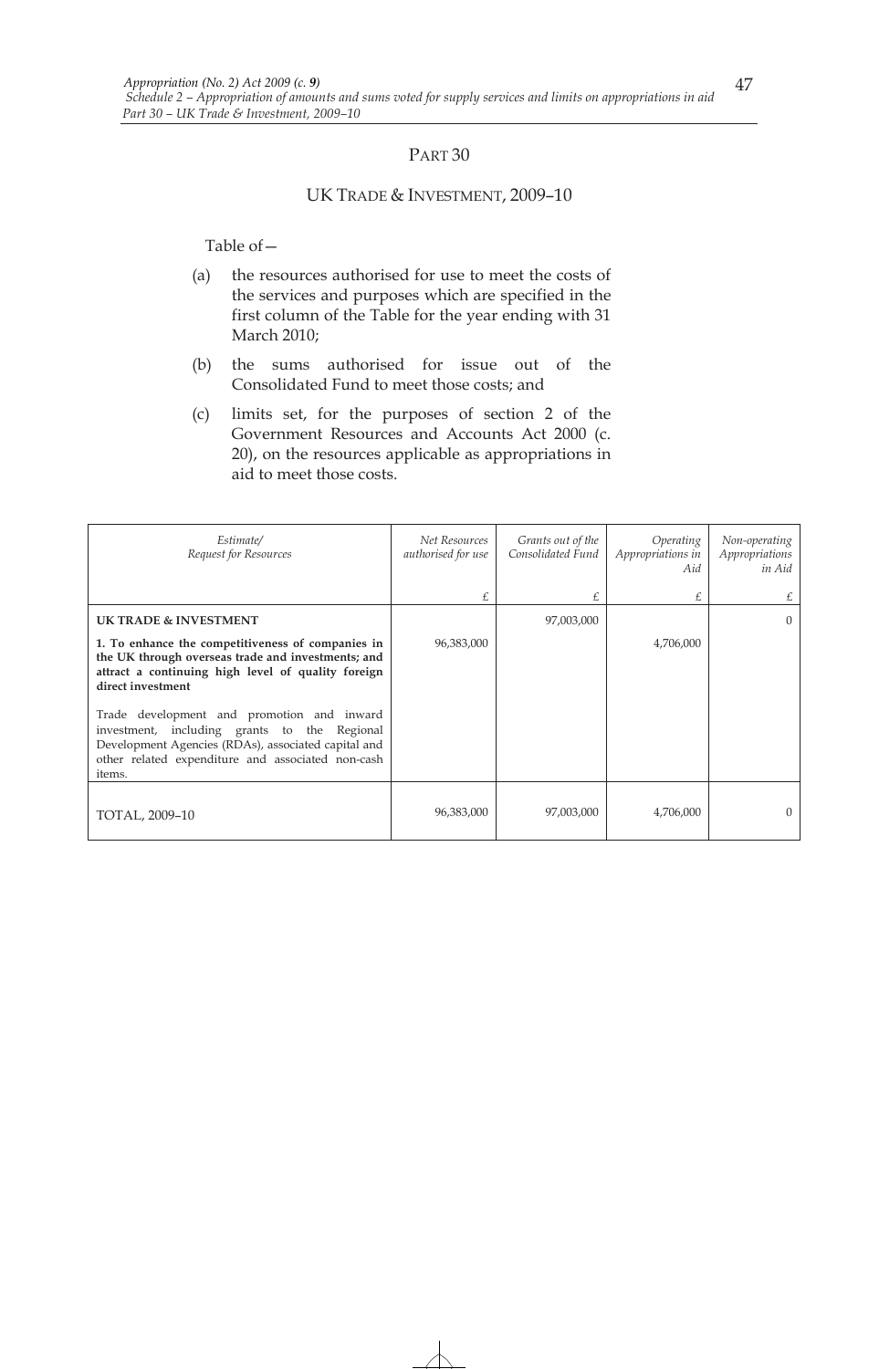## PART 30

## UK TRADE & INVESTMENT, 2009–10

Table of—

(a) the resources authorised for use to meet the costs of the services and purposes which are specified in the first column of the Table for the year ending with 31 March 2010;

(b) the sums authorised for issue out of the Consolidated Fund to meet those costs; and

(c) limits set, for the purposes of section 2 of the Government Resources and Accounts Act 2000 (c. 20), on the resources applicable as appropriations in aid to meet those costs.

| *Estimate/ Request for Resources* | *Net Resources authorised for use* | *Grants out of the Consolidated Fund* | *Operating Appropriations in Aid* | *Non-operating Appropriations in Aid* |
|---|---|---|---|---|
| | £ | £ | £ | £ |
| **UK TRADE & INVESTMENT** | | 97,003,000 | | 0 |
| **1. To enhance the competitiveness of companies in the UK through overseas trade and investments; and attract a continuing high level of quality foreign direct investment** | 96,383,000 | | 4,706,000 | |
| Trade development and promotion and inward investment, including grants to the Regional Development Agencies (RDAs), associated capital and other related expenditure and associated non-cash items. | | | | |
| TOTAL, 2009–10 | 96,383,000 | 97,003,000 | 4,706,000 | 0 |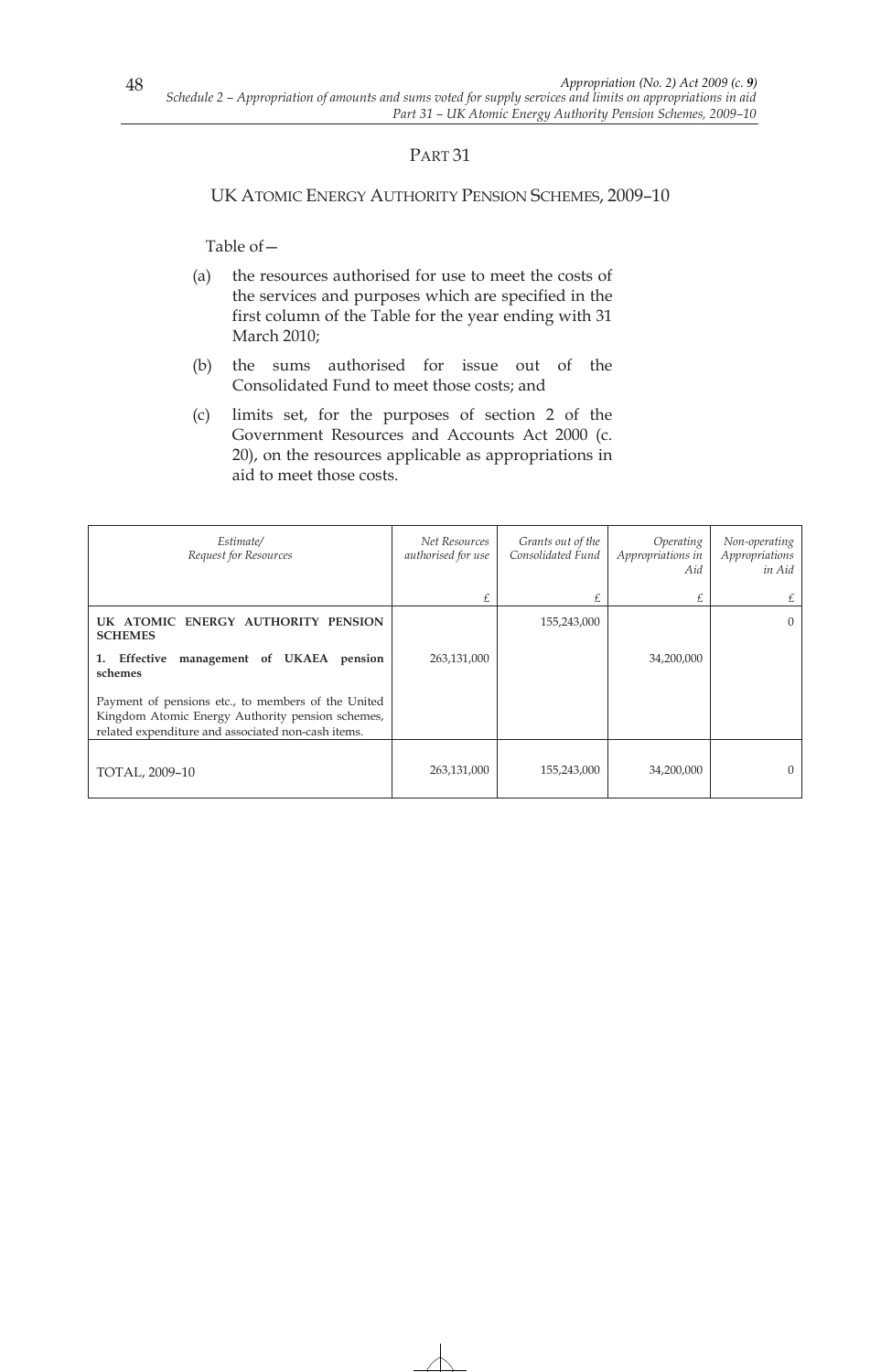## PART 31

### UK ATOMIC ENERGY AUTHORITY PENSION SCHEMES, 2009–10

Table of—

(a) the resources authorised for use to meet the costs of the services and purposes which are specified in the first column of the Table for the year ending with 31 March 2010;

(b) the sums authorised for issue out of the Consolidated Fund to meet those costs; and

(c) limits set, for the purposes of section 2 of the Government Resources and Accounts Act 2000 (c. 20), on the resources applicable as appropriations in aid to meet those costs.

| *Estimate/ Request for Resources* | *Net Resources authorised for use* | *Grants out of the Consolidated Fund* | *Operating Appropriations in Aid* | *Non-operating Appropriations in Aid* |
|---|---|---|---|---|
| | £ | £ | £ | £ |
| **UK ATOMIC ENERGY AUTHORITY PENSION SCHEMES** | | 155,243,000 | | 0 |
| **1. Effective management of UKAEA pension schemes** | 263,131,000 | | 34,200,000 | |
| Payment of pensions etc., to members of the United Kingdom Atomic Energy Authority pension schemes, related expenditure and associated non-cash items. | | | | |
| TOTAL, 2009–10 | 263,131,000 | 155,243,000 | 34,200,000 | 0 |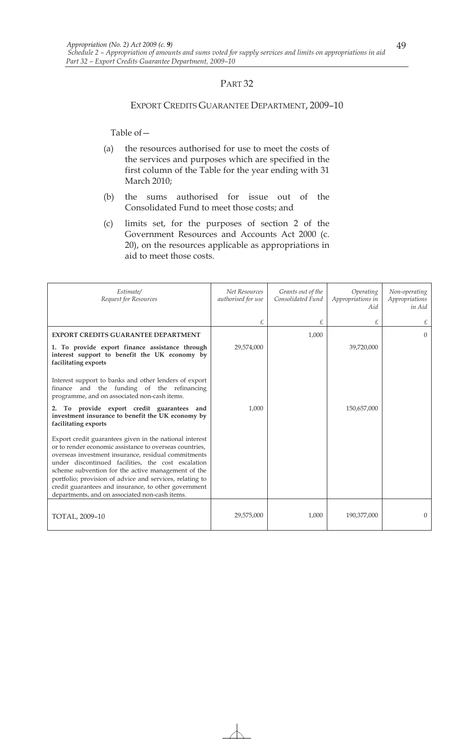## PART 32

### EXPORT CREDITS GUARANTEE DEPARTMENT, 2009–10

Table of—

(a) the resources authorised for use to meet the costs of the services and purposes which are specified in the first column of the Table for the year ending with 31 March 2010;

(b) the sums authorised for issue out of the Consolidated Fund to meet those costs; and

(c) limits set, for the purposes of section 2 of the Government Resources and Accounts Act 2000 (c. 20), on the resources applicable as appropriations in aid to meet those costs.

| *Estimate/ Request for Resources* | *Net Resources authorised for use* | *Grants out of the Consolidated Fund* | *Operating Appropriations in Aid* | *Non-operating Appropriations in Aid* |
|---|---|---|---|---|
| | £ | £ | £ | £ |
| **EXPORT CREDITS GUARANTEE DEPARTMENT** | | 1,000 | | 0 |
| **1. To provide export finance assistance through interest support to benefit the UK economy by facilitating exports** | 29,574,000 | | 39,720,000 | |
| Interest support to banks and other lenders of export finance and the funding of the refinancing programme, and on associated non-cash items. | | | | |
| **2. To provide export credit guarantees and investment insurance to benefit the UK economy by facilitating exports** | 1,000 | | 150,657,000 | |
| Export credit guarantees given in the national interest or to render economic assistance to overseas countries, overseas investment insurance, residual commitments under discontinued facilities, the cost escalation scheme subvention for the active management of the portfolio; provision of advice and services, relating to credit guarantees and insurance, to other government departments, and on associated non-cash items. | | | | |
| TOTAL, 2009–10 | 29,575,000 | 1,000 | 190,377,000 | 0 |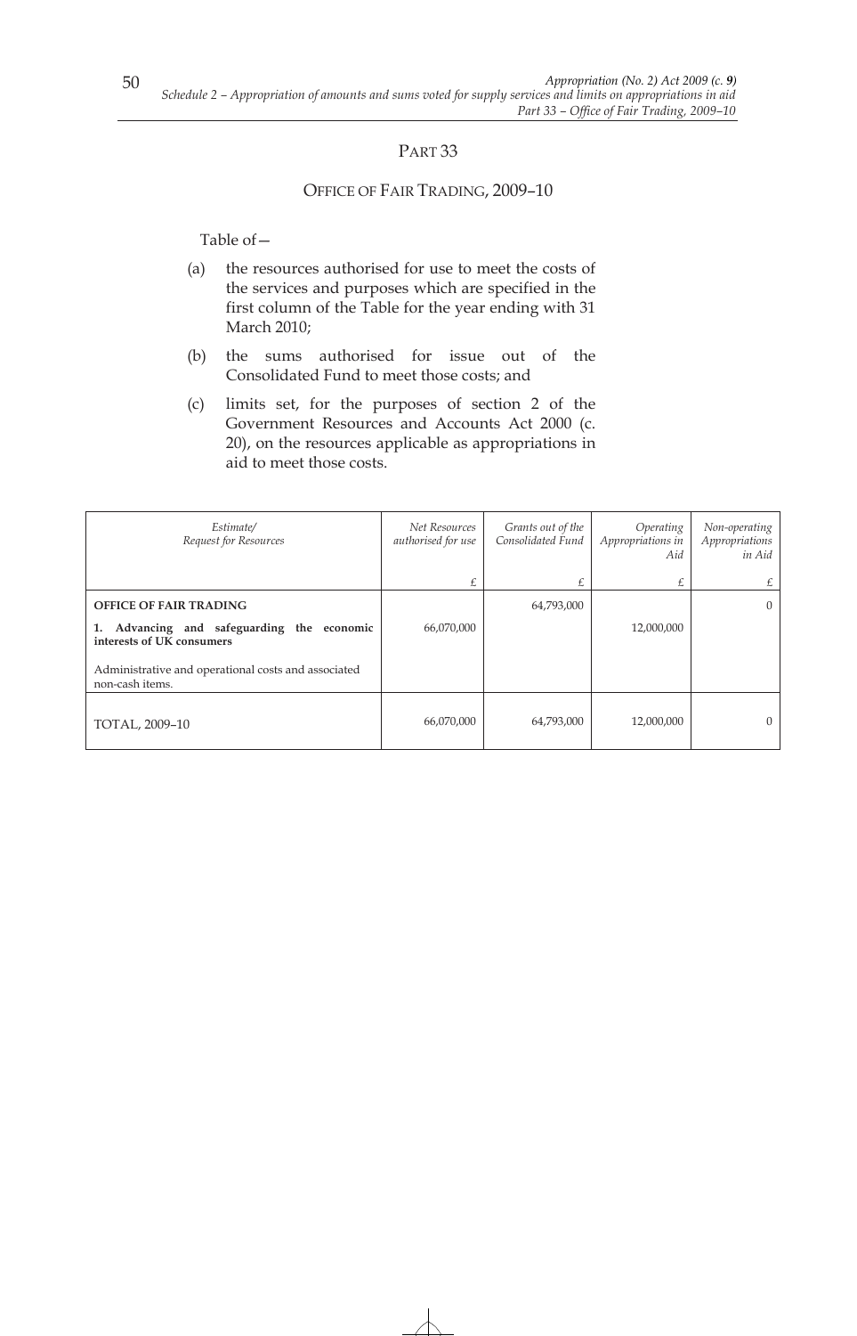## PART 33

### OFFICE OF FAIR TRADING, 2009–10

Table of—

(a) the resources authorised for use to meet the costs of the services and purposes which are specified in the first column of the Table for the year ending with 31 March 2010;

(b) the sums authorised for issue out of the Consolidated Fund to meet those costs; and

(c) limits set, for the purposes of section 2 of the Government Resources and Accounts Act 2000 (c. 20), on the resources applicable as appropriations in aid to meet those costs.

| *Estimate/ Request for Resources* | *Net Resources authorised for use* | *Grants out of the Consolidated Fund* | *Operating Appropriations in Aid* | *Non-operating Appropriations in Aid* |
|---|---|---|---|---|
| | £ | £ | £ | £ |
| **OFFICE OF FAIR TRADING** | | 64,793,000 | | 0 |
| **1. Advancing and safeguarding the economic interests of UK consumers** | 66,070,000 | | 12,000,000 | |
| Administrative and operational costs and associated non-cash items. | | | | |
| TOTAL, 2009–10 | 66,070,000 | 64,793,000 | 12,000,000 | 0 |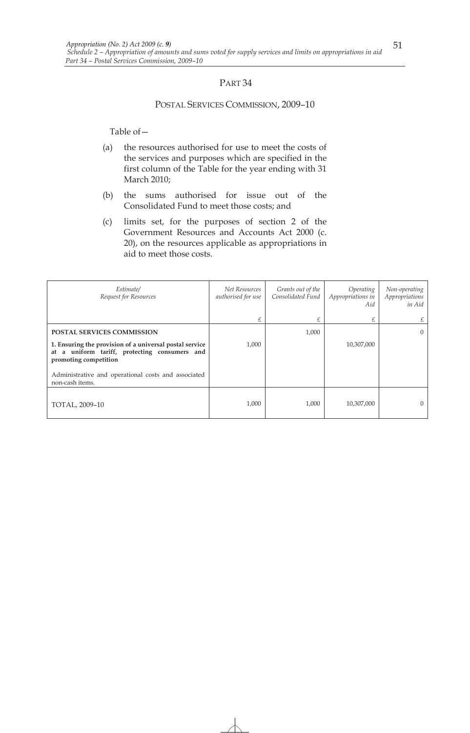# PART 34

## POSTAL SERVICES COMMISSION, 2009–10

Table of—

(a) the resources authorised for use to meet the costs of the services and purposes which are specified in the first column of the Table for the year ending with 31 March 2010;

(b) the sums authorised for issue out of the Consolidated Fund to meet those costs; and

(c) limits set, for the purposes of section 2 of the Government Resources and Accounts Act 2000 (c. 20), on the resources applicable as appropriations in aid to meet those costs.

| *Estimate/ Request for Resources* | *Net Resources authorised for use* | *Grants out of the Consolidated Fund* | *Operating Appropriations in Aid* | *Non-operating Appropriations in Aid* |
|---|---|---|---|---|
| | £ | £ | £ | £ |
| **POSTAL SERVICES COMMISSION** | | 1,000 | | 0 |
| **1. Ensuring the provision of a universal postal service at a uniform tariff, protecting consumers and promoting competition** | 1,000 | | 10,307,000 | |
| Administrative and operational costs and associated non-cash items. | | | | |
| TOTAL, 2009–10 | 1,000 | 1,000 | 10,307,000 | 0 |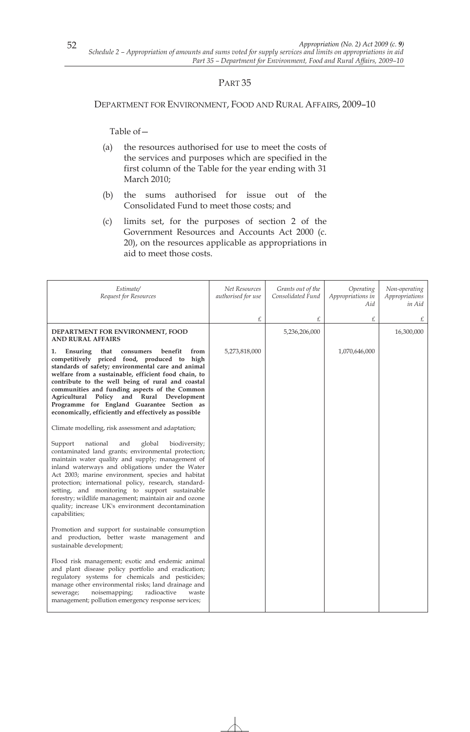# PART 35

## DEPARTMENT FOR ENVIRONMENT, FOOD AND RURAL AFFAIRS, 2009–10

Table of—

(a) the resources authorised for use to meet the costs of the services and purposes which are specified in the first column of the Table for the year ending with 31 March 2010;

(b) the sums authorised for issue out of the Consolidated Fund to meet those costs; and

(c) limits set, for the purposes of section 2 of the Government Resources and Accounts Act 2000 (c. 20), on the resources applicable as appropriations in aid to meet those costs.

| *Estimate/ Request for Resources* | *Net Resources authorised for use* | *Grants out of the Consolidated Fund* | *Operating Appropriations in Aid* | *Non-operating Appropriations in Aid* |
|---|---|---|---|---|
| | £ | £ | £ | £ |
| **DEPARTMENT FOR ENVIRONMENT, FOOD AND RURAL AFFAIRS** | | 5,236,206,000 | | 16,300,000 |
| **1. Ensuring that consumers benefit from competitively priced food, produced to high standards of safety; environmental care and animal welfare from a sustainable, efficient food chain, to contribute to the well being of rural and coastal communities and funding aspects of the Common Agricultural Policy and Rural Development Programme for England Guarantee Section as economically, efficiently and effectively as possible** | 5,273,818,000 | | 1,070,646,000 | |
| Climate modelling, risk assessment and adaptation; | | | | |
| Support national and global biodiversity; contaminated land grants; environmental protection; maintain water quality and supply; management of inland waterways and obligations under the Water Act 2003; marine environment, species and habitat protection; international policy, research, standard-setting, and monitoring to support sustainable forestry; wildlife management; maintain air and ozone quality; increase UK's environment decontamination capabilities; | | | | |
| Promotion and support for sustainable consumption and production, better waste management and sustainable development; | | | | |
| Flood risk management; exotic and endemic animal and plant disease policy portfolio and eradication; regulatory systems for chemicals and pesticides; manage other environmental risks; land drainage and sewerage; noisemapping; radioactive waste management; pollution emergency response services; | | | | |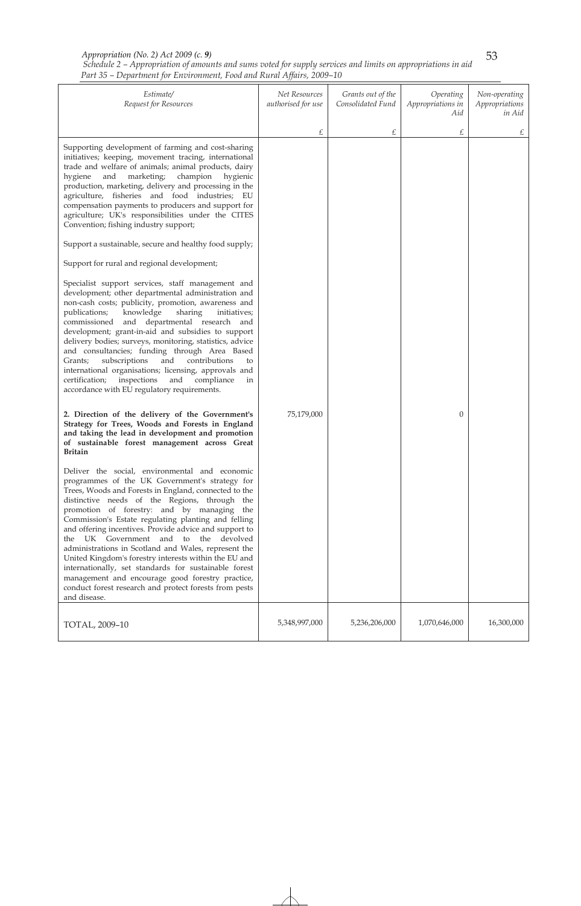| Estimate/ Request for Resources | Net Resources authorised for use | Grants out of the Consolidated Fund | Operating Appropriations in Aid | Non-operating Appropriations in Aid |
|---|---|---|---|---|
| | £ | £ | £ | £ |
| Supporting development of farming and cost-sharing initiatives; keeping, movement tracing, international trade and welfare of animals; animal products, dairy hygiene and marketing; champion hygienic production, marketing, delivery and processing in the agriculture, fisheries and food industries; EU compensation payments to producers and support for agriculture; UK's responsibilities under the CITES Convention; fishing industry support; | | | | |
| Support a sustainable, secure and healthy food supply; | | | | |
| Support for rural and regional development; | | | | |
| Specialist support services, staff management and development; other departmental administration and non-cash costs; publicity, promotion, awareness and publications; knowledge sharing initiatives; commissioned and departmental research and development; grant-in-aid and subsidies to support delivery bodies; surveys, monitoring, statistics, advice and consultancies; funding through Area Based Grants; subscriptions and contributions to international organisations; licensing, approvals and certification; inspections and compliance in accordance with EU regulatory requirements. | | | | |
| **2. Direction of the delivery of the Government's Strategy for Trees, Woods and Forests in England and taking the lead in development and promotion of sustainable forest management across Great Britain** | 75,179,000 | | 0 | |
| Deliver the social, environmental and economic programmes of the UK Government's strategy for Trees, Woods and Forests in England, connected to the distinctive needs of the Regions, through the promotion of forestry: and by managing the Commission's Estate regulating planting and felling and offering incentives. Provide advice and support to the UK Government and to the devolved administrations in Scotland and Wales, represent the United Kingdom's forestry interests within the EU and internationally, set standards for sustainable forest management and encourage good forestry practice, conduct forest research and protect forests from pests and disease. | | | | |
| TOTAL, 2009–10 | 5,348,997,000 | 5,236,206,000 | 1,070,646,000 | 16,300,000 |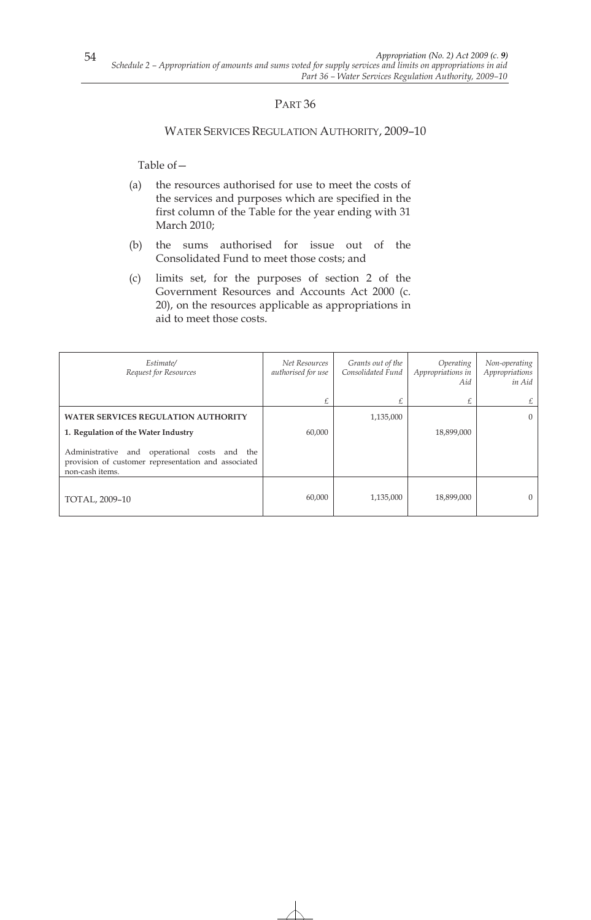## PART 36

### WATER SERVICES REGULATION AUTHORITY, 2009–10

Table of—

(a) the resources authorised for use to meet the costs of the services and purposes which are specified in the first column of the Table for the year ending with 31 March 2010;

(b) the sums authorised for issue out of the Consolidated Fund to meet those costs; and

(c) limits set, for the purposes of section 2 of the Government Resources and Accounts Act 2000 (c. 20), on the resources applicable as appropriations in aid to meet those costs.

| *Estimate/ Request for Resources* | *Net Resources authorised for use* | *Grants out of the Consolidated Fund* | *Operating Appropriations in Aid* | *Non-operating Appropriations in Aid* |
|---|---|---|---|---|
| | £ | £ | £ | £ |
| **WATER SERVICES REGULATION AUTHORITY** | | 1,135,000 | | 0 |
| **1. Regulation of the Water Industry** | 60,000 | | 18,899,000 | |
| Administrative and operational costs and the provision of customer representation and associated non-cash items. | | | | |
| TOTAL, 2009–10 | 60,000 | 1,135,000 | 18,899,000 | 0 |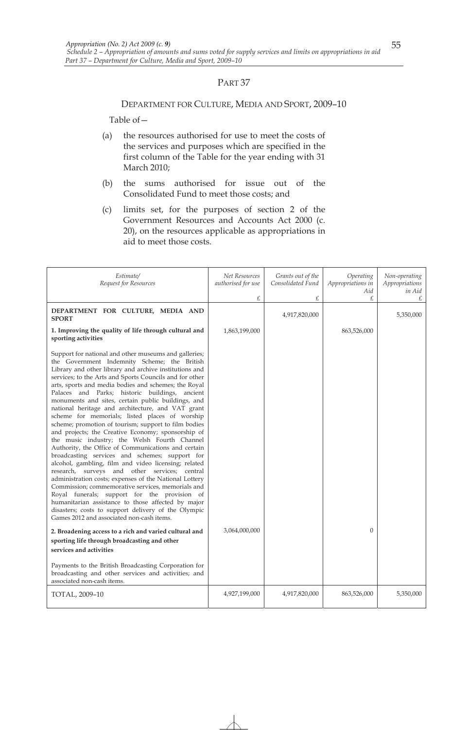# PART 37

## DEPARTMENT FOR CULTURE, MEDIA AND SPORT, 2009–10

Table of—

(a) the resources authorised for use to meet the costs of the services and purposes which are specified in the first column of the Table for the year ending with 31 March 2010;

(b) the sums authorised for issue out of the Consolidated Fund to meet those costs; and

(c) limits set, for the purposes of section 2 of the Government Resources and Accounts Act 2000 (c. 20), on the resources applicable as appropriations in aid to meet those costs.

| *Estimate/ Request for Resources* | *Net Resources authorised for use* £ | *Grants out of the Consolidated Fund* £ | *Operating Appropriations in Aid* £ | *Non-operating Appropriations in Aid* £ |
|---|---|---|---|---|
| **DEPARTMENT FOR CULTURE, MEDIA AND SPORT** | | 4,917,820,000 | | 5,350,000 |
| **1. Improving the quality of life through cultural and sporting activities** | 1,863,199,000 | | 863,526,000 | |
| Support for national and other museums and galleries; the Government Indemnity Scheme; the British Library and other library and archive institutions and services; to the Arts and Sports Councils and for other arts, sports and media bodies and schemes; the Royal Palaces and Parks; historic buildings, ancient monuments and sites, certain public buildings, and national heritage and architecture, and VAT grant scheme for memorials; listed places of worship scheme; promotion of tourism; support to film bodies and projects; the Creative Economy; sponsorship of the music industry; the Welsh Fourth Channel Authority, the Office of Communications and certain broadcasting services and schemes; support for alcohol, gambling, film and video licensing; related research, surveys and other services; central administration costs; expenses of the National Lottery Commission; commemorative services, memorials and Royal funerals; support for the provision of humanitarian assistance to those affected by major disasters; costs to support delivery of the Olympic Games 2012 and associated non-cash items. | | | | |
| **2. Broadening access to a rich and varied cultural and sporting life through broadcasting and other services and activities** | 3,064,000,000 | | 0 | |
| Payments to the British Broadcasting Corporation for broadcasting and other services and activities; and associated non-cash items. | | | | |
| TOTAL, 2009–10 | 4,927,199,000 | 4,917,820,000 | 863,526,000 | 5,350,000 |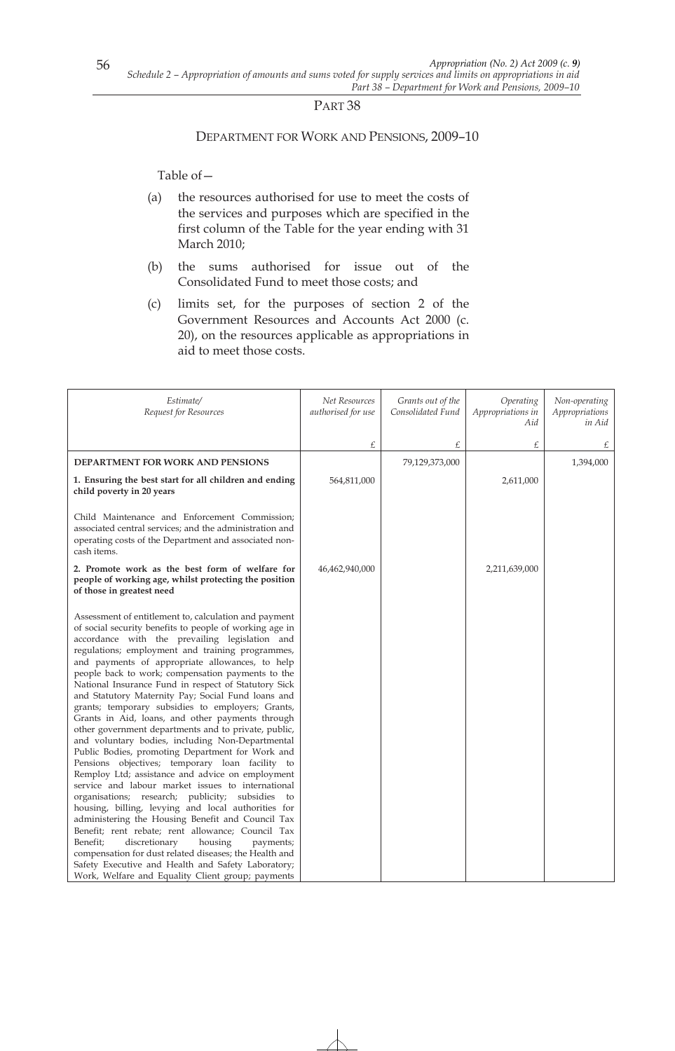## PART 38

### DEPARTMENT FOR WORK AND PENSIONS, 2009–10

Table of—

(a) the resources authorised for use to meet the costs of the services and purposes which are specified in the first column of the Table for the year ending with 31 March 2010;

(b) the sums authorised for issue out of the Consolidated Fund to meet those costs; and

(c) limits set, for the purposes of section 2 of the Government Resources and Accounts Act 2000 (c. 20), on the resources applicable as appropriations in aid to meet those costs.

| *Estimate/ Request for Resources* | *Net Resources authorised for use* | *Grants out of the Consolidated Fund* | *Operating Appropriations in Aid* | *Non-operating Appropriations in Aid* |
|---|---|---|---|---|
| | £ | £ | £ | £ |
| **DEPARTMENT FOR WORK AND PENSIONS** | | 79,129,373,000 | | 1,394,000 |
| **1. Ensuring the best start for all children and ending child poverty in 20 years** | 564,811,000 | | 2,611,000 | |
| Child Maintenance and Enforcement Commission; associated central services; and the administration and operating costs of the Department and associated non-cash items. | | | | |
| **2. Promote work as the best form of welfare for people of working age, whilst protecting the position of those in greatest need** | 46,462,940,000 | | 2,211,639,000 | |
| Assessment of entitlement to, calculation and payment of social security benefits to people of working age in accordance with the prevailing legislation and regulations; employment and training programmes, and payments of appropriate allowances, to help people back to work; compensation payments to the National Insurance Fund in respect of Statutory Sick and Statutory Maternity Pay; Social Fund loans and grants; temporary subsidies to employers; Grants, Grants in Aid, loans, and other payments through other government departments and to private, public, and voluntary bodies, including Non-Departmental Public Bodies, promoting Department for Work and Pensions objectives; temporary loan facility to Remploy Ltd; assistance and advice on employment service and labour market issues to international organisations; research; publicity; subsidies to housing, billing, levying and local authorities for administering the Housing Benefit and Council Tax Benefit; rent rebate; rent allowance; Council Tax Benefit; discretionary housing payments; compensation for dust related diseases; the Health and Safety Executive and Health and Safety Laboratory; Work, Welfare and Equality Client group; payments | | | | |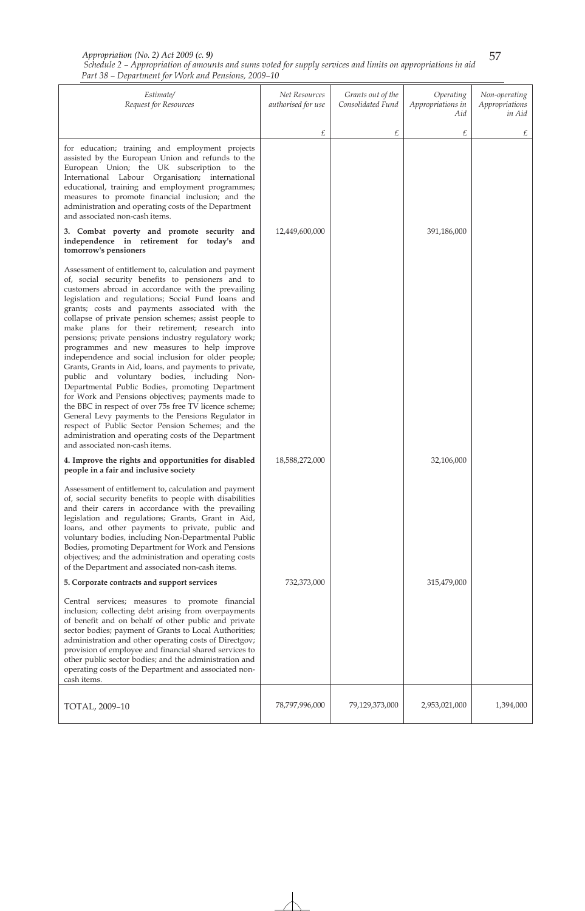| Estimate/ Request for Resources | Net Resources authorised for use | Grants out of the Consolidated Fund | Operating Appropriations in Aid | Non-operating Appropriations in Aid |
|---|---|---|---|---|
| | £ | £ | £ | £ |
| for education; training and employment projects assisted by the European Union and refunds to the European Union; the UK subscription to the International Labour Organisation; international educational, training and employment programmes; measures to promote financial inclusion; and the administration and operating costs of the Department and associated non-cash items. | | | | |
| **3. Combat poverty and promote security and independence in retirement for today's and tomorrow's pensioners** | 12,449,600,000 | | 391,186,000 | |
| Assessment of entitlement to, calculation and payment of, social security benefits to pensioners and to customers abroad in accordance with the prevailing legislation and regulations; Social Fund loans and grants; costs and payments associated with the collapse of private pension schemes; assist people to make plans for their retirement; research into pensions; private pensions industry regulatory work; programmes and new measures to help improve independence and social inclusion for older people; Grants, Grants in Aid, loans, and payments to private, public and voluntary bodies, including Non-Departmental Public Bodies, promoting Department for Work and Pensions objectives; payments made to the BBC in respect of over 75s free TV licence scheme; General Levy payments to the Pensions Regulator in respect of Public Sector Pension Schemes; and the administration and operating costs of the Department and associated non-cash items. | | | | |
| **4. Improve the rights and opportunities for disabled people in a fair and inclusive society** | 18,588,272,000 | | 32,106,000 | |
| Assessment of entitlement to, calculation and payment of, social security benefits to people with disabilities and their carers in accordance with the prevailing legislation and regulations; Grants, Grant in Aid, loans, and other payments to private, public and voluntary bodies, including Non-Departmental Public Bodies, promoting Department for Work and Pensions objectives; and the administration and operating costs of the Department and associated non-cash items. | | | | |
| **5. Corporate contracts and support services** | 732,373,000 | | 315,479,000 | |
| Central services; measures to promote financial inclusion; collecting debt arising from overpayments of benefit and on behalf of other public and private sector bodies; payment of Grants to Local Authorities; administration and other operating costs of Directgov; provision of employee and financial shared services to other public sector bodies; and the administration and operating costs of the Department and associated non-cash items. | | | | |
| TOTAL, 2009–10 | 78,797,996,000 | 79,129,373,000 | 2,953,021,000 | 1,394,000 |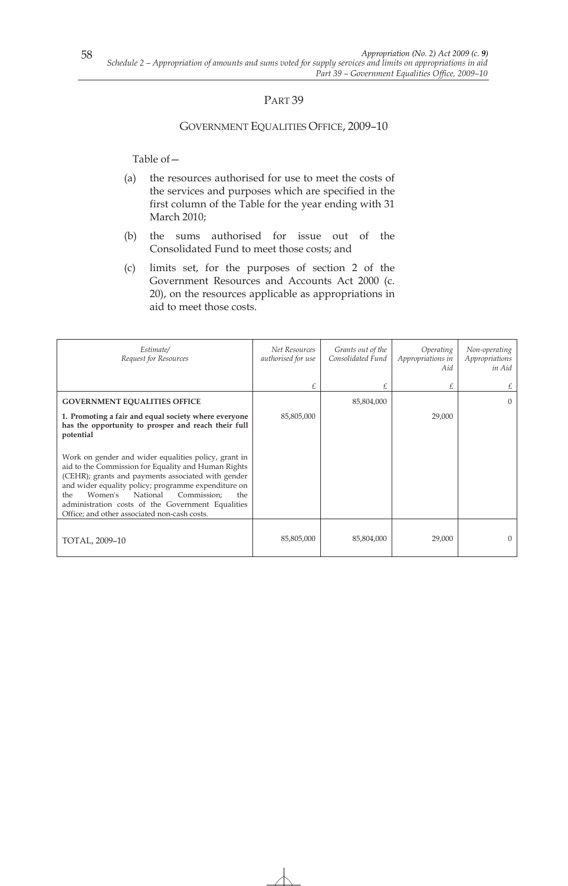## PART 39

### GOVERNMENT EQUALITIES OFFICE, 2009–10

Table of—

(a) the resources authorised for use to meet the costs of the services and purposes which are specified in the first column of the Table for the year ending with 31 March 2010;

(b) the sums authorised for issue out of the Consolidated Fund to meet those costs; and

(c) limits set, for the purposes of section 2 of the Government Resources and Accounts Act 2000 (c. 20), on the resources applicable as appropriations in aid to meet those costs.

| *Estimate/ Request for Resources* | *Net Resources authorised for use* | *Grants out of the Consolidated Fund* | *Operating Appropriations in Aid* | *Non-operating Appropriations in Aid* |
|---|---|---|---|---|
| | £ | £ | £ | £ |
| **GOVERNMENT EQUALITIES OFFICE** | | 85,804,000 | | 0 |
| **1. Promoting a fair and equal society where everyone has the opportunity to prosper and reach their full potential** | 85,805,000 | | 29,000 | |
| Work on gender and wider equalities policy, grant in aid to the Commission for Equality and Human Rights (CEHR); grants and payments associated with gender and wider equality policy; programme expenditure on the Women's National Commission; the administration costs of the Government Equalities Office; and other associated non-cash costs. | | | | |
| TOTAL, 2009–10 | 85,805,000 | 85,804,000 | 29,000 | 0 |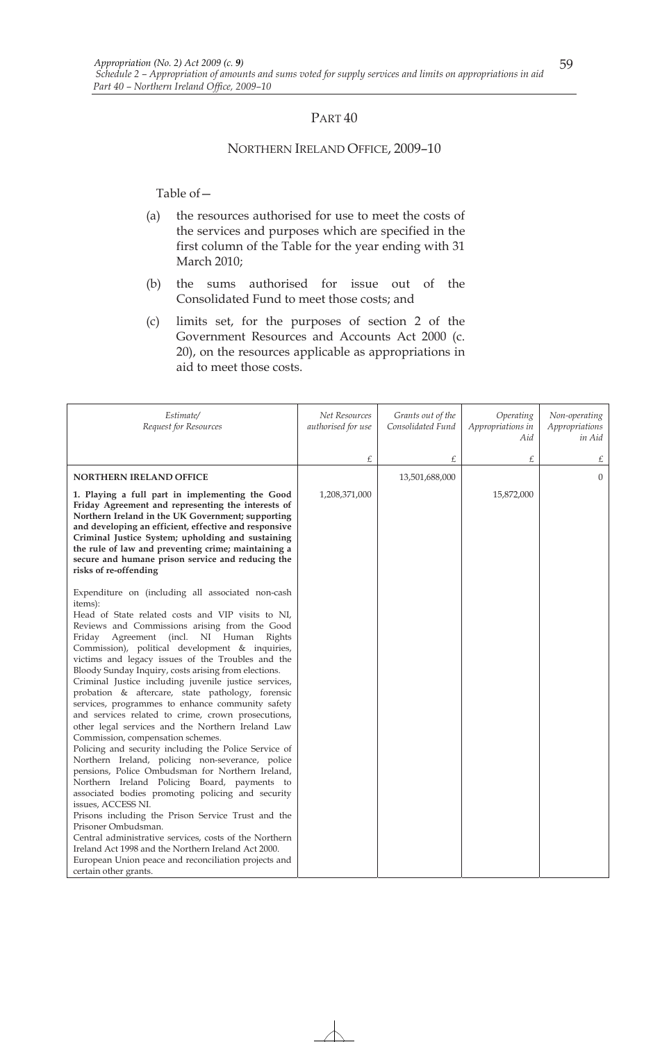## PART 40

### NORTHERN IRELAND OFFICE, 2009–10

Table of—

(a) the resources authorised for use to meet the costs of the services and purposes which are specified in the first column of the Table for the year ending with 31 March 2010;

(b) the sums authorised for issue out of the Consolidated Fund to meet those costs; and

(c) limits set, for the purposes of section 2 of the Government Resources and Accounts Act 2000 (c. 20), on the resources applicable as appropriations in aid to meet those costs.

| *Estimate/ Request for Resources* | *Net Resources authorised for use* | *Grants out of the Consolidated Fund* | *Operating Appropriations in Aid* | *Non-operating Appropriations in Aid* |
|---|---|---|---|---|
| | £ | £ | £ | £ |
| **NORTHERN IRELAND OFFICE** | | 13,501,688,000 | | 0 |
| **1. Playing a full part in implementing the Good Friday Agreement and representing the interests of Northern Ireland in the UK Government; supporting and developing an efficient, effective and responsive Criminal Justice System; upholding and sustaining the rule of law and preventing crime; maintaining a secure and humane prison service and reducing the risks of re-offending** | 1,208,371,000 | | 15,872,000 | |
| Expenditure on (including all associated non-cash items): Head of State related costs and VIP visits to NI, Reviews and Commissions arising from the Good Friday Agreement (incl. NI Human Rights Commission), political development & inquiries, victims and legacy issues of the Troubles and the Bloody Sunday Inquiry, costs arising from elections. Criminal Justice including juvenile justice services, probation & aftercare, state pathology, forensic services, programmes to enhance community safety and services related to crime, crown prosecutions, other legal services and the Northern Ireland Law Commission, compensation schemes. Policing and security including the Police Service of Northern Ireland, policing non-severance, police pensions, Police Ombudsman for Northern Ireland, Northern Ireland Policing Board, payments to associated bodies promoting policing and security issues, ACCESS NI. Prisons including the Prison Service Trust and the Prisoner Ombudsman. Central administrative services, costs of the Northern Ireland Act 1998 and the Northern Ireland Act 2000. European Union peace and reconciliation projects and certain other grants. | | | | |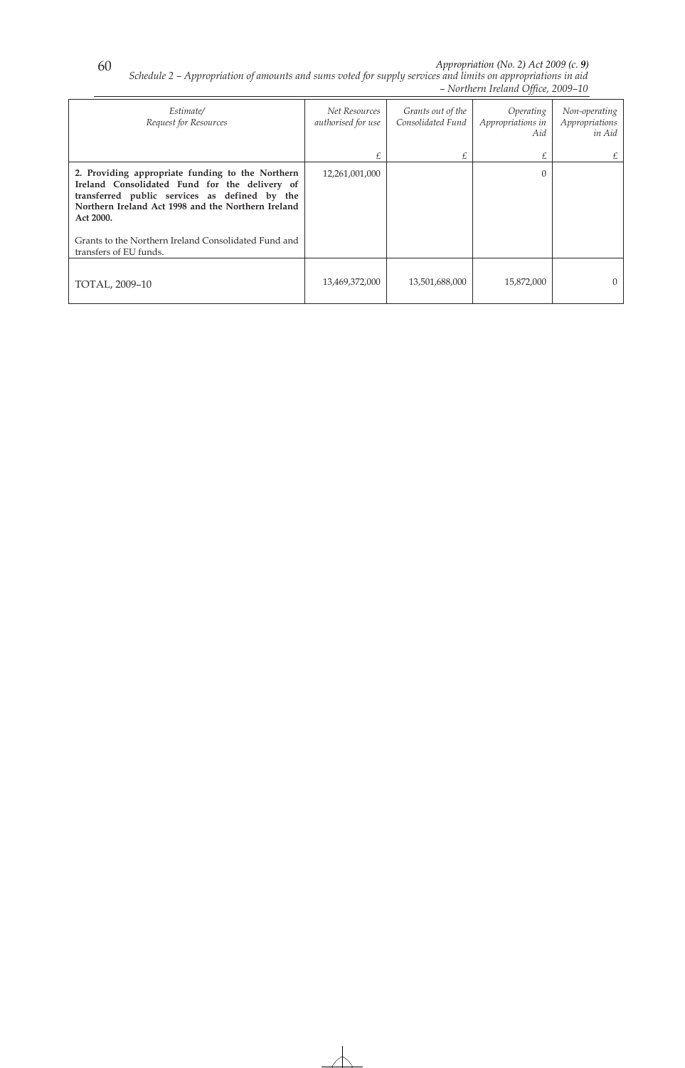| *Estimate/ Request for Resources* | *Net Resources authorised for use* | *Grants out of the Consolidated Fund* | *Operating Appropriations in Aid* | *Non-operating Appropriations in Aid* |
|---|---|---|---|---|
| | £ | £ | £ | £ |
| **2. Providing appropriate funding to the Northern Ireland Consolidated Fund for the delivery of transferred public services as defined by the Northern Ireland Act 1998 and the Northern Ireland Act 2000.** <br><br> Grants to the Northern Ireland Consolidated Fund and transfers of EU funds. | 12,261,001,000 | | 0 | |
| TOTAL, 2009–10 | 13,469,372,000 | 13,501,688,000 | 15,872,000 | 0 |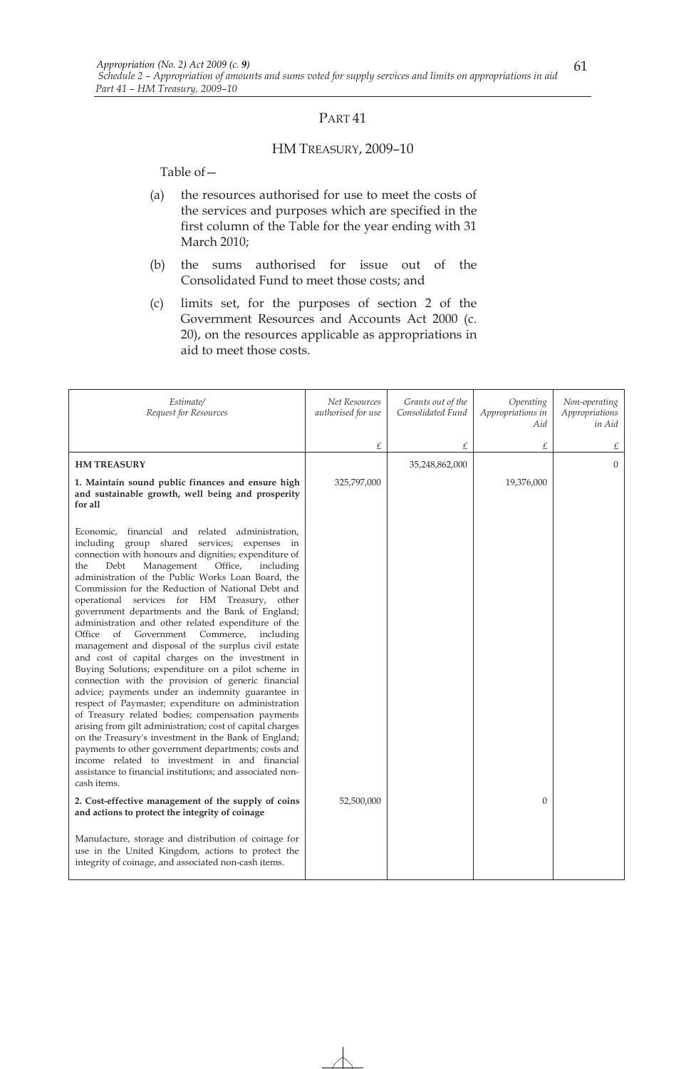# PART 41

## HM TREASURY, 2009–10

Table of—

(a) the resources authorised for use to meet the costs of the services and purposes which are specified in the first column of the Table for the year ending with 31 March 2010;

(b) the sums authorised for issue out of the Consolidated Fund to meet those costs; and

(c) limits set, for the purposes of section 2 of the Government Resources and Accounts Act 2000 (c. 20), on the resources applicable as appropriations in aid to meet those costs.

| *Estimate/ Request for Resources* | *Net Resources authorised for use* | *Grants out of the Consolidated Fund* | *Operating Appropriations in Aid* | *Non-operating Appropriations in Aid* |
|---|---|---|---|---|
| | £ | £ | £ | £ |
| **HM TREASURY** | | 35,248,862,000 | | 0 |
| **1. Maintain sound public finances and ensure high and sustainable growth, well being and prosperity for all** | 325,797,000 | | 19,376,000 | |
| Economic, financial and related administration, including group shared services; expenses in connection with honours and dignities; expenditure of the Debt Management Office, including administration of the Public Works Loan Board, the Commission for the Reduction of National Debt and operational services for HM Treasury, other government departments and the Bank of England; administration and other related expenditure of the Office of Government Commerce, including management and disposal of the surplus civil estate and cost of capital charges on the investment in Buying Solutions; expenditure on a pilot scheme in connection with the provision of generic financial advice; payments under an indemnity guarantee in respect of Paymaster; expenditure on administration of Treasury related bodies; compensation payments arising from gilt administration; cost of capital charges on the Treasury's investment in the Bank of England; payments to other government departments; costs and income related to investment in and financial assistance to financial institutions; and associated non-cash items. | | | | |
| **2. Cost-effective management of the supply of coins and actions to protect the integrity of coinage** | 52,500,000 | | 0 | |
| Manufacture, storage and distribution of coinage for use in the United Kingdom, actions to protect the integrity of coinage, and associated non-cash items. | | | | |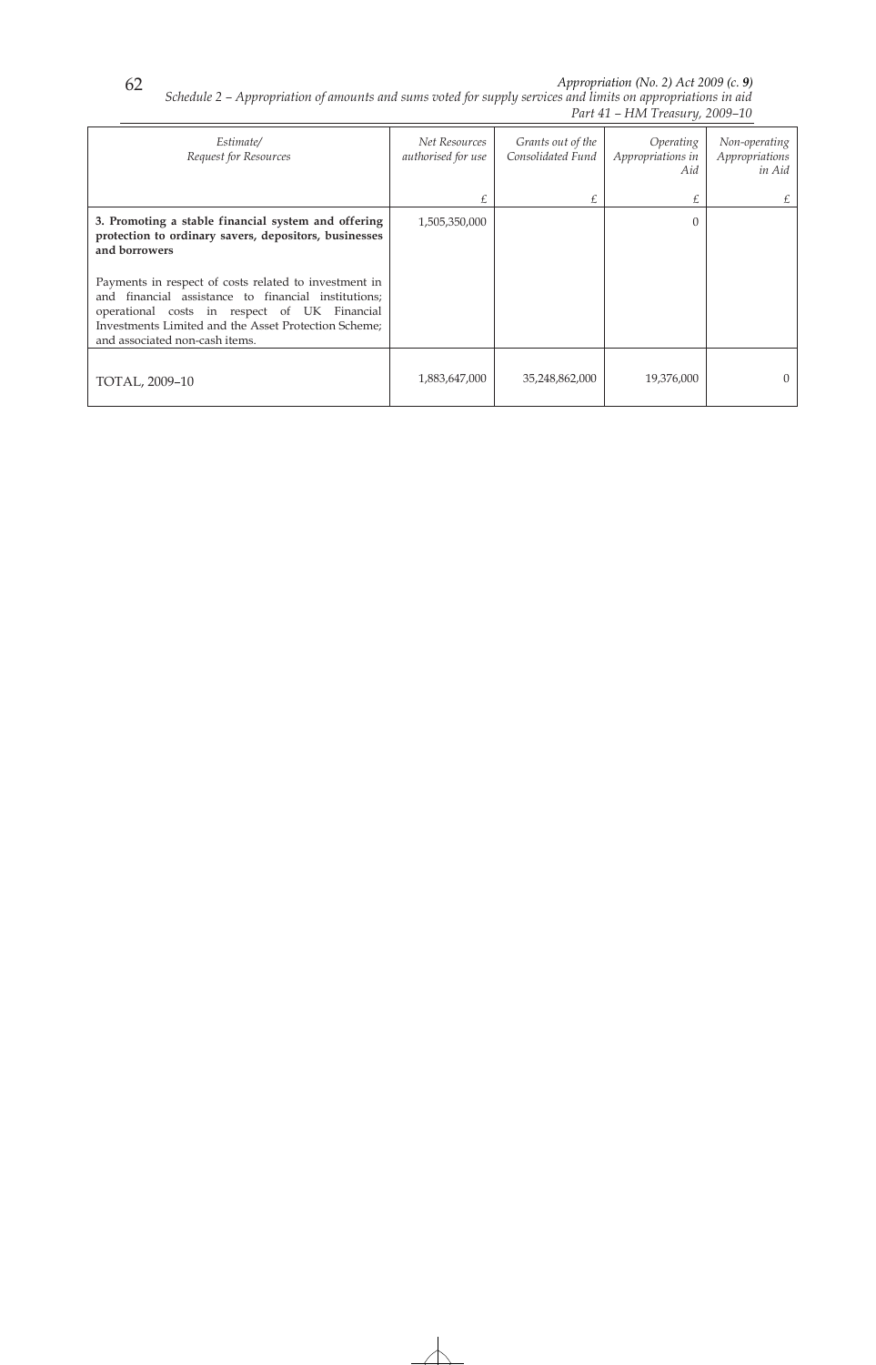| *Estimate/ Request for Resources* | *Net Resources authorised for use* | *Grants out of the Consolidated Fund* | *Operating Appropriations in Aid* | *Non-operating Appropriations in Aid* |
|---|---|---|---|---|
| | £ | £ | £ | £ |
| **3. Promoting a stable financial system and offering protection to ordinary savers, depositors, businesses and borrowers**<br><br>Payments in respect of costs related to investment in and financial assistance to financial institutions; operational costs in respect of UK Financial Investments Limited and the Asset Protection Scheme; and associated non-cash items. | 1,505,350,000 | | 0 | |
| TOTAL, 2009–10 | 1,883,647,000 | 35,248,862,000 | 19,376,000 | 0 |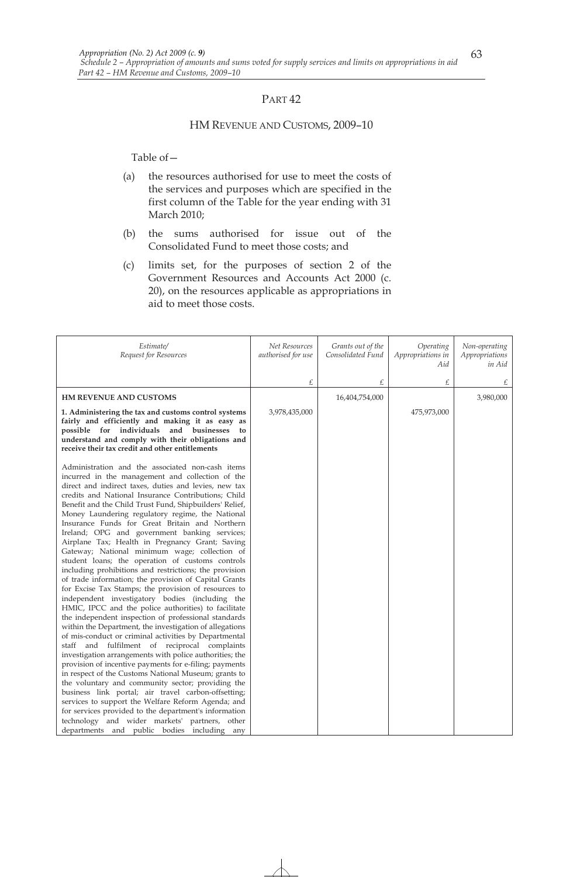## PART 42

### HM REVENUE AND CUSTOMS, 2009–10

Table of—

(a) the resources authorised for use to meet the costs of the services and purposes which are specified in the first column of the Table for the year ending with 31 March 2010;

(b) the sums authorised for issue out of the Consolidated Fund to meet those costs; and

(c) limits set, for the purposes of section 2 of the Government Resources and Accounts Act 2000 (c. 20), on the resources applicable as appropriations in aid to meet those costs.

| *Estimate/ Request for Resources* | *Net Resources authorised for use* | *Grants out of the Consolidated Fund* | *Operating Appropriations in Aid* | *Non-operating Appropriations in Aid* |
|---|---|---|---|---|
| | £ | £ | £ | £ |
| **HM REVENUE AND CUSTOMS** | | 16,404,754,000 | | 3,980,000 |
| **1. Administering the tax and customs control systems fairly and efficiently and making it as easy as possible for individuals and businesses to understand and comply with their obligations and receive their tax credit and other entitlements** | 3,978,435,000 | | 475,973,000 | |
| Administration and the associated non-cash items incurred in the management and collection of the direct and indirect taxes, duties and levies, new tax credits and National Insurance Contributions; Child Benefit and the Child Trust Fund, Shipbuilders' Relief, Money Laundering regulatory regime, the National Insurance Funds for Great Britain and Northern Ireland; OPG and government banking services; Airplane Tax; Health in Pregnancy Grant; Saving Gateway; National minimum wage; collection of student loans; the operation of customs controls including prohibitions and restrictions; the provision of trade information; the provision of Capital Grants for Excise Tax Stamps; the provision of resources to independent investigatory bodies (including the HMIC, IPCC and the police authorities) to facilitate the independent inspection of professional standards within the Department, the investigation of allegations of mis-conduct or criminal activities by Departmental staff and fulfilment of reciprocal complaints investigation arrangements with police authorities; the provision of incentive payments for e-filing; payments in respect of the Customs National Museum; grants to the voluntary and community sector; providing the business link portal; air travel carbon-offsetting; services to support the Welfare Reform Agenda; and for services provided to the department's information technology and wider markets' partners, other departments and public bodies including any | | | | |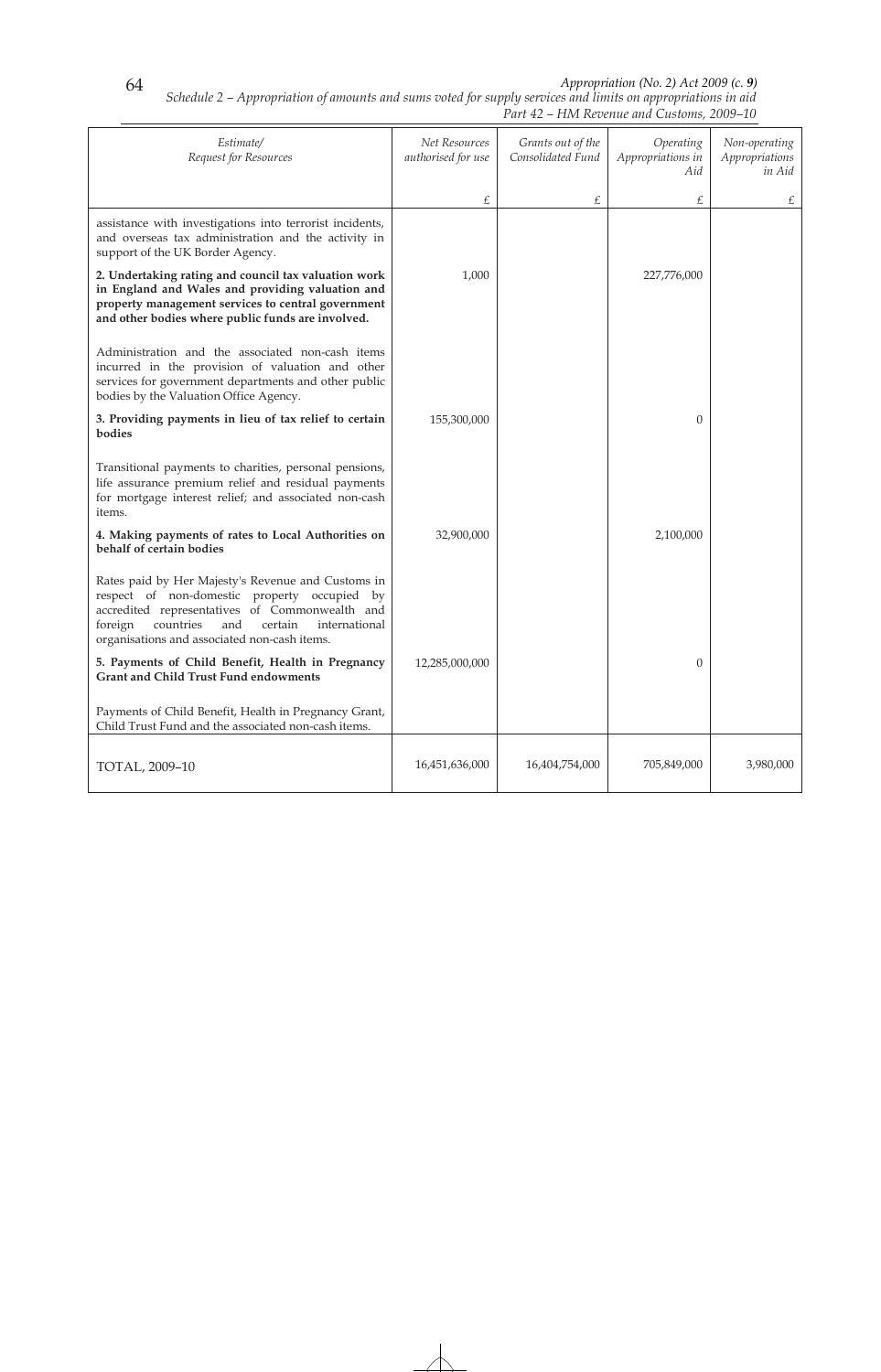| Estimate/ Request for Resources | Net Resources authorised for use | Grants out of the Consolidated Fund | Operating Appropriations in Aid | Non-operating Appropriations in Aid |
|---|---|---|---|---|
| | £ | £ | £ | £ |
| assistance with investigations into terrorist incidents, and overseas tax administration and the activity in support of the UK Border Agency. | | | | |
| **2. Undertaking rating and council tax valuation work in England and Wales and providing valuation and property management services to central government and other bodies where public funds are involved.** | 1,000 | | 227,776,000 | |
| Administration and the associated non-cash items incurred in the provision of valuation and other services for government departments and other public bodies by the Valuation Office Agency. | | | | |
| **3. Providing payments in lieu of tax relief to certain bodies** | 155,300,000 | | 0 | |
| Transitional payments to charities, personal pensions, life assurance premium relief and residual payments for mortgage interest relief; and associated non-cash items. | | | | |
| **4. Making payments of rates to Local Authorities on behalf of certain bodies** | 32,900,000 | | 2,100,000 | |
| Rates paid by Her Majesty's Revenue and Customs in respect of non-domestic property occupied by accredited representatives of Commonwealth and foreign countries and certain international organisations and associated non-cash items. | | | | |
| **5. Payments of Child Benefit, Health in Pregnancy Grant and Child Trust Fund endowments** | 12,285,000,000 | | 0 | |
| Payments of Child Benefit, Health in Pregnancy Grant, Child Trust Fund and the associated non-cash items. | | | | |
| TOTAL, 2009–10 | 16,451,636,000 | 16,404,754,000 | 705,849,000 | 3,980,000 |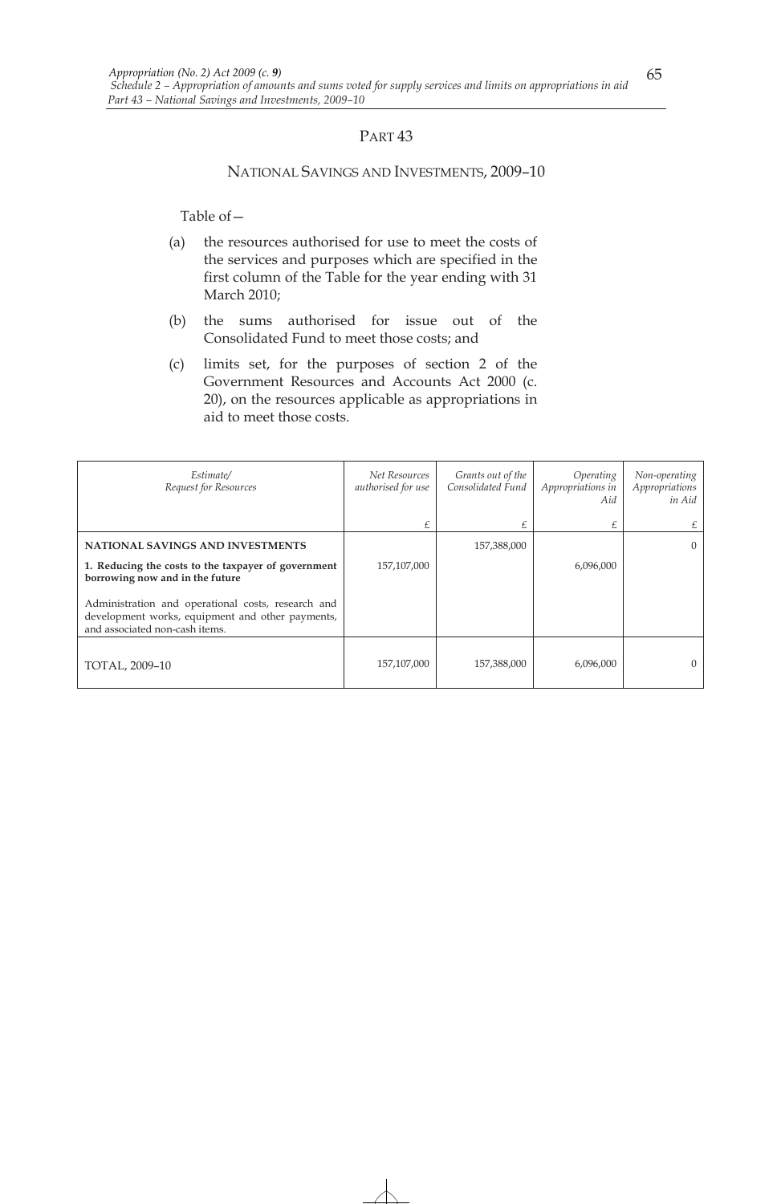# PART 43

## NATIONAL SAVINGS AND INVESTMENTS, 2009–10

Table of—

(a) the resources authorised for use to meet the costs of the services and purposes which are specified in the first column of the Table for the year ending with 31 March 2010;

(b) the sums authorised for issue out of the Consolidated Fund to meet those costs; and

(c) limits set, for the purposes of section 2 of the Government Resources and Accounts Act 2000 (c. 20), on the resources applicable as appropriations in aid to meet those costs.

| *Estimate/ Request for Resources* | *Net Resources authorised for use* | *Grants out of the Consolidated Fund* | *Operating Appropriations in Aid* | *Non-operating Appropriations in Aid* |
|---|---|---|---|---|
| | £ | £ | £ | £ |
| **NATIONAL SAVINGS AND INVESTMENTS** | | 157,388,000 | | 0 |
| **1. Reducing the costs to the taxpayer of government borrowing now and in the future** | 157,107,000 | | 6,096,000 | |
| Administration and operational costs, research and development works, equipment and other payments, and associated non-cash items. | | | | |
| TOTAL, 2009–10 | 157,107,000 | 157,388,000 | 6,096,000 | 0 |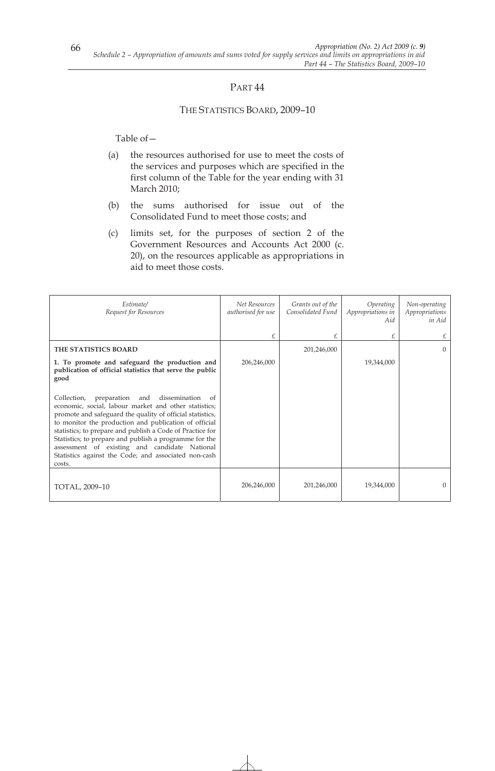## PART 44

### THE STATISTICS BOARD, 2009–10

Table of—

(a) the resources authorised for use to meet the costs of the services and purposes which are specified in the first column of the Table for the year ending with 31 March 2010;

(b) the sums authorised for issue out of the Consolidated Fund to meet those costs; and

(c) limits set, for the purposes of section 2 of the Government Resources and Accounts Act 2000 (c. 20), on the resources applicable as appropriations in aid to meet those costs.

| *Estimate/ Request for Resources* | *Net Resources authorised for use* | *Grants out of the Consolidated Fund* | *Operating Appropriations in Aid* | *Non-operating Appropriations in Aid* |
|---|---|---|---|---|
| | £ | £ | £ | £ |
| **THE STATISTICS BOARD** | | 201,246,000 | | 0 |
| **1. To promote and safeguard the production and publication of official statistics that serve the public good** | 206,246,000 | | 19,344,000 | |
| Collection, preparation and dissemination of economic, social, labour market and other statistics; promote and safeguard the quality of official statistics, to monitor the production and publication of official statistics; to prepare and publish a Code of Practice for Statistics; to prepare and publish a programme for the assessment of existing and candidate National Statistics against the Code; and associated non-cash costs. | | | | |
| TOTAL, 2009–10 | 206,246,000 | 201,246,000 | 19,344,000 | 0 |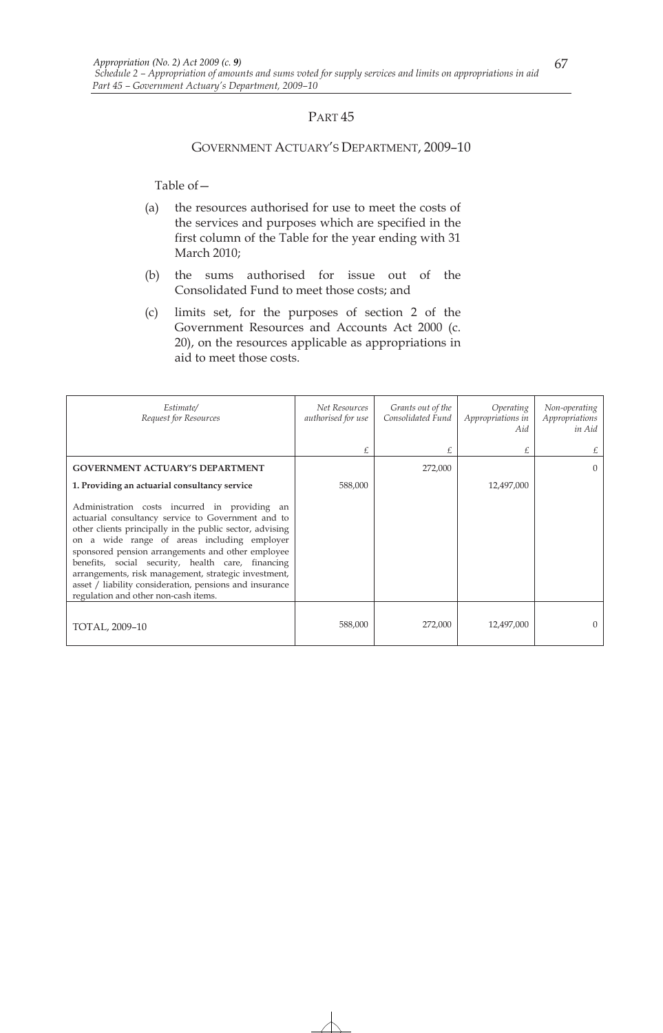## PART 45

### GOVERNMENT ACTUARY'S DEPARTMENT, 2009–10

Table of—

(a) the resources authorised for use to meet the costs of the services and purposes which are specified in the first column of the Table for the year ending with 31 March 2010;

(b) the sums authorised for issue out of the Consolidated Fund to meet those costs; and

(c) limits set, for the purposes of section 2 of the Government Resources and Accounts Act 2000 (c. 20), on the resources applicable as appropriations in aid to meet those costs.

| *Estimate/ Request for Resources* | *Net Resources authorised for use* | *Grants out of the Consolidated Fund* | *Operating Appropriations in Aid* | *Non-operating Appropriations in Aid* |
|---|---|---|---|---|
| | £ | £ | £ | £ |
| **GOVERNMENT ACTUARY'S DEPARTMENT** | | 272,000 | | 0 |
| **1. Providing an actuarial consultancy service** | 588,000 | | 12,497,000 | |
| Administration costs incurred in providing an actuarial consultancy service to Government and to other clients principally in the public sector, advising on a wide range of areas including employer sponsored pension arrangements and other employee benefits, social security, health care, financing arrangements, risk management, strategic investment, asset / liability consideration, pensions and insurance regulation and other non-cash items. | | | | |
| TOTAL, 2009–10 | 588,000 | 272,000 | 12,497,000 | 0 |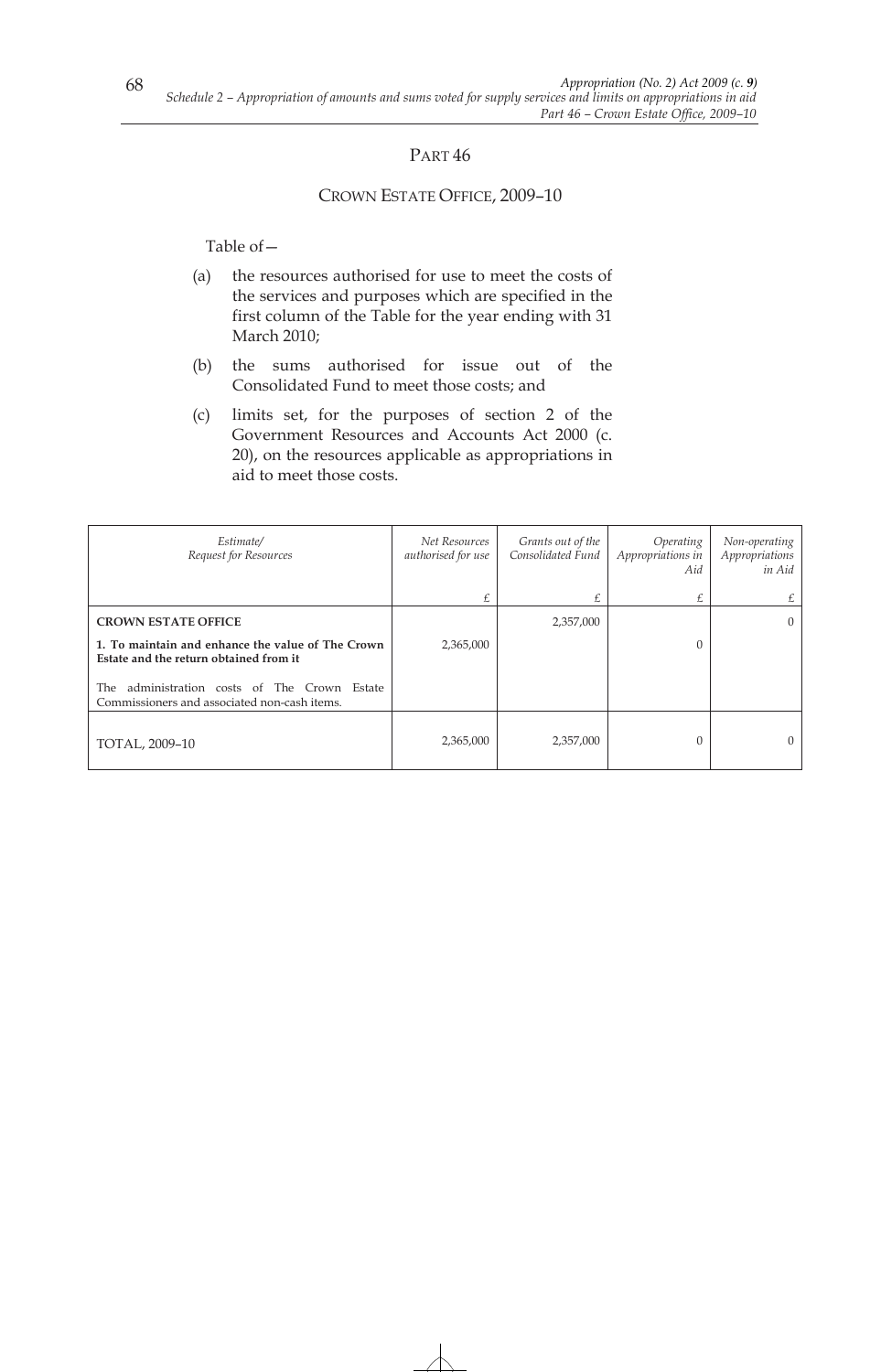## PART 46

### CROWN ESTATE OFFICE, 2009–10

Table of—

(a) the resources authorised for use to meet the costs of the services and purposes which are specified in the first column of the Table for the year ending with 31 March 2010;

(b) the sums authorised for issue out of the Consolidated Fund to meet those costs; and

(c) limits set, for the purposes of section 2 of the Government Resources and Accounts Act 2000 (c. 20), on the resources applicable as appropriations in aid to meet those costs.

| *Estimate/ Request for Resources* | *Net Resources authorised for use* | *Grants out of the Consolidated Fund* | *Operating Appropriations in Aid* | *Non-operating Appropriations in Aid* |
|---|---|---|---|---|
| | £ | £ | £ | £ |
| **CROWN ESTATE OFFICE** | | 2,357,000 | | 0 |
| **1. To maintain and enhance the value of The Crown Estate and the return obtained from it** | 2,365,000 | | 0 | |
| The administration costs of The Crown Estate Commissioners and associated non-cash items. | | | | |
| TOTAL, 2009–10 | 2,365,000 | 2,357,000 | 0 | 0 |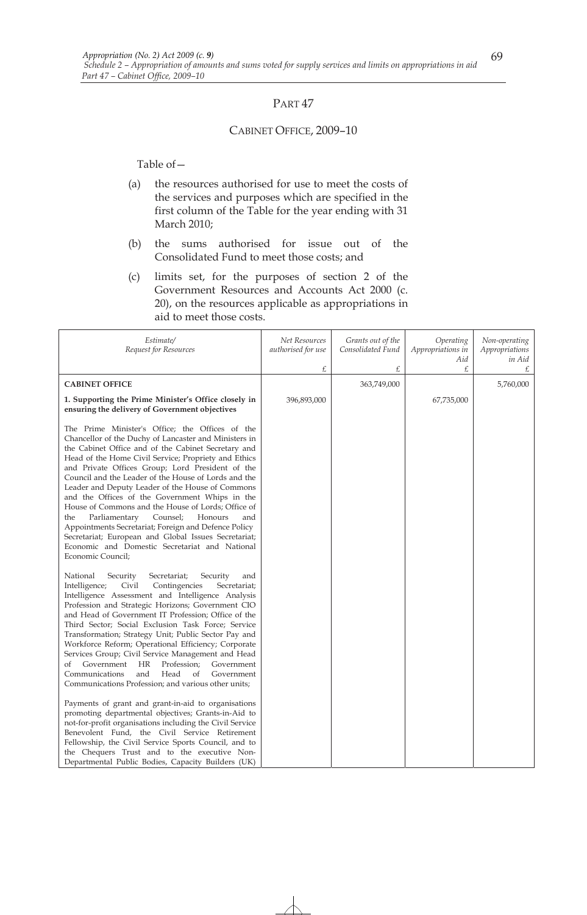## PART 47

### CABINET OFFICE, 2009–10

Table of—

(a) the resources authorised for use to meet the costs of the services and purposes which are specified in the first column of the Table for the year ending with 31 March 2010;

(b) the sums authorised for issue out of the Consolidated Fund to meet those costs; and

(c) limits set, for the purposes of section 2 of the Government Resources and Accounts Act 2000 (c. 20), on the resources applicable as appropriations in aid to meet those costs.

| *Estimate/ Request for Resources* | *Net Resources authorised for use* £ | *Grants out of the Consolidated Fund* £ | *Operating Appropriations in Aid* £ | *Non-operating Appropriations in Aid* £ |
|---|---|---|---|---|
| **CABINET OFFICE** | | 363,749,000 | | 5,760,000 |
| **1. Supporting the Prime Minister's Office closely in ensuring the delivery of Government objectives** | 396,893,000 | | 67,735,000 | |
| The Prime Minister's Office; the Offices of the Chancellor of the Duchy of Lancaster and Ministers in the Cabinet Office and of the Cabinet Secretary and Head of the Home Civil Service; Propriety and Ethics and Private Offices Group; Lord President of the Council and the Leader of the House of Lords and the Leader and Deputy Leader of the House of Commons and the Offices of the Government Whips in the House of Commons and the House of Lords; Office of the Parliamentary Counsel; Honours and Appointments Secretariat; Foreign and Defence Policy Secretariat; European and Global Issues Secretariat; Economic and Domestic Secretariat and National Economic Council; | | | | |
| National Security Secretariat; Security and Intelligence; Civil Contingencies Secretariat; Intelligence Assessment and Intelligence Analysis Profession and Strategic Horizons; Government CIO and Head of Government IT Profession; Office of the Third Sector; Social Exclusion Task Force; Service Transformation; Strategy Unit; Public Sector Pay and Workforce Reform; Operational Efficiency; Corporate Services Group; Civil Service Management and Head of Government HR Profession; Government Communications and Head of Government Communications Profession; and various other units; | | | | |
| Payments of grant and grant-in-aid to organisations promoting departmental objectives; Grants-in-Aid to not-for-profit organisations including the Civil Service Benevolent Fund, the Civil Service Retirement Fellowship, the Civil Service Sports Council, and to the Chequers Trust and to the executive Non-Departmental Public Bodies, Capacity Builders (UK) | | | | |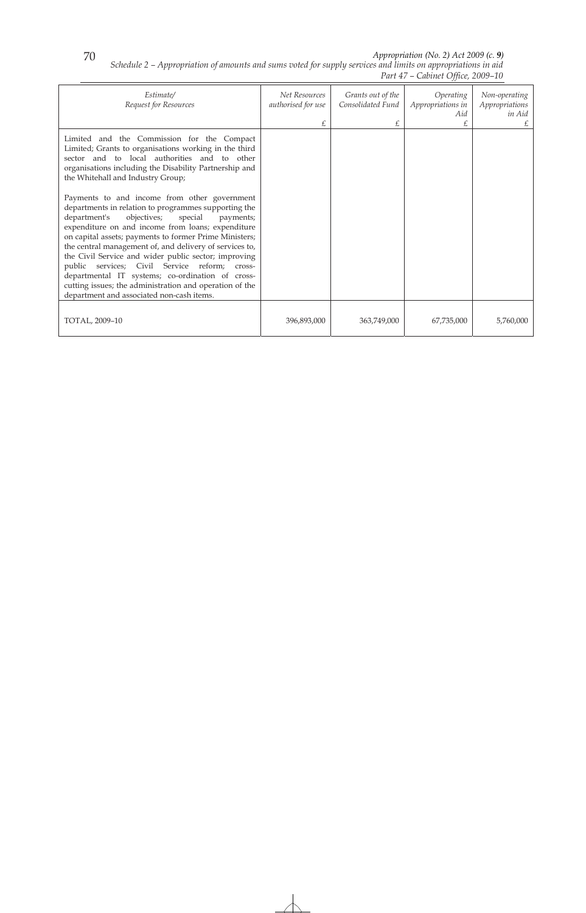| Estimate/ Request for Resources | Net Resources authorised for use £ | Grants out of the Consolidated Fund £ | Operating Appropriations in Aid £ | Non-operating Appropriations in Aid £ |
|---|---|---|---|---|
| Limited and the Commission for the Compact Limited; Grants to organisations working in the third sector and to local authorities and to other organisations including the Disability Partnership and the Whitehall and Industry Group;<br><br>Payments to and income from other government departments in relation to programmes supporting the department's objectives; special payments; expenditure on and income from loans; expenditure on capital assets; payments to former Prime Ministers; the central management of, and delivery of services to, the Civil Service and wider public sector; improving public services; Civil Service reform; cross-departmental IT systems; co-ordination of cross-cutting issues; the administration and operation of the department and associated non-cash items. | | | | |
| TOTAL, 2009–10 | 396,893,000 | 363,749,000 | 67,735,000 | 5,760,000 |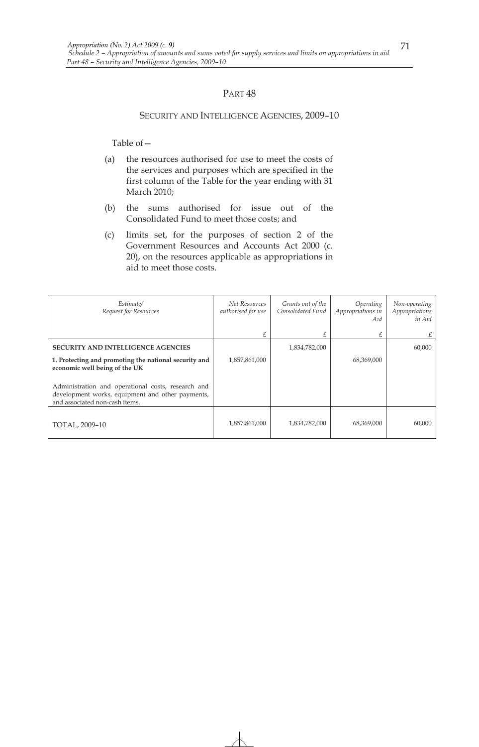# PART 48

## SECURITY AND INTELLIGENCE AGENCIES, 2009–10

Table of—

(a) the resources authorised for use to meet the costs of the services and purposes which are specified in the first column of the Table for the year ending with 31 March 2010;

(b) the sums authorised for issue out of the Consolidated Fund to meet those costs; and

(c) limits set, for the purposes of section 2 of the Government Resources and Accounts Act 2000 (c. 20), on the resources applicable as appropriations in aid to meet those costs.

| *Estimate/ Request for Resources* | *Net Resources authorised for use* | *Grants out of the Consolidated Fund* | *Operating Appropriations in Aid* | *Non-operating Appropriations in Aid* |
|---|---|---|---|---|
| | £ | £ | £ | £ |
| **SECURITY AND INTELLIGENCE AGENCIES** | | 1,834,782,000 | | 60,000 |
| **1. Protecting and promoting the national security and economic well being of the UK** | 1,857,861,000 | | 68,369,000 | |
| Administration and operational costs, research and development works, equipment and other payments, and associated non-cash items. | | | | |
| TOTAL, 2009–10 | 1,857,861,000 | 1,834,782,000 | 68,369,000 | 60,000 |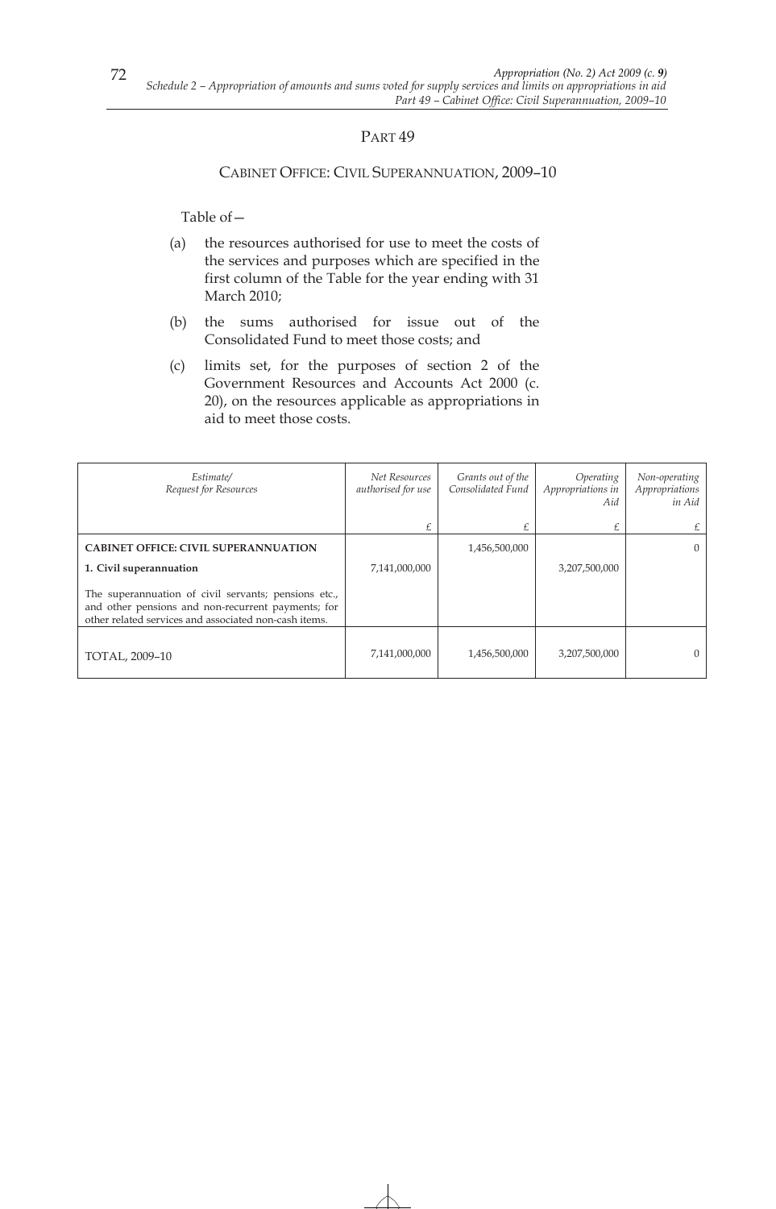## PART 49

### CABINET OFFICE: CIVIL SUPERANNUATION, 2009–10

Table of—

(a) the resources authorised for use to meet the costs of the services and purposes which are specified in the first column of the Table for the year ending with 31 March 2010;

(b) the sums authorised for issue out of the Consolidated Fund to meet those costs; and

(c) limits set, for the purposes of section 2 of the Government Resources and Accounts Act 2000 (c. 20), on the resources applicable as appropriations in aid to meet those costs.

| *Estimate/ Request for Resources* | *Net Resources authorised for use* | *Grants out of the Consolidated Fund* | *Operating Appropriations in Aid* | *Non-operating Appropriations in Aid* |
|---|---|---|---|---|
| | £ | £ | £ | £ |
| **CABINET OFFICE: CIVIL SUPERANNUATION** | | 1,456,500,000 | | 0 |
| **1. Civil superannuation** | 7,141,000,000 | | 3,207,500,000 | |
| The superannuation of civil servants; pensions etc., and other pensions and non-recurrent payments; for other related services and associated non-cash items. | | | | |
| TOTAL, 2009–10 | 7,141,000,000 | 1,456,500,000 | 3,207,500,000 | 0 |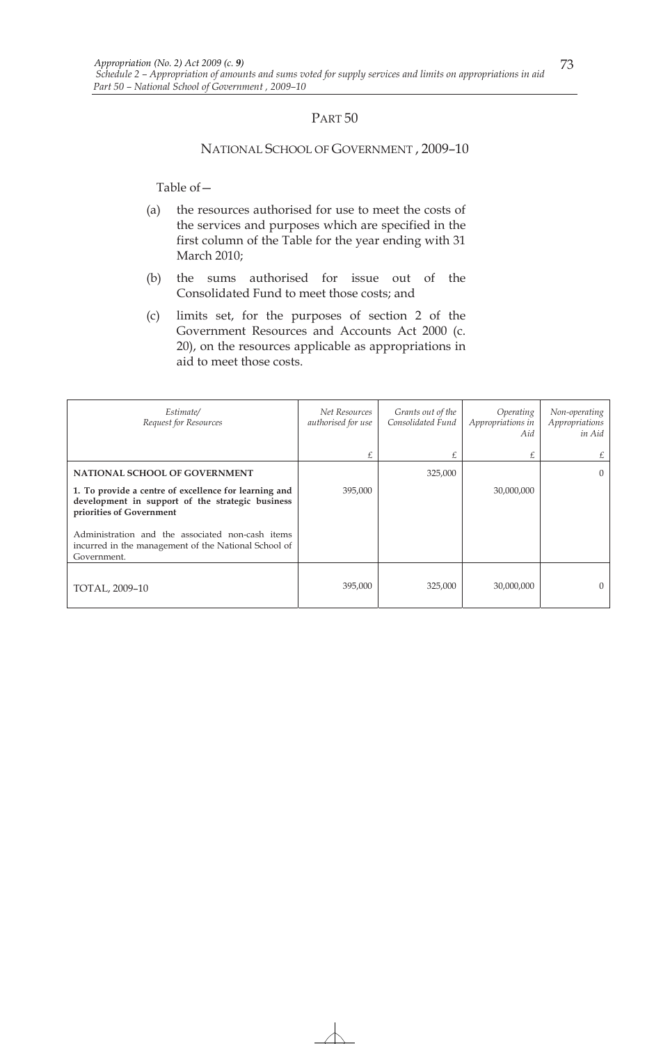# PART 50

## NATIONAL SCHOOL OF GOVERNMENT, 2009–10

Table of—

(a) the resources authorised for use to meet the costs of the services and purposes which are specified in the first column of the Table for the year ending with 31 March 2010;

(b) the sums authorised for issue out of the Consolidated Fund to meet those costs; and

(c) limits set, for the purposes of section 2 of the Government Resources and Accounts Act 2000 (c. 20), on the resources applicable as appropriations in aid to meet those costs.

| *Estimate/ Request for Resources* | *Net Resources authorised for use* | *Grants out of the Consolidated Fund* | *Operating Appropriations in Aid* | *Non-operating Appropriations in Aid* |
|---|---|---|---|---|
| | £ | £ | £ | £ |
| **NATIONAL SCHOOL OF GOVERNMENT** | | 325,000 | | 0 |
| **1. To provide a centre of excellence for learning and development in support of the strategic business priorities of Government** | 395,000 | | 30,000,000 | |
| Administration and the associated non-cash items incurred in the management of the National School of Government. | | | | |
| TOTAL, 2009–10 | 395,000 | 325,000 | 30,000,000 | 0 |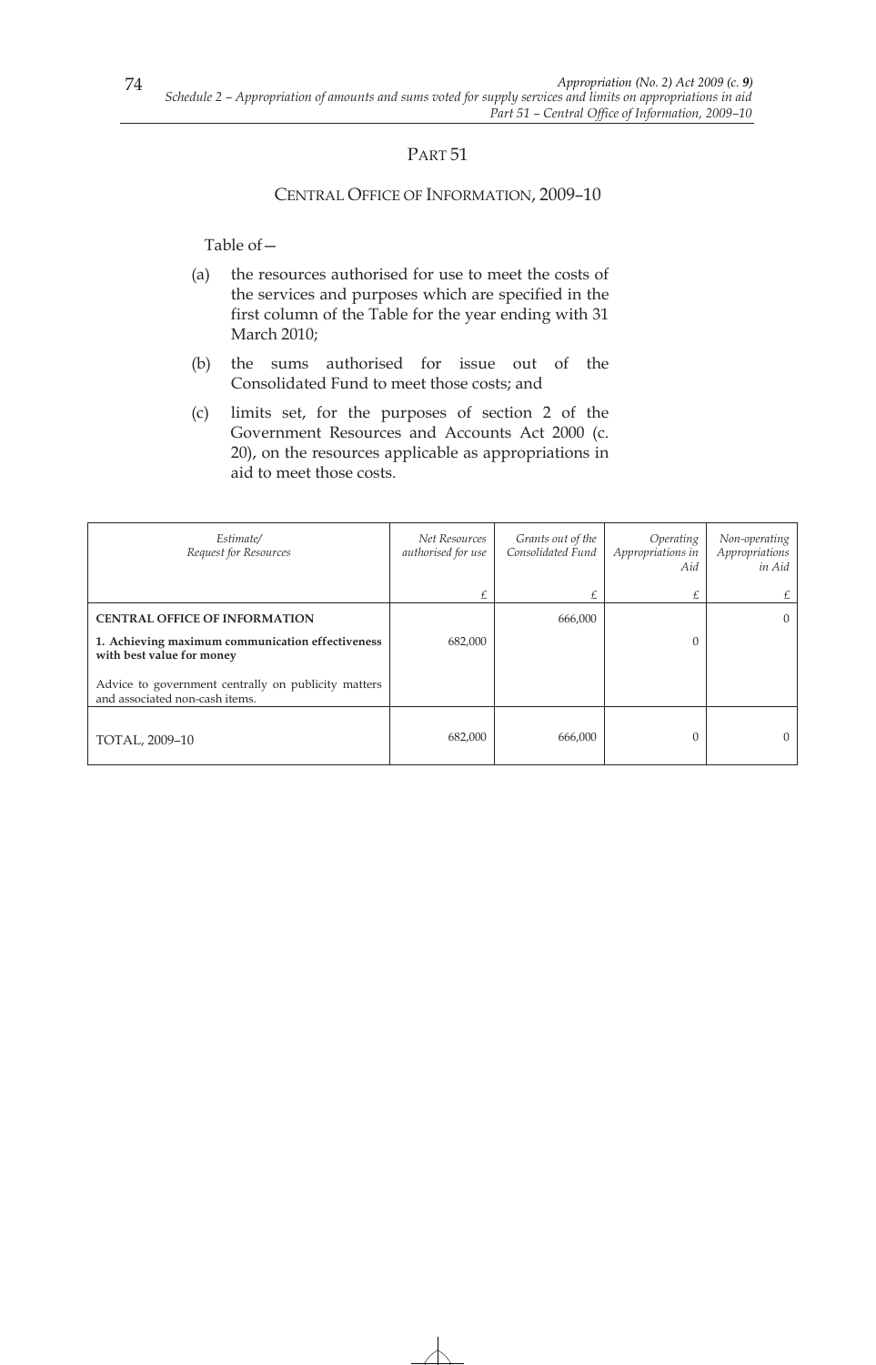## PART 51

### CENTRAL OFFICE OF INFORMATION, 2009–10

Table of—

(a) the resources authorised for use to meet the costs of the services and purposes which are specified in the first column of the Table for the year ending with 31 March 2010;

(b) the sums authorised for issue out of the Consolidated Fund to meet those costs; and

(c) limits set, for the purposes of section 2 of the Government Resources and Accounts Act 2000 (c. 20), on the resources applicable as appropriations in aid to meet those costs.

| *Estimate/ Request for Resources* | *Net Resources authorised for use* | *Grants out of the Consolidated Fund* | *Operating Appropriations in Aid* | *Non-operating Appropriations in Aid* |
|---|---|---|---|---|
| | £ | £ | £ | £ |
| **CENTRAL OFFICE OF INFORMATION** | | 666,000 | | 0 |
| **1. Achieving maximum communication effectiveness with best value for money** | 682,000 | | 0 | |
| Advice to government centrally on publicity matters and associated non-cash items. | | | | |
| TOTAL, 2009–10 | 682,000 | 666,000 | 0 | 0 |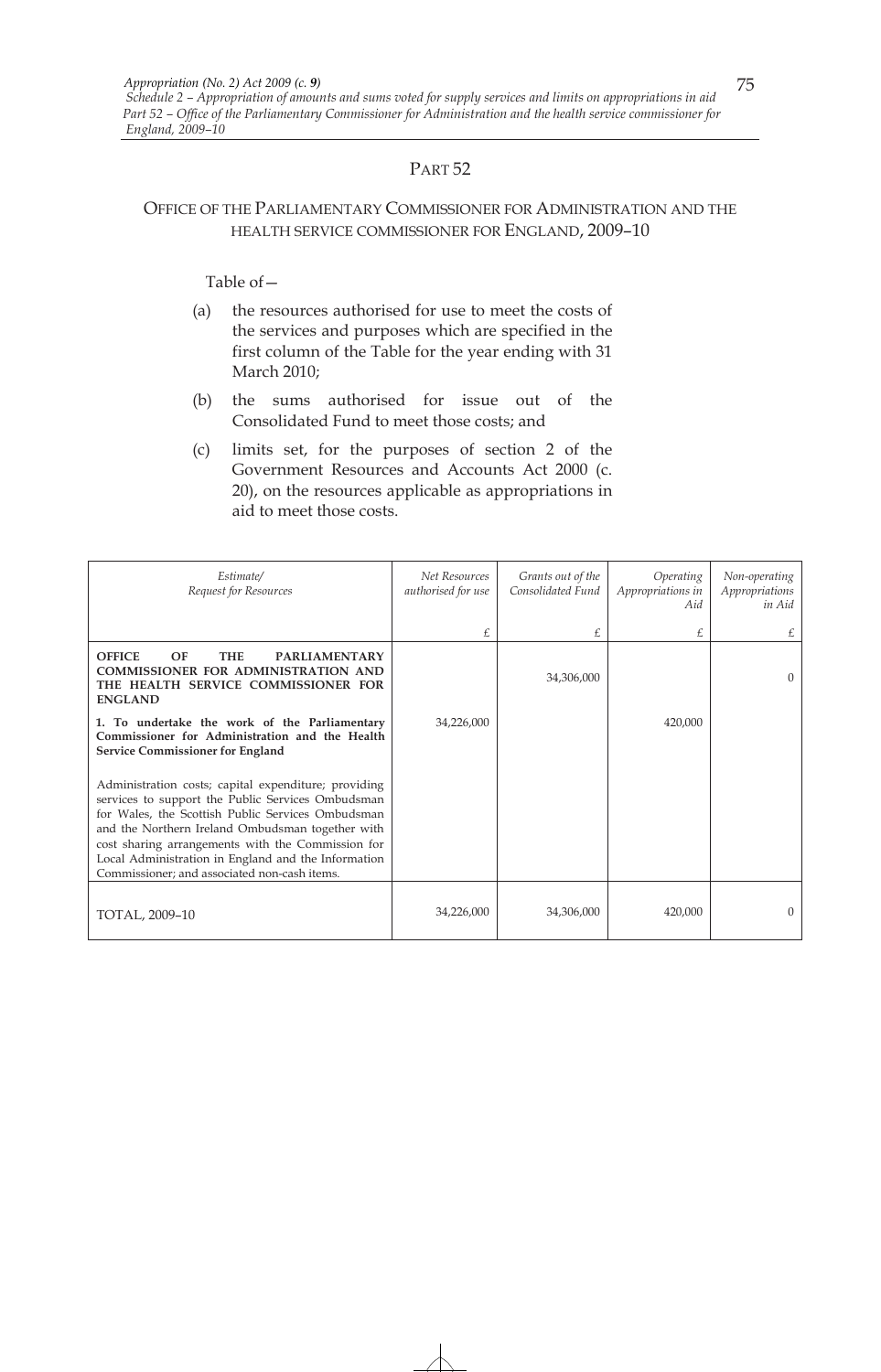## PART 52

### OFFICE OF THE PARLIAMENTARY COMMISSIONER FOR ADMINISTRATION AND THE HEALTH SERVICE COMMISSIONER FOR ENGLAND, 2009–10

Table of—

(a) the resources authorised for use to meet the costs of the services and purposes which are specified in the first column of the Table for the year ending with 31 March 2010;

(b) the sums authorised for issue out of the Consolidated Fund to meet those costs; and

(c) limits set, for the purposes of section 2 of the Government Resources and Accounts Act 2000 (c. 20), on the resources applicable as appropriations in aid to meet those costs.

| *Estimate/ Request for Resources* | *Net Resources authorised for use* | *Grants out of the Consolidated Fund* | *Operating Appropriations in Aid* | *Non-operating Appropriations in Aid* |
|---|---|---|---|---|
| | £ | £ | £ | £ |
| **OFFICE OF THE PARLIAMENTARY COMMISSIONER FOR ADMINISTRATION AND THE HEALTH SERVICE COMMISSIONER FOR ENGLAND** | | 34,306,000 | | 0 |
| **1. To undertake the work of the Parliamentary Commissioner for Administration and the Health Service Commissioner for England** | 34,226,000 | | 420,000 | |
| Administration costs; capital expenditure; providing services to support the Public Services Ombudsman for Wales, the Scottish Public Services Ombudsman and the Northern Ireland Ombudsman together with cost sharing arrangements with the Commission for Local Administration in England and the Information Commissioner; and associated non-cash items. | | | | |
| TOTAL, 2009–10 | 34,226,000 | 34,306,000 | 420,000 | 0 |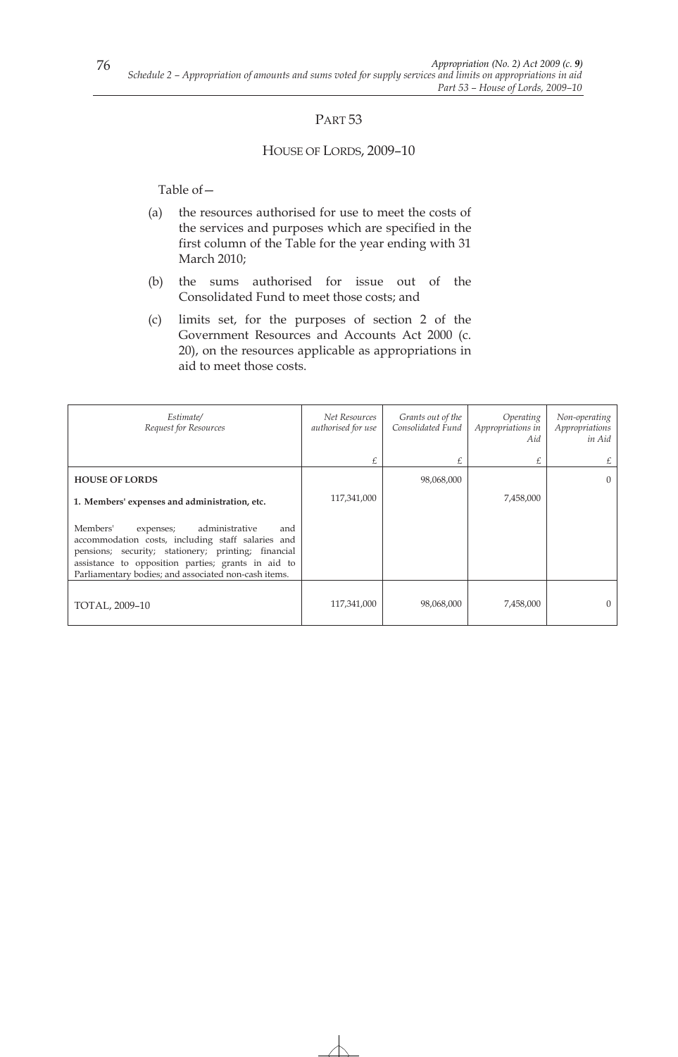## PART 53

### HOUSE OF LORDS, 2009–10

Table of—

(a) the resources authorised for use to meet the costs of the services and purposes which are specified in the first column of the Table for the year ending with 31 March 2010;

(b) the sums authorised for issue out of the Consolidated Fund to meet those costs; and

(c) limits set, for the purposes of section 2 of the Government Resources and Accounts Act 2000 (c. 20), on the resources applicable as appropriations in aid to meet those costs.

| *Estimate/ Request for Resources* | *Net Resources authorised for use* | *Grants out of the Consolidated Fund* | *Operating Appropriations in Aid* | *Non-operating Appropriations in Aid* |
|---|---|---|---|---|
| | £ | £ | £ | £ |
| **HOUSE OF LORDS** | | 98,068,000 | | 0 |
| **1. Members' expenses and administration, etc.** | 117,341,000 | | 7,458,000 | |
| Members' expenses; administrative and accommodation costs, including staff salaries and pensions; security; stationery; printing; financial assistance to opposition parties; grants in aid to Parliamentary bodies; and associated non-cash items. | | | | |
| TOTAL, 2009–10 | 117,341,000 | 98,068,000 | 7,458,000 | 0 |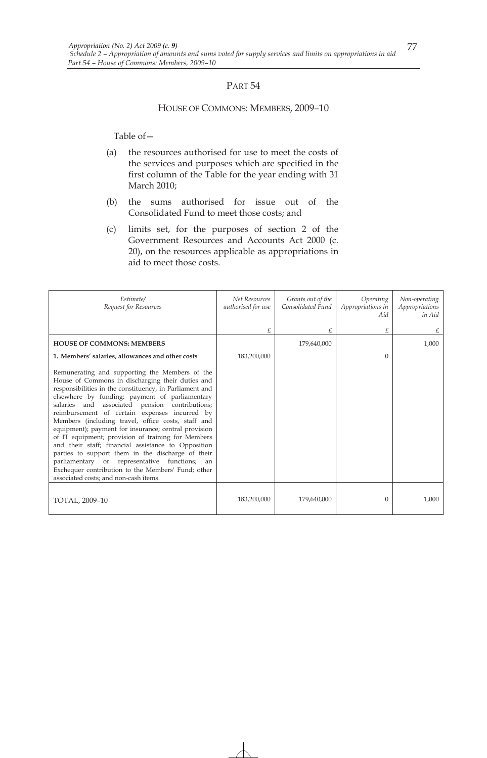# PART 54

## HOUSE OF COMMONS: MEMBERS, 2009–10

Table of—

(a) the resources authorised for use to meet the costs of the services and purposes which are specified in the first column of the Table for the year ending with 31 March 2010;

(b) the sums authorised for issue out of the Consolidated Fund to meet those costs; and

(c) limits set, for the purposes of section 2 of the Government Resources and Accounts Act 2000 (c. 20), on the resources applicable as appropriations in aid to meet those costs.

| *Estimate/ Request for Resources* | *Net Resources authorised for use* | *Grants out of the Consolidated Fund* | *Operating Appropriations in Aid* | *Non-operating Appropriations in Aid* |
|---|---|---|---|---|
| | £ | £ | £ | £ |
| **HOUSE OF COMMONS: MEMBERS** | | 179,640,000 | | 1,000 |
| **1. Members' salaries, allowances and other costs** | 183,200,000 | | 0 | |
| Remunerating and supporting the Members of the House of Commons in discharging their duties and responsibilities in the constituency, in Parliament and elsewhere by funding: payment of parliamentary salaries and associated pension contributions; reimbursement of certain expenses incurred by Members (including travel, office costs, staff and equipment); payment for insurance; central provision of IT equipment; provision of training for Members and their staff; financial assistance to Opposition parties to support them in the discharge of their parliamentary or representative functions; an Exchequer contribution to the Members' Fund; other associated costs; and non-cash items. | | | | |
| TOTAL, 2009–10 | 183,200,000 | 179,640,000 | 0 | 1,000 |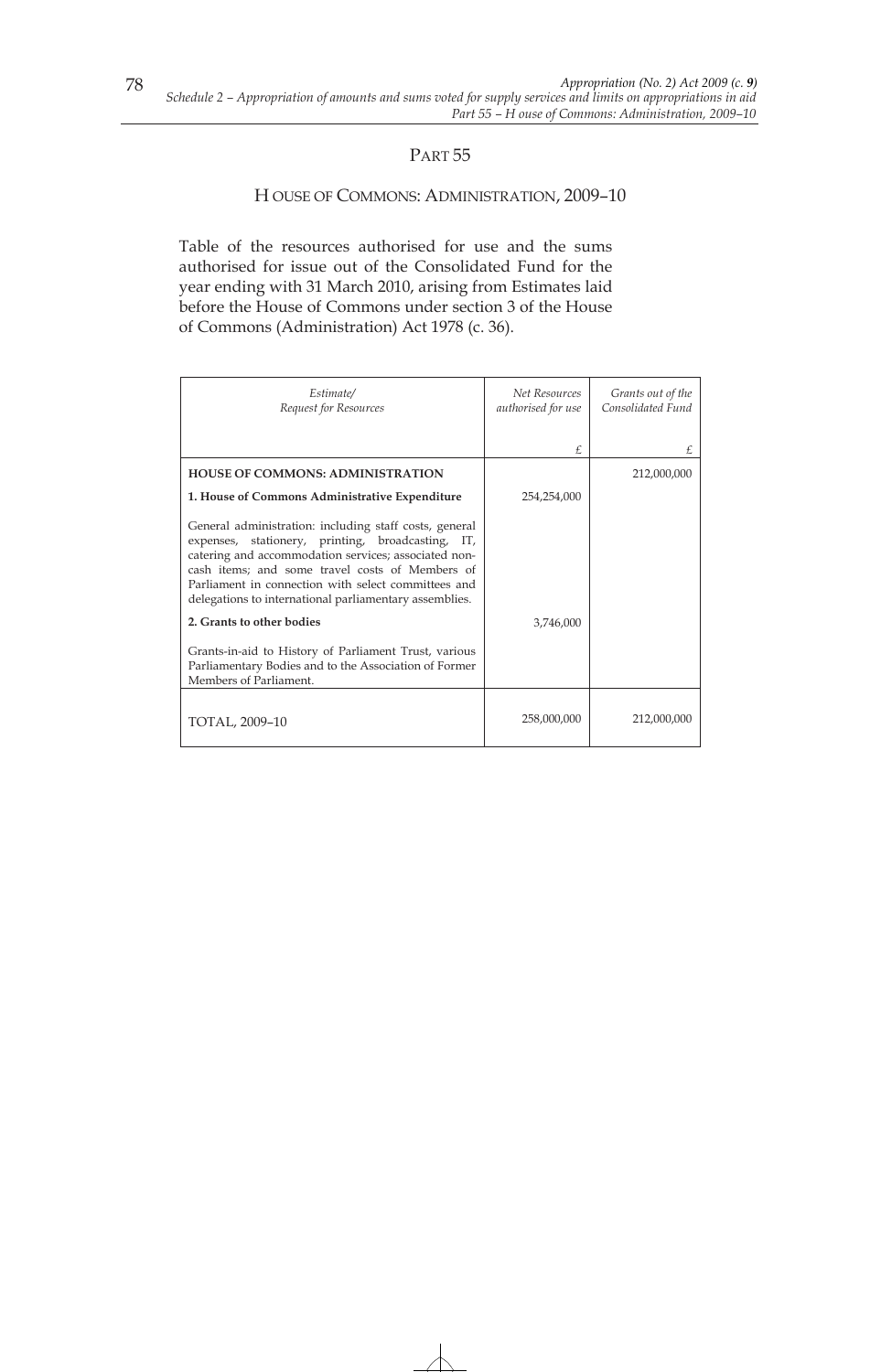## PART 55

### HOUSE OF COMMONS: ADMINISTRATION, 2009–10

Table of the resources authorised for use and the sums authorised for issue out of the Consolidated Fund for the year ending with 31 March 2010, arising from Estimates laid before the House of Commons under section 3 of the House of Commons (Administration) Act 1978 (c. 36).

| *Estimate/ Request for Resources* | *Net Resources authorised for use* | *Grants out of the Consolidated Fund* |
|---|---|---|
| | £ | £ |
| **HOUSE OF COMMONS: ADMINISTRATION** | | 212,000,000 |
| **1. House of Commons Administrative Expenditure** | 254,254,000 | |
| General administration: including staff costs, general expenses, stationery, printing, broadcasting, IT, catering and accommodation services; associated non-cash items; and some travel costs of Members of Parliament in connection with select committees and delegations to international parliamentary assemblies. | | |
| **2. Grants to other bodies** | 3,746,000 | |
| Grants-in-aid to History of Parliament Trust, various Parliamentary Bodies and to the Association of Former Members of Parliament. | | |
| TOTAL, 2009–10 | 258,000,000 | 212,000,000 |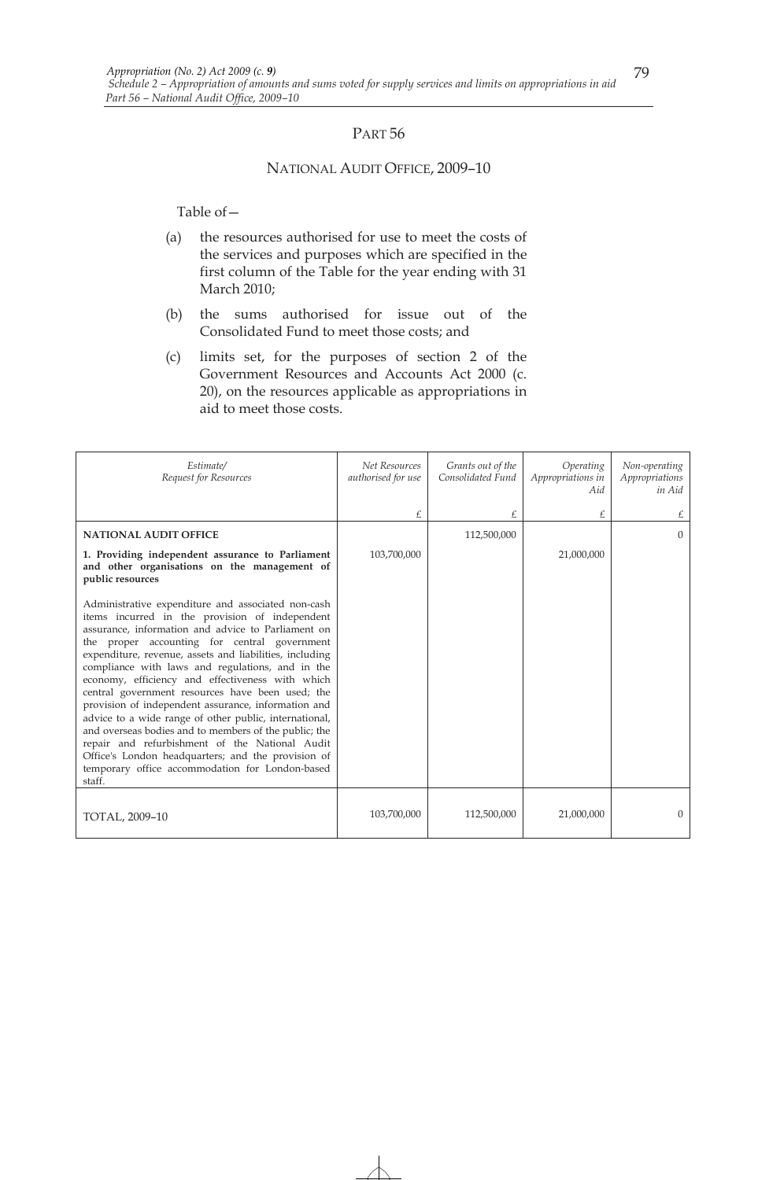# PART 56

## NATIONAL AUDIT OFFICE, 2009–10

Table of—

(a) the resources authorised for use to meet the costs of the services and purposes which are specified in the first column of the Table for the year ending with 31 March 2010;

(b) the sums authorised for issue out of the Consolidated Fund to meet those costs; and

(c) limits set, for the purposes of section 2 of the Government Resources and Accounts Act 2000 (c. 20), on the resources applicable as appropriations in aid to meet those costs.

| *Estimate/ Request for Resources* | *Net Resources authorised for use* | *Grants out of the Consolidated Fund* | *Operating Appropriations in Aid* | *Non-operating Appropriations in Aid* |
|---|---|---|---|---|
| | £ | £ | £ | £ |
| **NATIONAL AUDIT OFFICE** | | 112,500,000 | | 0 |
| **1. Providing independent assurance to Parliament and other organisations on the management of public resources** | 103,700,000 | | 21,000,000 | |
| Administrative expenditure and associated non-cash items incurred in the provision of independent assurance, information and advice to Parliament on the proper accounting for central government expenditure, revenue, assets and liabilities, including compliance with laws and regulations, and in the economy, efficiency and effectiveness with which central government resources have been used; the provision of independent assurance, information and advice to a wide range of other public, international, and overseas bodies and to members of the public; the repair and refurbishment of the National Audit Office's London headquarters; and the provision of temporary office accommodation for London-based staff. | | | | |
| TOTAL, 2009–10 | 103,700,000 | 112,500,000 | 21,000,000 | 0 |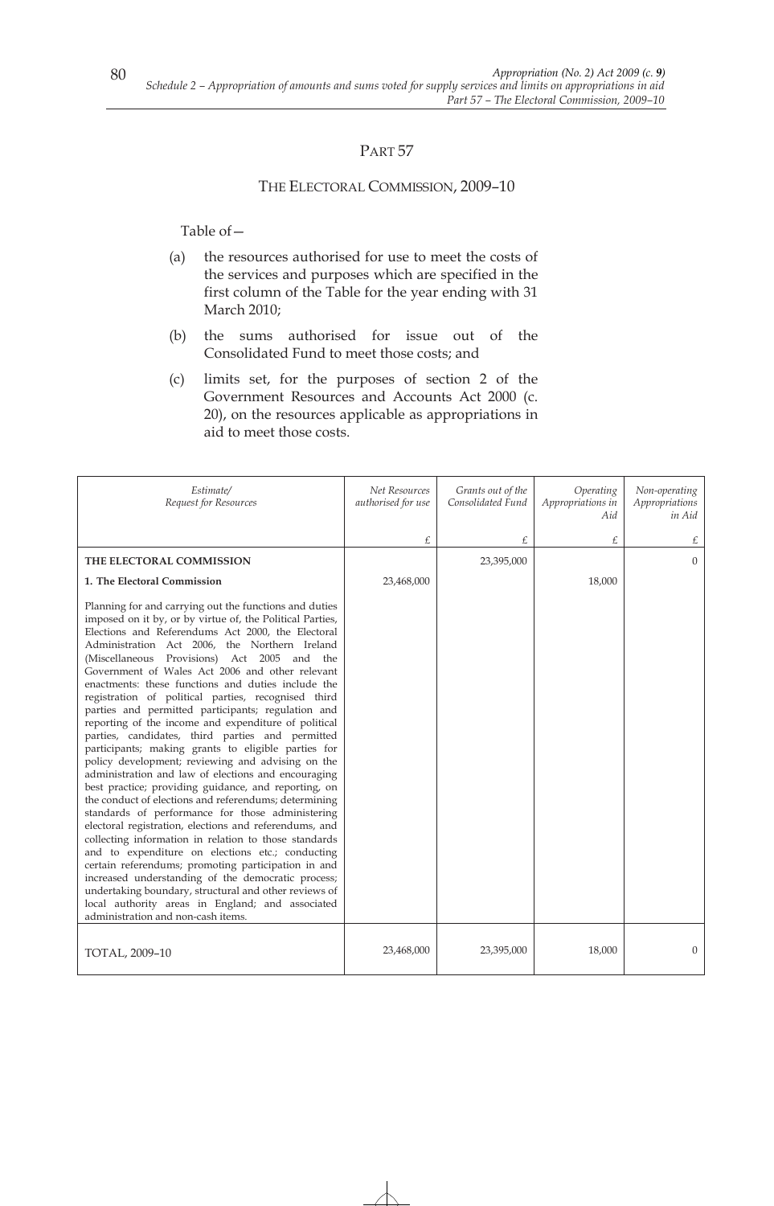## PART 57

### THE ELECTORAL COMMISSION, 2009–10

Table of—

(a) the resources authorised for use to meet the costs of the services and purposes which are specified in the first column of the Table for the year ending with 31 March 2010;

(b) the sums authorised for issue out of the Consolidated Fund to meet those costs; and

(c) limits set, for the purposes of section 2 of the Government Resources and Accounts Act 2000 (c. 20), on the resources applicable as appropriations in aid to meet those costs.

| *Estimate/ Request for Resources* | *Net Resources authorised for use* | *Grants out of the Consolidated Fund* | *Operating Appropriations in Aid* | *Non-operating Appropriations in Aid* |
|---|---|---|---|---|
| | £ | £ | £ | £ |
| **THE ELECTORAL COMMISSION** | | 23,395,000 | | 0 |
| **1. The Electoral Commission** | 23,468,000 | | 18,000 | |
| Planning for and carrying out the functions and duties imposed on it by, or by virtue of, the Political Parties, Elections and Referendums Act 2000, the Electoral Administration Act 2006, the Northern Ireland (Miscellaneous Provisions) Act 2005 and the Government of Wales Act 2006 and other relevant enactments: these functions and duties include the registration of political parties, recognised third parties and permitted participants; regulation and reporting of the income and expenditure of political parties, candidates, third parties and permitted participants; making grants to eligible parties for policy development; reviewing and advising on the administration and law of elections and encouraging best practice; providing guidance, and reporting, on the conduct of elections and referendums; determining standards of performance for those administering electoral registration, elections and referendums, and collecting information in relation to those standards and to expenditure on elections etc.; conducting certain referendums; promoting participation in and increased understanding of the democratic process; undertaking boundary, structural and other reviews of local authority areas in England; and associated administration and non-cash items. | | | | |
| TOTAL, 2009–10 | 23,468,000 | 23,395,000 | 18,000 | 0 |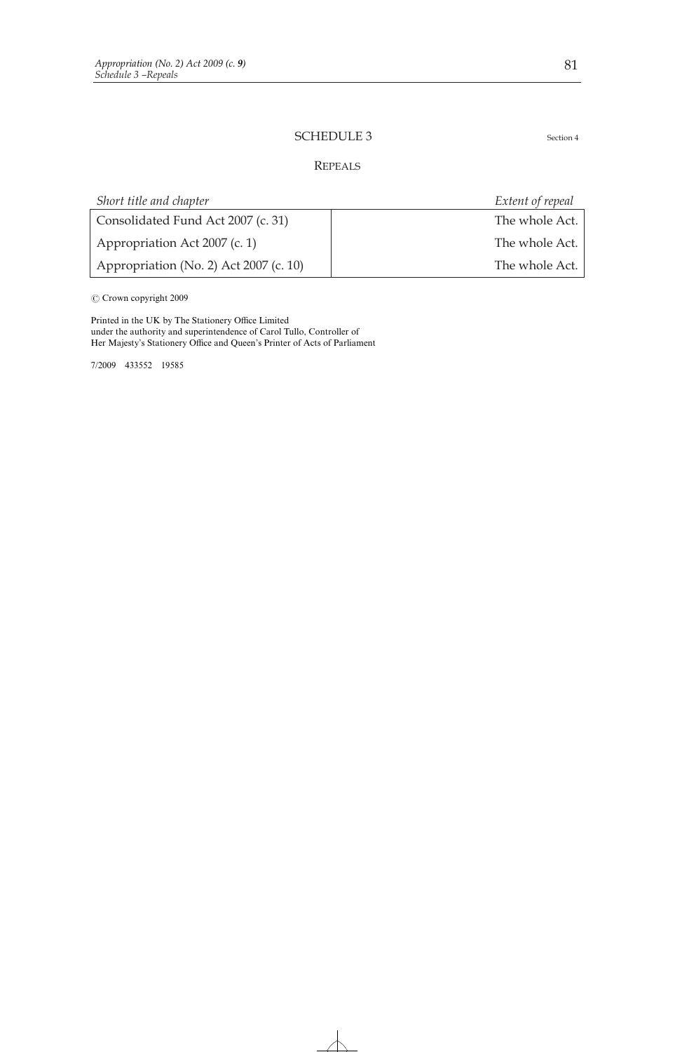## SCHEDULE 3

Section 4

### REPEALS

| *Short title and chapter* | *Extent of repeal* |
|---|---|
| Consolidated Fund Act 2007 (c. 31) | The whole Act. |
| Appropriation Act 2007 (c. 1) | The whole Act. |
| Appropriation (No. 2) Act 2007 (c. 10) | The whole Act. |

© Crown copyright 2009

Printed in the UK by The Stationery Office Limited
under the authority and superintendence of Carol Tullo, Controller of
Her Majesty's Stationery Office and Queen's Printer of Acts of Parliament

7/2009 433552 19585